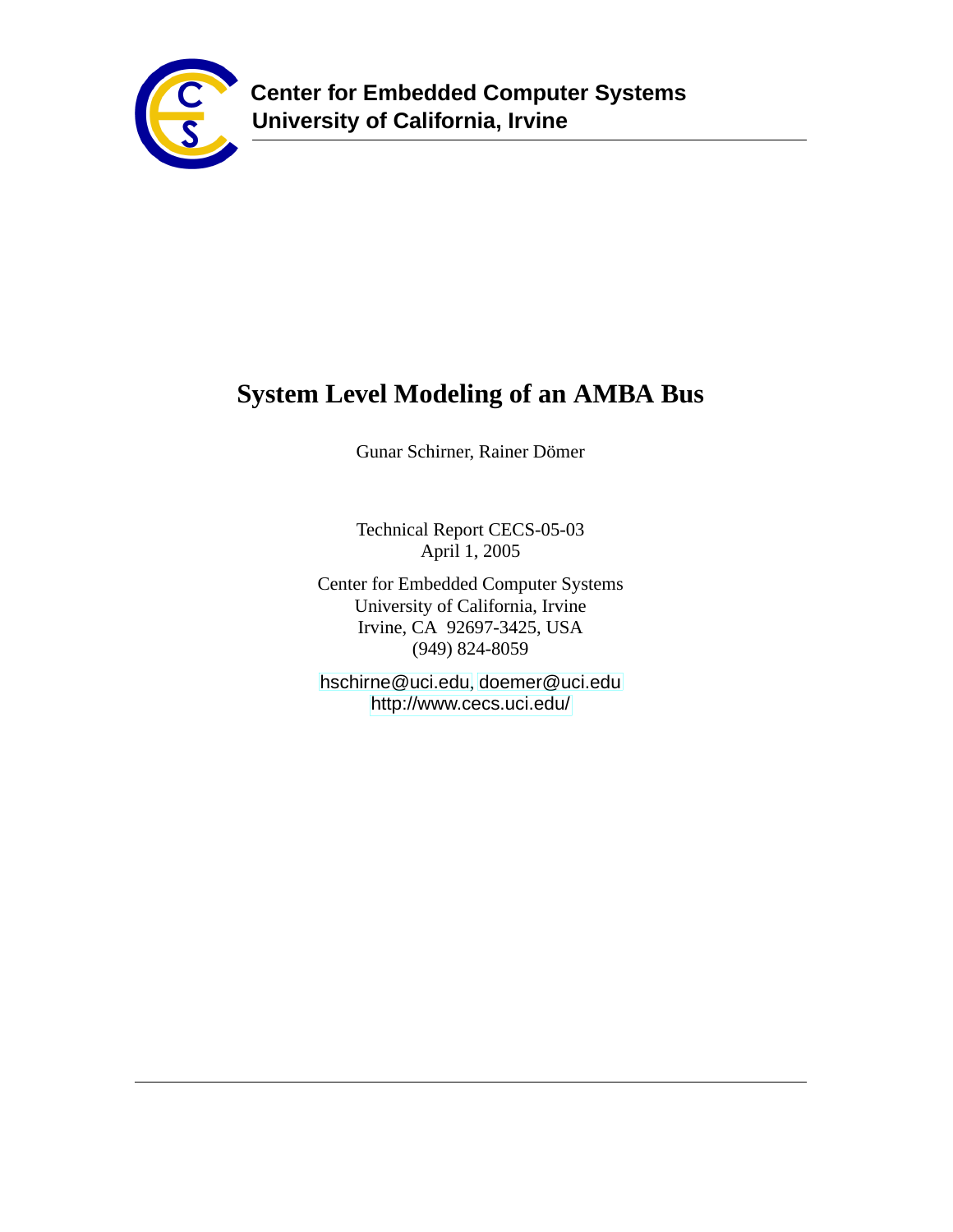**Center for Embedded Computer Systems**
**University of California, Irvine**

# System Level Modeling of an AMBA Bus

Gunar Schirner, Rainer Dömer

Technical Report CECS-05-03
April 1, 2005

Center for Embedded Computer Systems
University of California, Irvine
Irvine, CA 92697-3425, USA
(949) 824-8059

hschirne@uci.edu, doemer@uci.edu
http://www.cecs.uci.edu/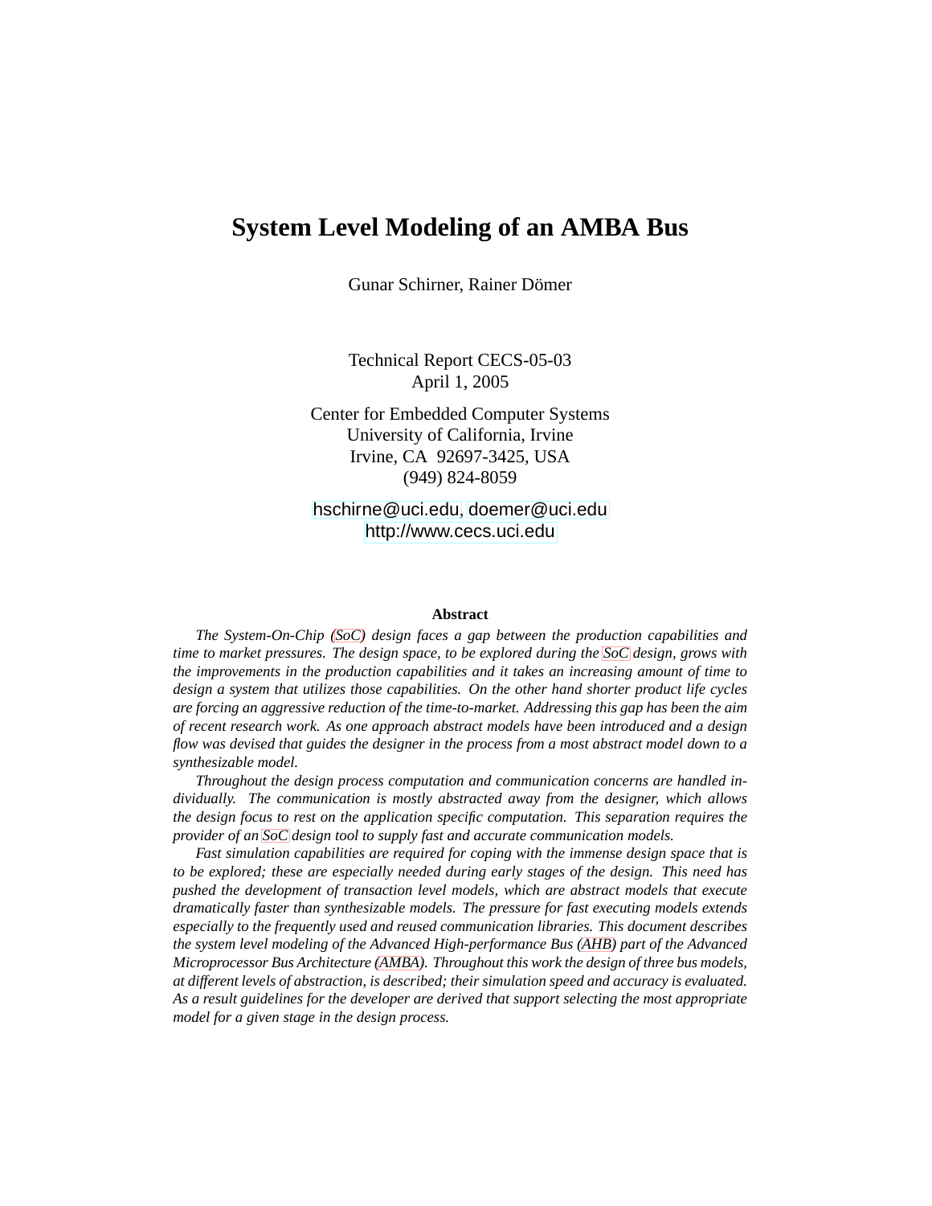# System Level Modeling of an AMBA Bus

Gunar Schirner, Rainer Dömer

Technical Report CECS-05-03
April 1, 2005

Center for Embedded Computer Systems
University of California, Irvine
Irvine, CA 92697-3425, USA
(949) 824-8059

hschirne@uci.edu, doemer@uci.edu
http://www.cecs.uci.edu

### Abstract

*The System-On-Chip (SoC) design faces a gap between the production capabilities and time to market pressures. The design space, to be explored during the SoC design, grows with the improvements in the production capabilities and it takes an increasing amount of time to design a system that utilizes those capabilities. On the other hand shorter product life cycles are forcing an aggressive reduction of the time-to-market. Addressing this gap has been the aim of recent research work. As one approach abstract models have been introduced and a design flow was devised that guides the designer in the process from a most abstract model down to a synthesizable model.*

*Throughout the design process computation and communication concerns are handled individually. The communication is mostly abstracted away from the designer, which allows the design focus to rest on the application specific computation. This separation requires the provider of an SoC design tool to supply fast and accurate communication models.*

*Fast simulation capabilities are required for coping with the immense design space that is to be explored; these are especially needed during early stages of the design. This need has pushed the development of transaction level models, which are abstract models that execute dramatically faster than synthesizable models. The pressure for fast executing models extends especially to the frequently used and reused communication libraries. This document describes the system level modeling of the Advanced High-performance Bus (AHB) part of the Advanced Microprocessor Bus Architecture (AMBA). Throughout this work the design of three bus models, at different levels of abstraction, is described; their simulation speed and accuracy is evaluated. As a result guidelines for the developer are derived that support selecting the most appropriate model for a given stage in the design process.*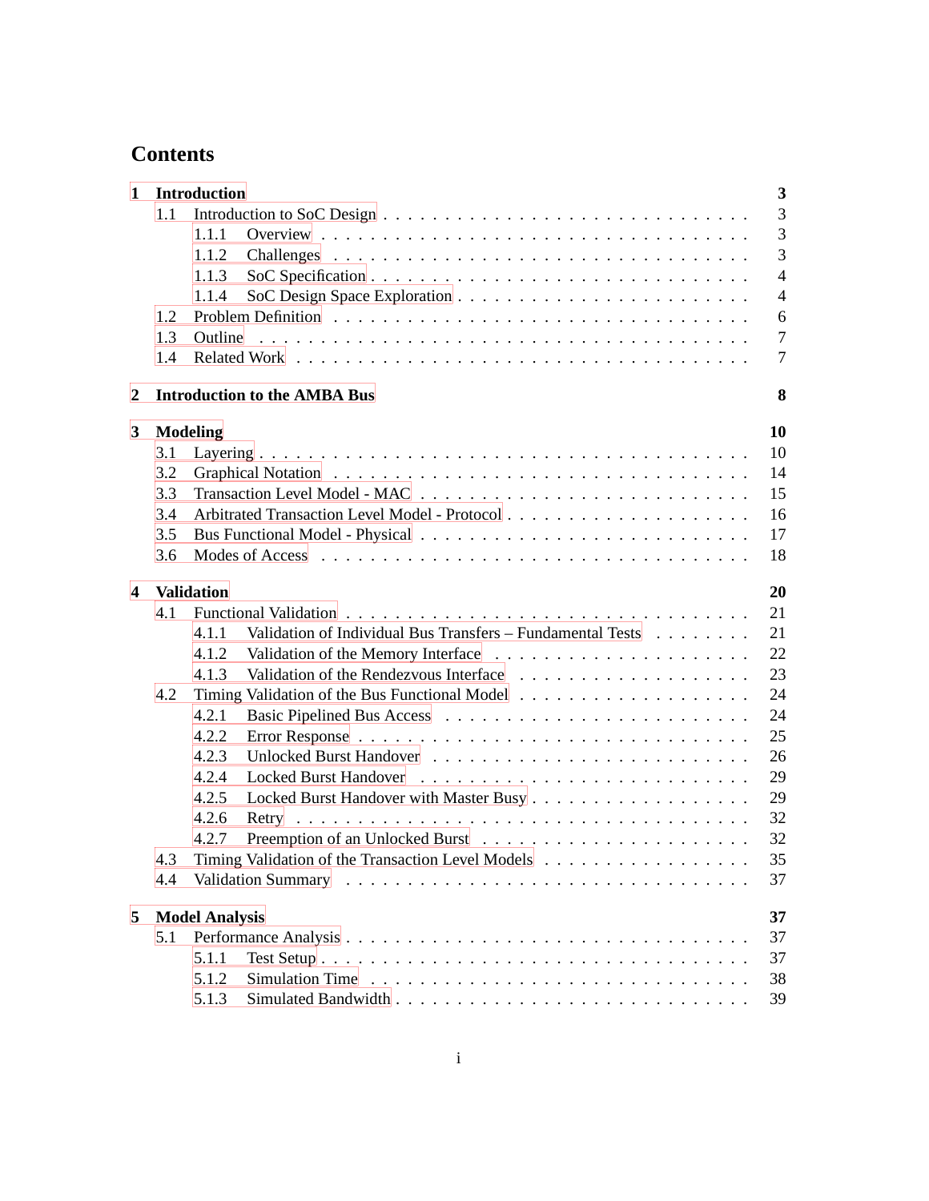# Contents

**1 Introduction** **3**
- 1.1 Introduction to SoC Design . . . 3
  - 1.1.1 Overview . . . 3
  - 1.1.2 Challenges . . . 3
  - 1.1.3 SoC Specification . . . 4
  - 1.1.4 SoC Design Space Exploration . . . 4
- 1.2 Problem Definition . . . 6
- 1.3 Outline . . . 7
- 1.4 Related Work . . . 7

**2 Introduction to the AMBA Bus** **8**

**3 Modeling** **10**
- 3.1 Layering . . . 10
- 3.2 Graphical Notation . . . 14
- 3.3 Transaction Level Model - MAC . . . 15
- 3.4 Arbitrated Transaction Level Model - Protocol . . . 16
- 3.5 Bus Functional Model - Physical . . . 17
- 3.6 Modes of Access . . . 18

**4 Validation** **20**
- 4.1 Functional Validation . . . 21
  - 4.1.1 Validation of Individual Bus Transfers – Fundamental Tests . . . 21
  - 4.1.2 Validation of the Memory Interface . . . 22
  - 4.1.3 Validation of the Rendezvous Interface . . . 23
- 4.2 Timing Validation of the Bus Functional Model . . . 24
  - 4.2.1 Basic Pipelined Bus Access . . . 24
  - 4.2.2 Error Response . . . 25
  - 4.2.3 Unlocked Burst Handover . . . 26
  - 4.2.4 Locked Burst Handover . . . 29
  - 4.2.5 Locked Burst Handover with Master Busy . . . 29
  - 4.2.6 Retry . . . 32
  - 4.2.7 Preemption of an Unlocked Burst . . . 32
- 4.3 Timing Validation of the Transaction Level Models . . . 35
- 4.4 Validation Summary . . . 37

**5 Model Analysis** **37**
- 5.1 Performance Analysis . . . 37
  - 5.1.1 Test Setup . . . 37
  - 5.1.2 Simulation Time . . . 38
  - 5.1.3 Simulated Bandwidth . . . 39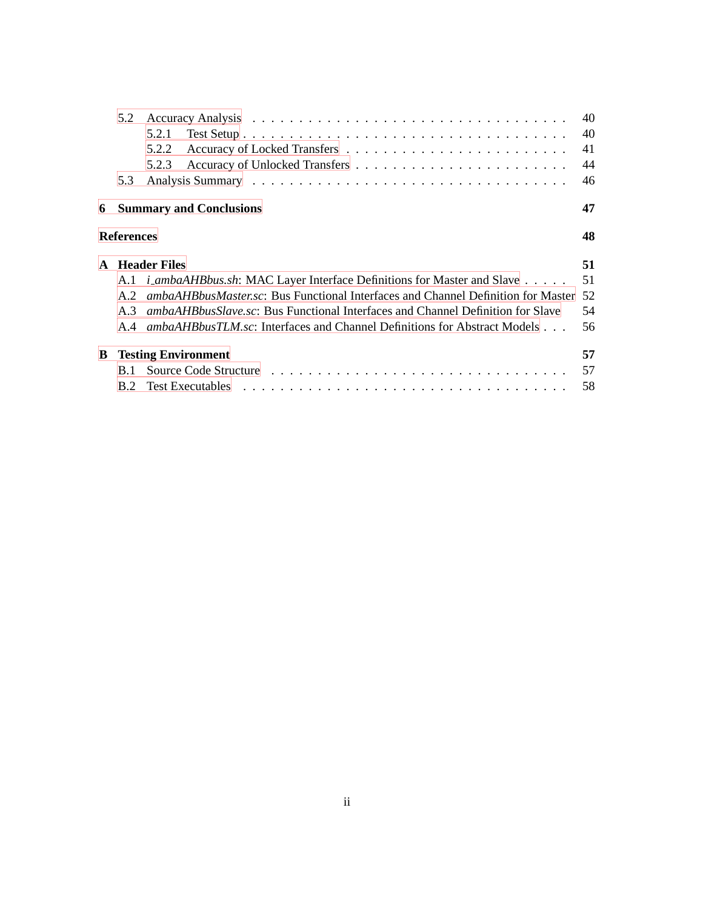5.2 Accuracy Analysis . . . . . . . . . . . . . . . . . . . . . . . . . . . . . . . . 40
    5.2.1 Test Setup . . . . . . . . . . . . . . . . . . . . . . . . . . . . . . . . 40
    5.2.2 Accuracy of Locked Transfers . . . . . . . . . . . . . . . . . . . . . . . . 41
    5.2.3 Accuracy of Unlocked Transfers . . . . . . . . . . . . . . . . . . . . . . . 44
5.3 Analysis Summary . . . . . . . . . . . . . . . . . . . . . . . . . . . . . . . . 46

**6 Summary and Conclusions** **47**

**References** **48**

**A Header Files** **51**

A.1 *i_ambaAHBbus.sh*: MAC Layer Interface Definitions for Master and Slave . . . . . 51
A.2 *ambaAHBbusMaster.sc*: Bus Functional Interfaces and Channel Definition for Master 52
A.3 *ambaAHBbusSlave.sc*: Bus Functional Interfaces and Channel Definition for Slave 54
A.4 *ambaAHBbusTLM.sc*: Interfaces and Channel Definitions for Abstract Models . . . 56

**B Testing Environment** **57**

B.1 Source Code Structure . . . . . . . . . . . . . . . . . . . . . . . . . . . . . . 57
B.2 Test Executables . . . . . . . . . . . . . . . . . . . . . . . . . . . . . . . . . 58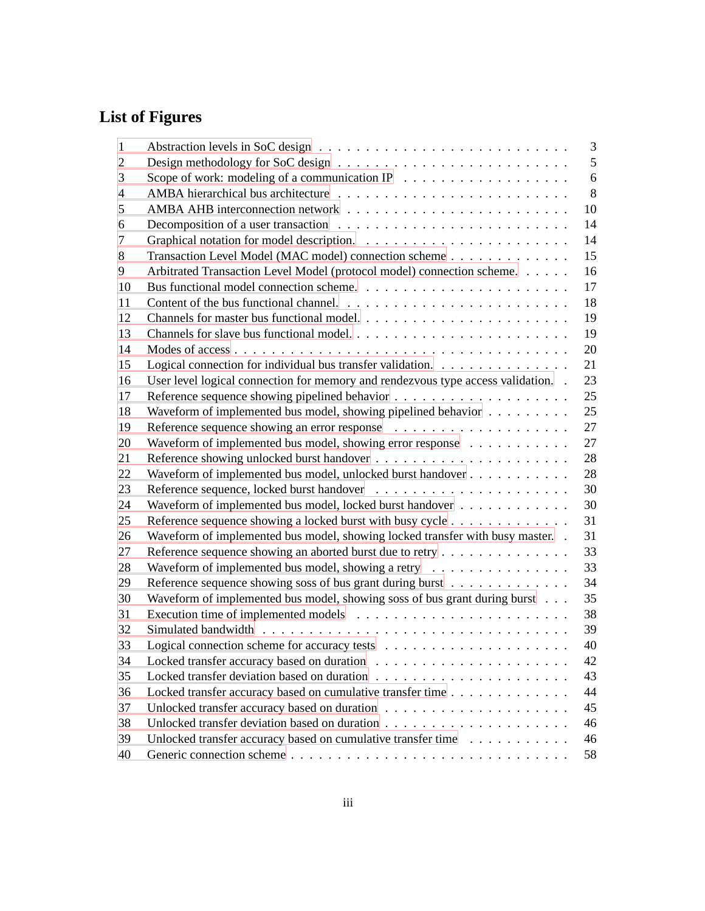# List of Figures

| | | |
|---|---|---|
| 1 | Abstraction levels in SoC design | 3 |
| 2 | Design methodology for SoC design | 5 |
| 3 | Scope of work: modeling of a communication IP | 6 |
| 4 | AMBA hierarchical bus architecture | 8 |
| 5 | AMBA AHB interconnection network | 10 |
| 6 | Decomposition of a user transaction | 14 |
| 7 | Graphical notation for model description. | 14 |
| 8 | Transaction Level Model (MAC model) connection scheme | 15 |
| 9 | Arbitrated Transaction Level Model (protocol model) connection scheme. | 16 |
| 10 | Bus functional model connection scheme. | 17 |
| 11 | Content of the bus functional channel. | 18 |
| 12 | Channels for master bus functional model. | 19 |
| 13 | Channels for slave bus functional model. | 19 |
| 14 | Modes of access | 20 |
| 15 | Logical connection for individual bus transfer validation. | 21 |
| 16 | User level logical connection for memory and rendezvous type access validation. | 23 |
| 17 | Reference sequence showing pipelined behavior | 25 |
| 18 | Waveform of implemented bus model, showing pipelined behavior | 25 |
| 19 | Reference sequence showing an error response | 27 |
| 20 | Waveform of implemented bus model, showing error response | 27 |
| 21 | Reference showing unlocked burst handover | 28 |
| 22 | Waveform of implemented bus model, unlocked burst handover | 28 |
| 23 | Reference sequence, locked burst handover | 30 |
| 24 | Waveform of implemented bus model, locked burst handover | 30 |
| 25 | Reference sequence showing a locked burst with busy cycle | 31 |
| 26 | Waveform of implemented bus model, showing locked transfer with busy master. | 31 |
| 27 | Reference sequence showing an aborted burst due to retry | 33 |
| 28 | Waveform of implemented bus model, showing a retry | 33 |
| 29 | Reference sequence showing soss of bus grant during burst | 34 |
| 30 | Waveform of implemented bus model, showing soss of bus grant during burst | 35 |
| 31 | Execution time of implemented models | 38 |
| 32 | Simulated bandwidth | 39 |
| 33 | Logical connection scheme for accuracy tests | 40 |
| 34 | Locked transfer accuracy based on duration | 42 |
| 35 | Locked transfer deviation based on duration | 43 |
| 36 | Locked transfer accuracy based on cumulative transfer time | 44 |
| 37 | Unlocked transfer accuracy based on duration | 45 |
| 38 | Unlocked transfer deviation based on duration | 46 |
| 39 | Unlocked transfer accuracy based on cumulative transfer time | 46 |
| 40 | Generic connection scheme | 58 |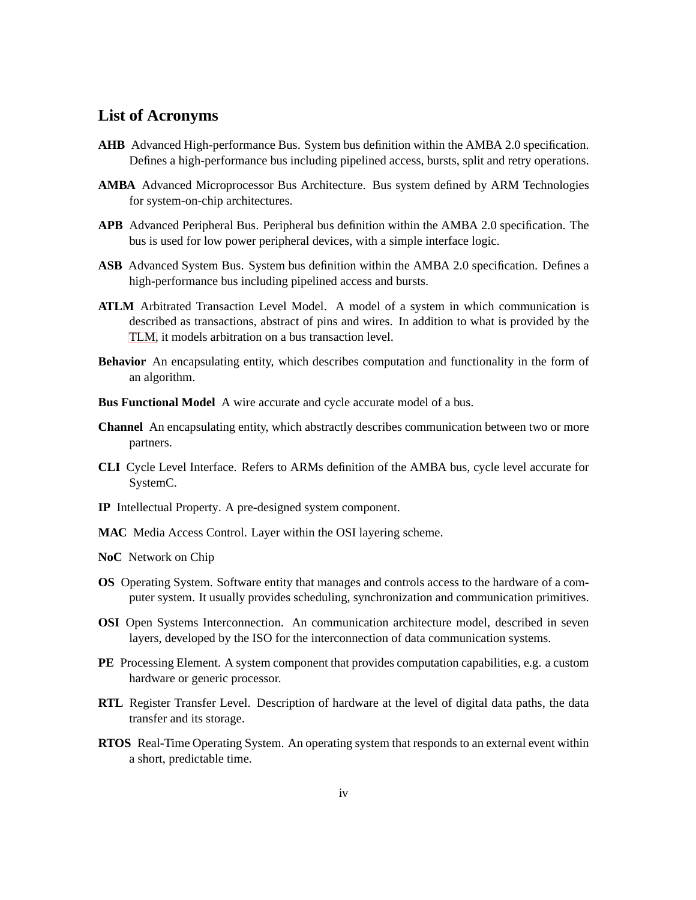## List of Acronyms

**AHB** Advanced High-performance Bus. System bus definition within the AMBA 2.0 specification. Defines a high-performance bus including pipelined access, bursts, split and retry operations.

**AMBA** Advanced Microprocessor Bus Architecture. Bus system defined by ARM Technologies for system-on-chip architectures.

**APB** Advanced Peripheral Bus. Peripheral bus definition within the AMBA 2.0 specification. The bus is used for low power peripheral devices, with a simple interface logic.

**ASB** Advanced System Bus. System bus definition within the AMBA 2.0 specification. Defines a high-performance bus including pipelined access and bursts.

**ATLM** Arbitrated Transaction Level Model. A model of a system in which communication is described as transactions, abstract of pins and wires. In addition to what is provided by the TLM, it models arbitration on a bus transaction level.

**Behavior** An encapsulating entity, which describes computation and functionality in the form of an algorithm.

**Bus Functional Model** A wire accurate and cycle accurate model of a bus.

**Channel** An encapsulating entity, which abstractly describes communication between two or more partners.

**CLI** Cycle Level Interface. Refers to ARMs definition of the AMBA bus, cycle level accurate for SystemC.

**IP** Intellectual Property. A pre-designed system component.

**MAC** Media Access Control. Layer within the OSI layering scheme.

**NoC** Network on Chip

**OS** Operating System. Software entity that manages and controls access to the hardware of a computer system. It usually provides scheduling, synchronization and communication primitives.

**OSI** Open Systems Interconnection. An communication architecture model, described in seven layers, developed by the ISO for the interconnection of data communication systems.

**PE** Processing Element. A system component that provides computation capabilities, e.g. a custom hardware or generic processor.

**RTL** Register Transfer Level. Description of hardware at the level of digital data paths, the data transfer and its storage.

**RTOS** Real-Time Operating System. An operating system that responds to an external event within a short, predictable time.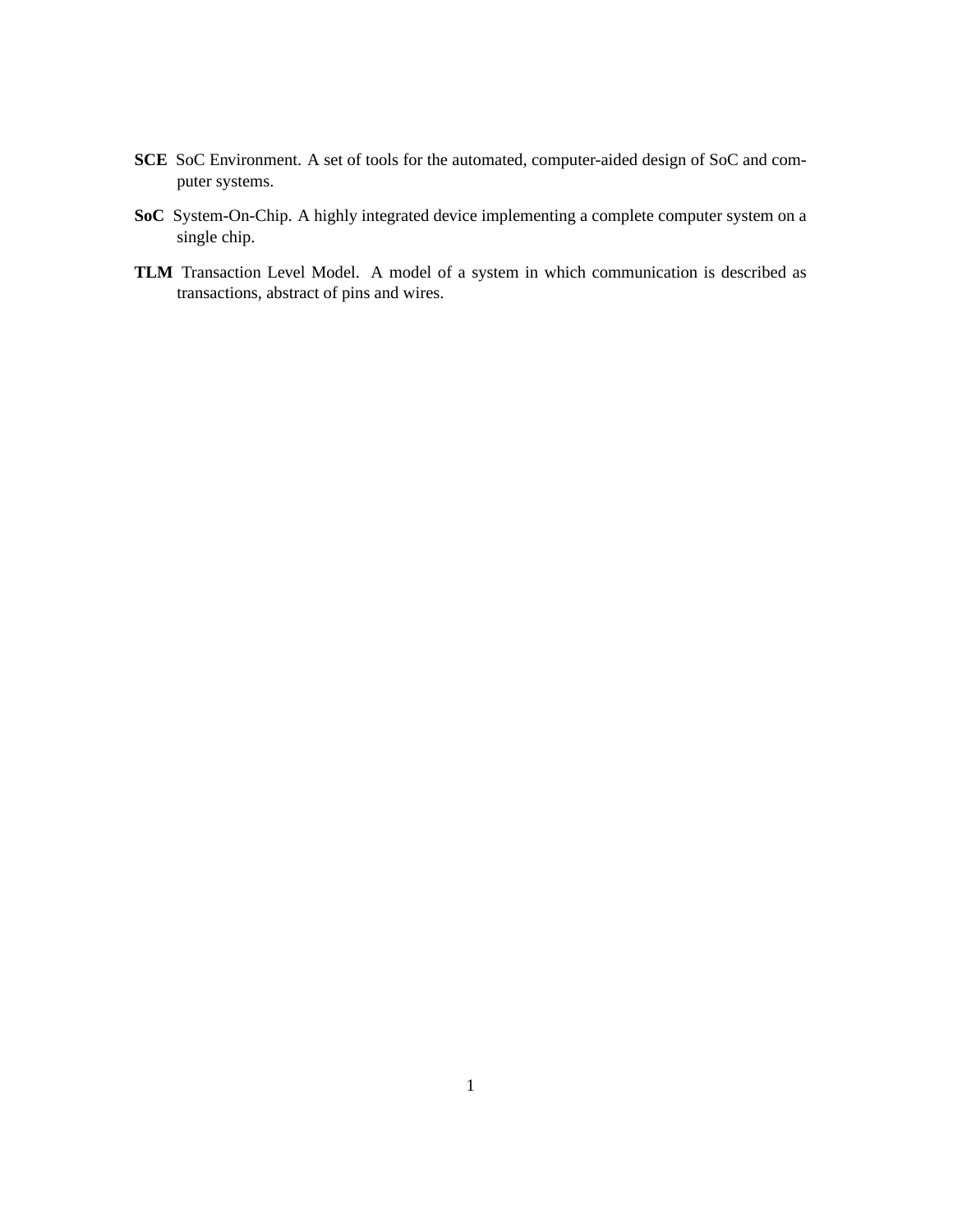**SCE** SoC Environment. A set of tools for the automated, computer-aided design of SoC and computer systems.

**SoC** System-On-Chip. A highly integrated device implementing a complete computer system on a single chip.

**TLM** Transaction Level Model. A model of a system in which communication is described as transactions, abstract of pins and wires.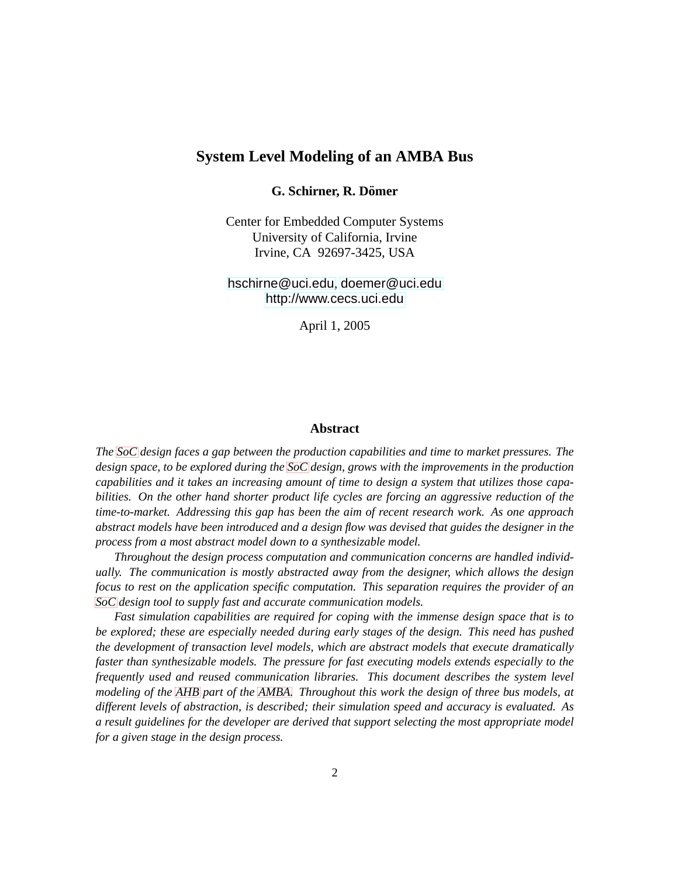# System Level Modeling of an AMBA Bus

**G. Schirner, R. Dömer**

Center for Embedded Computer Systems
University of California, Irvine
Irvine, CA 92697-3425, USA

hschirne@uci.edu, doemer@uci.edu
http://www.cecs.uci.edu

April 1, 2005

## Abstract

*The SoC design faces a gap between the production capabilities and time to market pressures. The design space, to be explored during the SoC design, grows with the improvements in the production capabilities and it takes an increasing amount of time to design a system that utilizes those capabilities. On the other hand shorter product life cycles are forcing an aggressive reduction of the time-to-market. Addressing this gap has been the aim of recent research work. As one approach abstract models have been introduced and a design flow was devised that guides the designer in the process from a most abstract model down to a synthesizable model.*

*Throughout the design process computation and communication concerns are handled individually. The communication is mostly abstracted away from the designer, which allows the design focus to rest on the application specific computation. This separation requires the provider of an SoC design tool to supply fast and accurate communication models.*

*Fast simulation capabilities are required for coping with the immense design space that is to be explored; these are especially needed during early stages of the design. This need has pushed the development of transaction level models, which are abstract models that execute dramatically faster than synthesizable models. The pressure for fast executing models extends especially to the frequently used and reused communication libraries. This document describes the system level modeling of the AHB part of the AMBA. Throughout this work the design of three bus models, at different levels of abstraction, is described; their simulation speed and accuracy is evaluated. As a result guidelines for the developer are derived that support selecting the most appropriate model for a given stage in the design process.*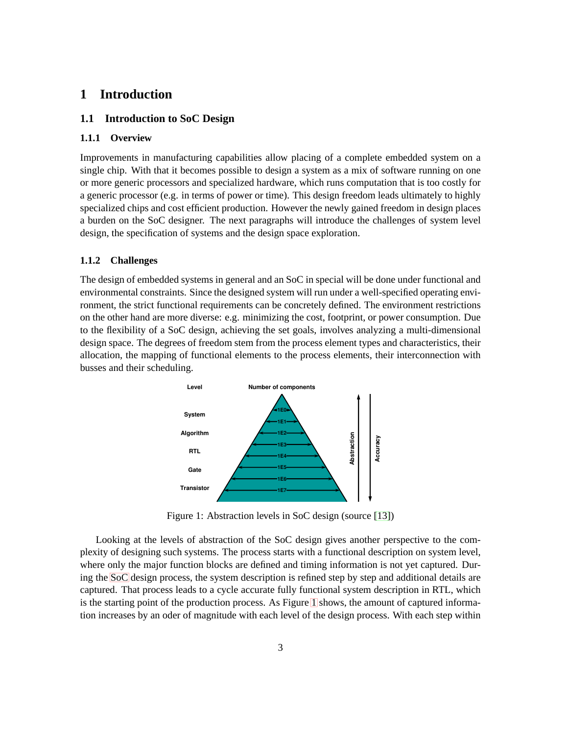// Decision: No images were detected, so the figure gets no image_ref; only its caption is kept. Typos ("oder") are preserved as printed.
# 1 Introduction

## 1.1 Introduction to SoC Design

### 1.1.1 Overview

Improvements in manufacturing capabilities allow placing of a complete embedded system on a single chip. With that it becomes possible to design a system as a mix of software running on one or more generic processors and specialized hardware, which runs computation that is too costly for a generic processor (e.g. in terms of power or time). This design freedom leads ultimately to highly specialized chips and cost efficient production. However the newly gained freedom in design places a burden on the SoC designer. The next paragraphs will introduce the challenges of system level design, the specification of systems and the design space exploration.

### 1.1.2 Challenges

The design of embedded systems in general and an SoC in special will be done under functional and environmental constraints. Since the designed system will run under a well-specified operating environment, the strict functional requirements can be concretely defined. The environment restrictions on the other hand are more diverse: e.g. minimizing the cost, footprint, or power consumption. Due to the flexibility of a SoC design, achieving the set goals, involves analyzing a multi-dimensional design space. The degrees of freedom stem from the process element types and characteristics, their allocation, the mapping of functional elements to the process elements, their interconnection with busses and their scheduling.

Figure 1: Abstraction levels in SoC design (source [13])

Looking at the levels of abstraction of the SoC design gives another perspective to the complexity of designing such systems. The process starts with a functional description on system level, where only the major function blocks are defined and timing information is not yet captured. During the SoC design process, the system description is refined step by step and additional details are captured. That process leads to a cycle accurate fully functional system description in RTL, which is the starting point of the production process. As Figure 1 shows, the amount of captured information increases by an oder of magnitude with each level of the design process. With each step within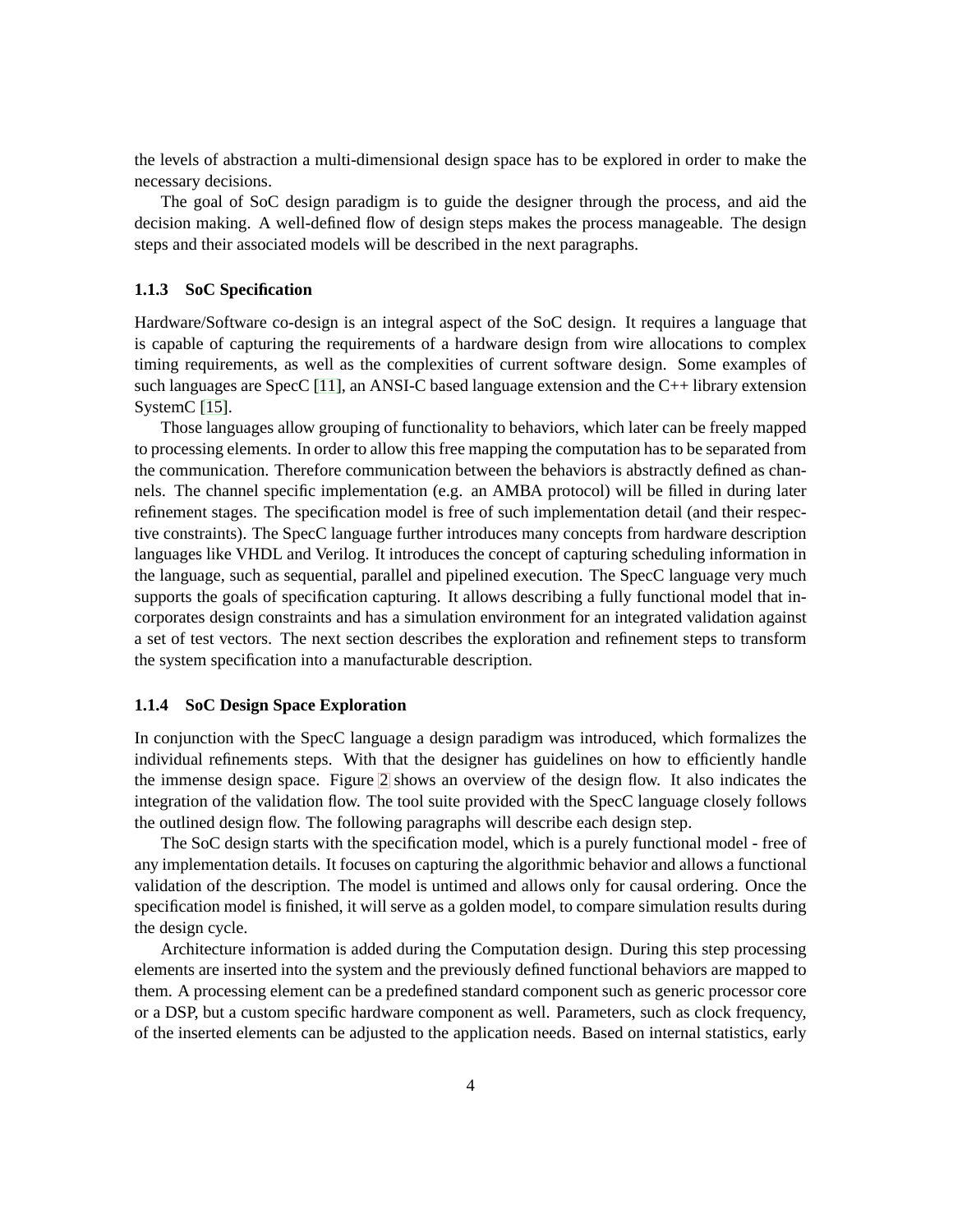the levels of abstraction a multi-dimensional design space has to be explored in order to make the necessary decisions.

The goal of SoC design paradigm is to guide the designer through the process, and aid the decision making. A well-defined flow of design steps makes the process manageable. The design steps and their associated models will be described in the next paragraphs.

### 1.1.3 SoC Specification

Hardware/Software co-design is an integral aspect of the SoC design. It requires a language that is capable of capturing the requirements of a hardware design from wire allocations to complex timing requirements, as well as the complexities of current software design. Some examples of such languages are SpecC [11], an ANSI-C based language extension and the C++ library extension SystemC [15].

Those languages allow grouping of functionality to behaviors, which later can be freely mapped to processing elements. In order to allow this free mapping the computation has to be separated from the communication. Therefore communication between the behaviors is abstractly defined as channels. The channel specific implementation (e.g. an AMBA protocol) will be filled in during later refinement stages. The specification model is free of such implementation detail (and their respective constraints). The SpecC language further introduces many concepts from hardware description languages like VHDL and Verilog. It introduces the concept of capturing scheduling information in the language, such as sequential, parallel and pipelined execution. The SpecC language very much supports the goals of specification capturing. It allows describing a fully functional model that incorporates design constraints and has a simulation environment for an integrated validation against a set of test vectors. The next section describes the exploration and refinement steps to transform the system specification into a manufacturable description.

### 1.1.4 SoC Design Space Exploration

In conjunction with the SpecC language a design paradigm was introduced, which formalizes the individual refinements steps. With that the designer has guidelines on how to efficiently handle the immense design space. Figure 2 shows an overview of the design flow. It also indicates the integration of the validation flow. The tool suite provided with the SpecC language closely follows the outlined design flow. The following paragraphs will describe each design step.

The SoC design starts with the specification model, which is a purely functional model - free of any implementation details. It focuses on capturing the algorithmic behavior and allows a functional validation of the description. The model is untimed and allows only for causal ordering. Once the specification model is finished, it will serve as a golden model, to compare simulation results during the design cycle.

Architecture information is added during the Computation design. During this step processing elements are inserted into the system and the previously defined functional behaviors are mapped to them. A processing element can be a predefined standard component such as generic processor core or a DSP, but a custom specific hardware component as well. Parameters, such as clock frequency, of the inserted elements can be adjusted to the application needs. Based on internal statistics, early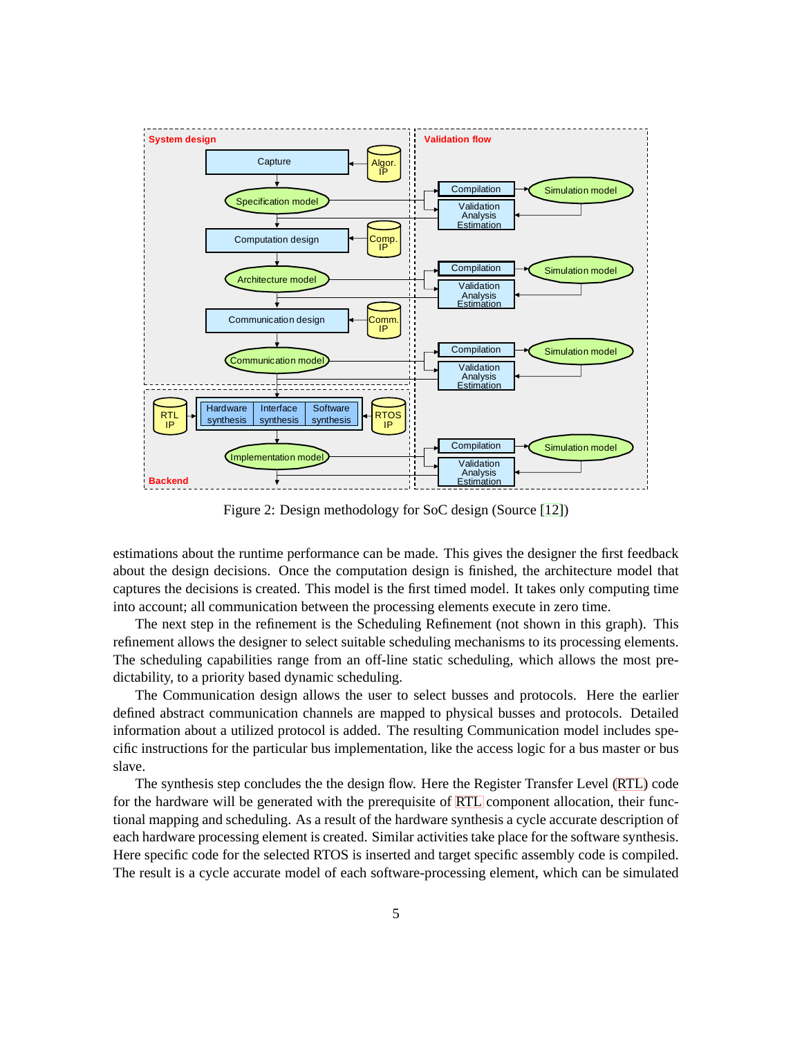Figure 2: Design methodology for SoC design (Source [12])

estimations about the runtime performance can be made. This gives the designer the first feedback about the design decisions. Once the computation design is finished, the architecture model that captures the decisions is created. This model is the first timed model. It takes only computing time into account; all communication between the processing elements execute in zero time.

The next step in the refinement is the Scheduling Refinement (not shown in this graph). This refinement allows the designer to select suitable scheduling mechanisms to its processing elements. The scheduling capabilities range from an off-line static scheduling, which allows the most predictability, to a priority based dynamic scheduling.

The Communication design allows the user to select busses and protocols. Here the earlier defined abstract communication channels are mapped to physical busses and protocols. Detailed information about a utilized protocol is added. The resulting Communication model includes specific instructions for the particular bus implementation, like the access logic for a bus master or bus slave.

The synthesis step concludes the the design flow. Here the Register Transfer Level (RTL) code for the hardware will be generated with the prerequisite of RTL component allocation, their functional mapping and scheduling. As a result of the hardware synthesis a cycle accurate description of each hardware processing element is created. Similar activities take place for the software synthesis. Here specific code for the selected RTOS is inserted and target specific assembly code is compiled. The result is a cycle accurate model of each software-processing element, which can be simulated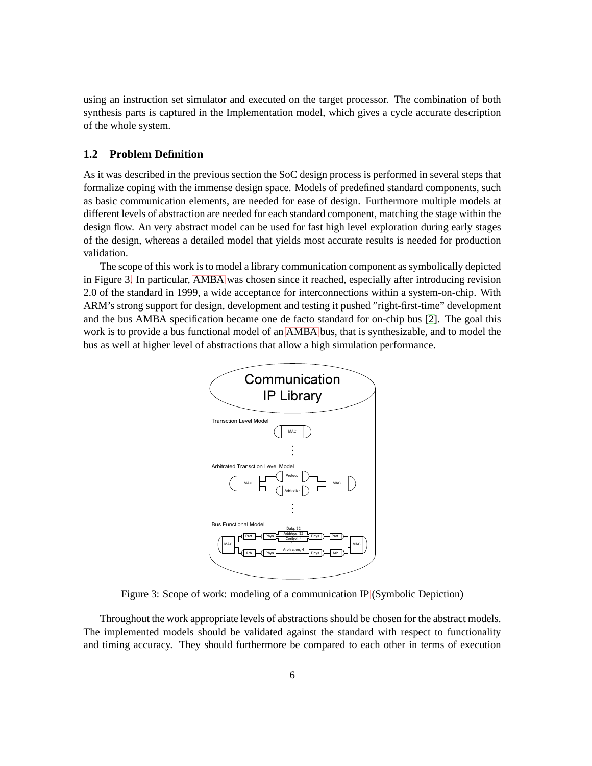using an instruction set simulator and executed on the target processor. The combination of both synthesis parts is captured in the Implementation model, which gives a cycle accurate description of the whole system.

### 1.2 Problem Definition

As it was described in the previous section the SoC design process is performed in several steps that formalize coping with the immense design space. Models of predefined standard components, such as basic communication elements, are needed for ease of design. Furthermore multiple models at different levels of abstraction are needed for each standard component, matching the stage within the design flow. An very abstract model can be used for fast high level exploration during early stages of the design, whereas a detailed model that yields most accurate results is needed for production validation.

The scope of this work is to model a library communication component as symbolically depicted in Figure 3. In particular, AMBA was chosen since it reached, especially after introducing revision 2.0 of the standard in 1999, a wide acceptance for interconnections within a system-on-chip. With ARM's strong support for design, development and testing it pushed "right-first-time" development and the bus AMBA specification became one de facto standard for on-chip bus [2]. The goal this work is to provide a bus functional model of an AMBA bus, that is synthesizable, and to model the bus as well at higher level of abstractions that allow a high simulation performance.

Figure 3: Scope of work: modeling of a communication IP (Symbolic Depiction)

Throughout the work appropriate levels of abstractions should be chosen for the abstract models. The implemented models should be validated against the standard with respect to functionality and timing accuracy. They should furthermore be compared to each other in terms of execution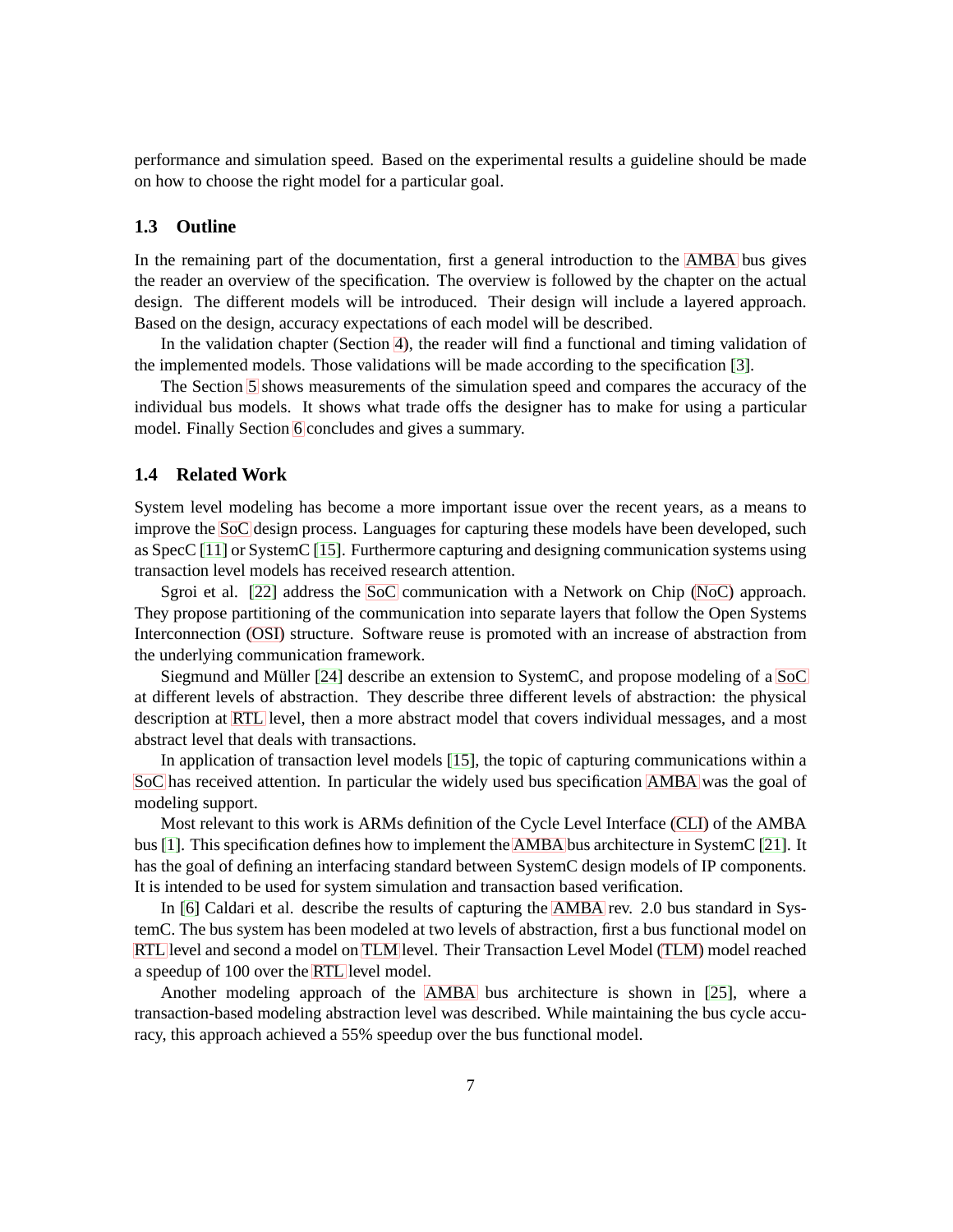performance and simulation speed. Based on the experimental results a guideline should be made on how to choose the right model for a particular goal.

### 1.3 Outline

In the remaining part of the documentation, first a general introduction to the AMBA bus gives the reader an overview of the specification. The overview is followed by the chapter on the actual design. The different models will be introduced. Their design will include a layered approach. Based on the design, accuracy expectations of each model will be described.

In the validation chapter (Section 4), the reader will find a functional and timing validation of the implemented models. Those validations will be made according to the specification [3].

The Section 5 shows measurements of the simulation speed and compares the accuracy of the individual bus models. It shows what trade offs the designer has to make for using a particular model. Finally Section 6 concludes and gives a summary.

### 1.4 Related Work

System level modeling has become a more important issue over the recent years, as a means to improve the SoC design process. Languages for capturing these models have been developed, such as SpecC [11] or SystemC [15]. Furthermore capturing and designing communication systems using transaction level models has received research attention.

Sgroi et al. [22] address the SoC communication with a Network on Chip (NoC) approach. They propose partitioning of the communication into separate layers that follow the Open Systems Interconnection (OSI) structure. Software reuse is promoted with an increase of abstraction from the underlying communication framework.

Siegmund and Müller [24] describe an extension to SystemC, and propose modeling of a SoC at different levels of abstraction. They describe three different levels of abstraction: the physical description at RTL level, then a more abstract model that covers individual messages, and a most abstract level that deals with transactions.

In application of transaction level models [15], the topic of capturing communications within a SoC has received attention. In particular the widely used bus specification AMBA was the goal of modeling support.

Most relevant to this work is ARMs definition of the Cycle Level Interface (CLI) of the AMBA bus [1]. This specification defines how to implement the AMBA bus architecture in SystemC [21]. It has the goal of defining an interfacing standard between SystemC design models of IP components. It is intended to be used for system simulation and transaction based verification.

In [6] Caldari et al. describe the results of capturing the AMBA rev. 2.0 bus standard in SystemC. The bus system has been modeled at two levels of abstraction, first a bus functional model on RTL level and second a model on TLM level. Their Transaction Level Model (TLM) model reached a speedup of 100 over the RTL level model.

Another modeling approach of the AMBA bus architecture is shown in [25], where a transaction-based modeling abstraction level was described. While maintaining the bus cycle accuracy, this approach achieved a 55% speedup over the bus functional model.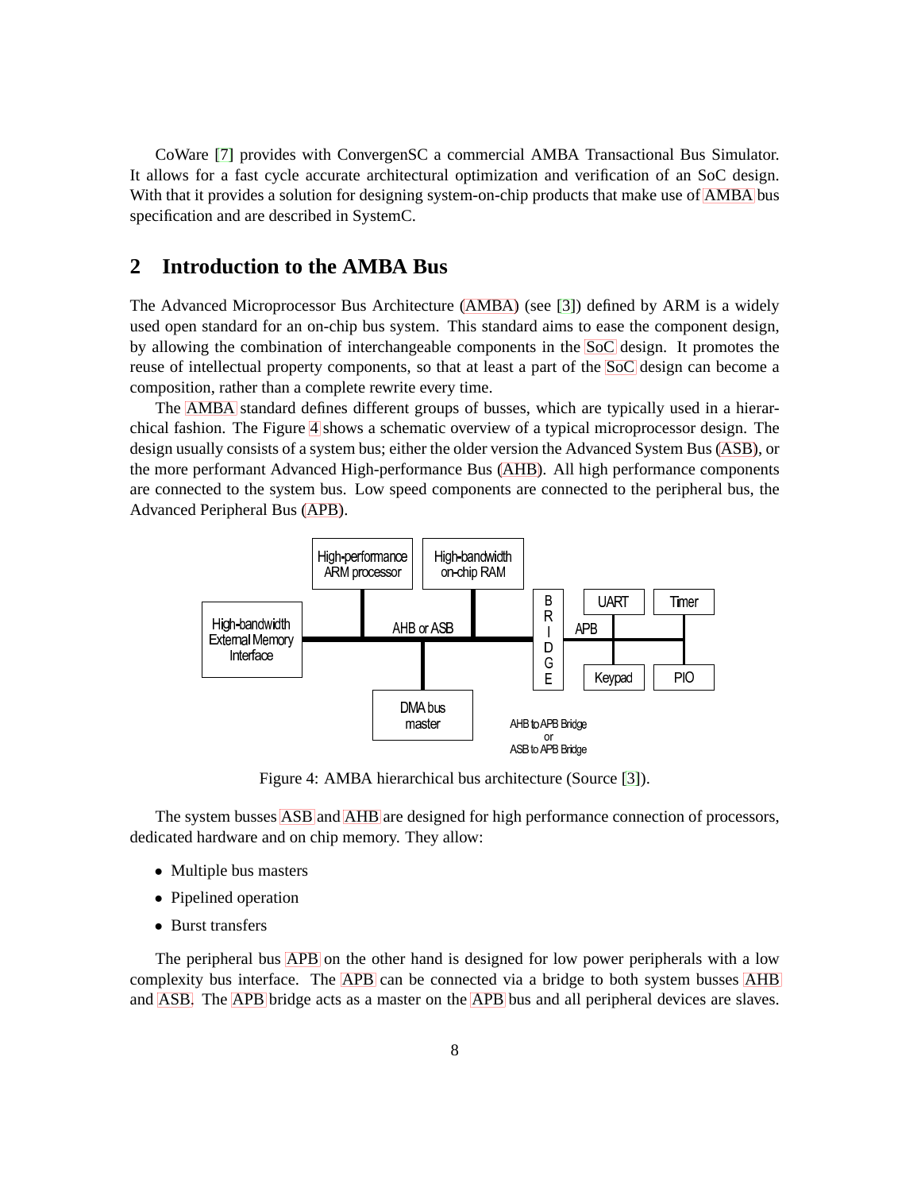CoWare [7] provides with ConvergenSC a commercial AMBA Transactional Bus Simulator. It allows for a fast cycle accurate architectural optimization and verification of an SoC design. With that it provides a solution for designing system-on-chip products that make use of AMBA bus specification and are described in SystemC.

## 2 Introduction to the AMBA Bus

The Advanced Microprocessor Bus Architecture (AMBA) (see [3]) defined by ARM is a widely used open standard for an on-chip bus system. This standard aims to ease the component design, by allowing the combination of interchangeable components in the SoC design. It promotes the reuse of intellectual property components, so that at least a part of the SoC design can become a composition, rather than a complete rewrite every time.

The AMBA standard defines different groups of busses, which are typically used in a hierarchical fashion. The Figure 4 shows a schematic overview of a typical microprocessor design. The design usually consists of a system bus; either the older version the Advanced System Bus (ASB), or the more performant Advanced High-performance Bus (AHB). All high performance components are connected to the system bus. Low speed components are connected to the peripheral bus, the Advanced Peripheral Bus (APB).

Figure 4: AMBA hierarchical bus architecture (Source [3]).

The system busses ASB and AHB are designed for high performance connection of processors, dedicated hardware and on chip memory. They allow:

- Multiple bus masters
- Pipelined operation
- Burst transfers

The peripheral bus APB on the other hand is designed for low power peripherals with a low complexity bus interface. The APB can be connected via a bridge to both system busses AHB and ASB. The APB bridge acts as a master on the APB bus and all peripheral devices are slaves.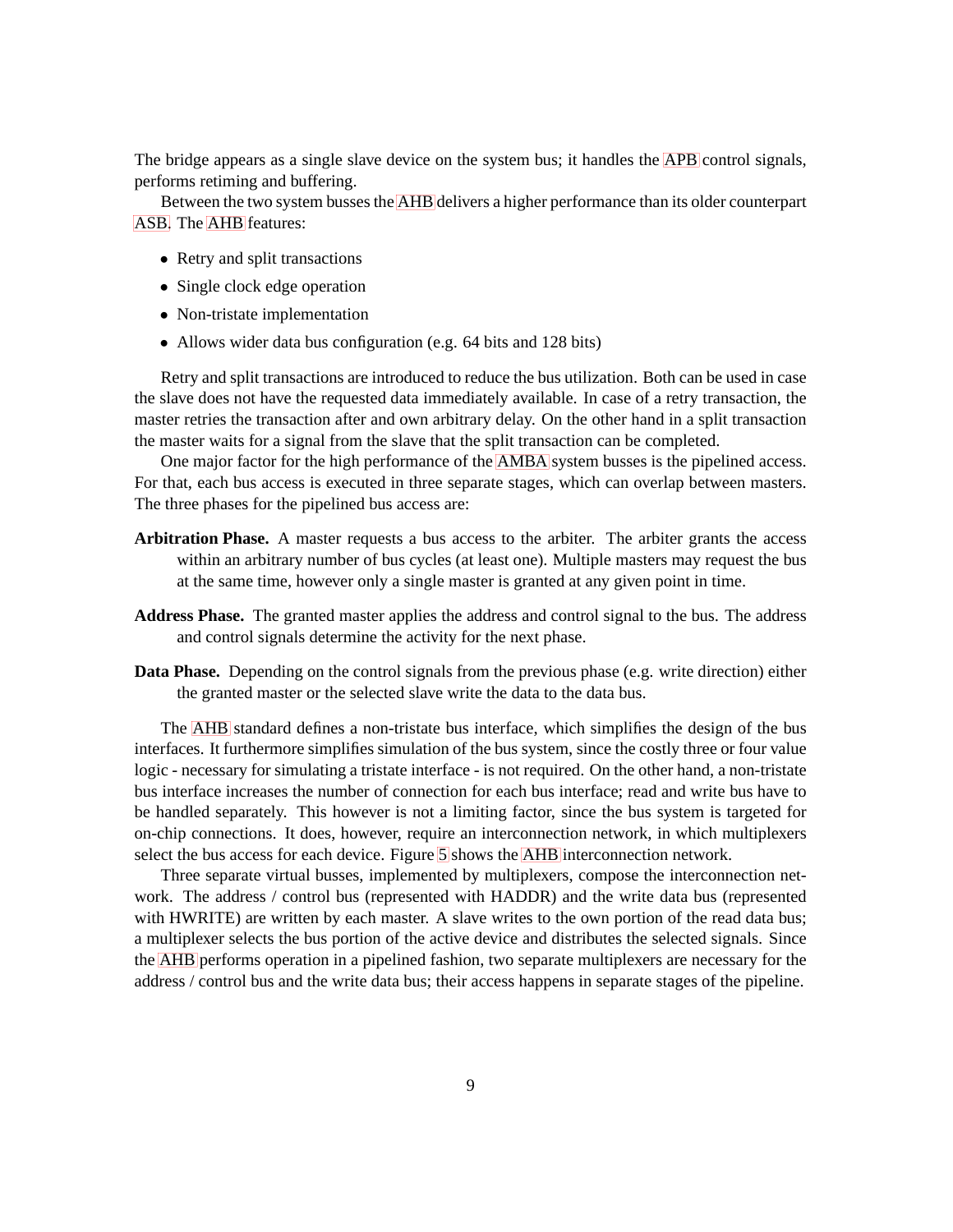The bridge appears as a single slave device on the system bus; it handles the APB control signals, performs retiming and buffering.

Between the two system busses the AHB delivers a higher performance than its older counterpart ASB. The AHB features:

- Retry and split transactions
- Single clock edge operation
- Non-tristate implementation
- Allows wider data bus configuration (e.g. 64 bits and 128 bits)

Retry and split transactions are introduced to reduce the bus utilization. Both can be used in case the slave does not have the requested data immediately available. In case of a retry transaction, the master retries the transaction after and own arbitrary delay. On the other hand in a split transaction the master waits for a signal from the slave that the split transaction can be completed.

One major factor for the high performance of the AMBA system busses is the pipelined access. For that, each bus access is executed in three separate stages, which can overlap between masters. The three phases for the pipelined bus access are:

**Arbitration Phase.** A master requests a bus access to the arbiter. The arbiter grants the access within an arbitrary number of bus cycles (at least one). Multiple masters may request the bus at the same time, however only a single master is granted at any given point in time.

**Address Phase.** The granted master applies the address and control signal to the bus. The address and control signals determine the activity for the next phase.

**Data Phase.** Depending on the control signals from the previous phase (e.g. write direction) either the granted master or the selected slave write the data to the data bus.

The AHB standard defines a non-tristate bus interface, which simplifies the design of the bus interfaces. It furthermore simplifies simulation of the bus system, since the costly three or four value logic - necessary for simulating a tristate interface - is not required. On the other hand, a non-tristate bus interface increases the number of connection for each bus interface; read and write bus have to be handled separately. This however is not a limiting factor, since the bus system is targeted for on-chip connections. It does, however, require an interconnection network, in which multiplexers select the bus access for each device. Figure 5 shows the AHB interconnection network.

Three separate virtual busses, implemented by multiplexers, compose the interconnection network. The address / control bus (represented with HADDR) and the write data bus (represented with HWRITE) are written by each master. A slave writes to the own portion of the read data bus; a multiplexer selects the bus portion of the active device and distributes the selected signals. Since the AHB performs operation in a pipelined fashion, two separate multiplexers are necessary for the address / control bus and the write data bus; their access happens in separate stages of the pipeline.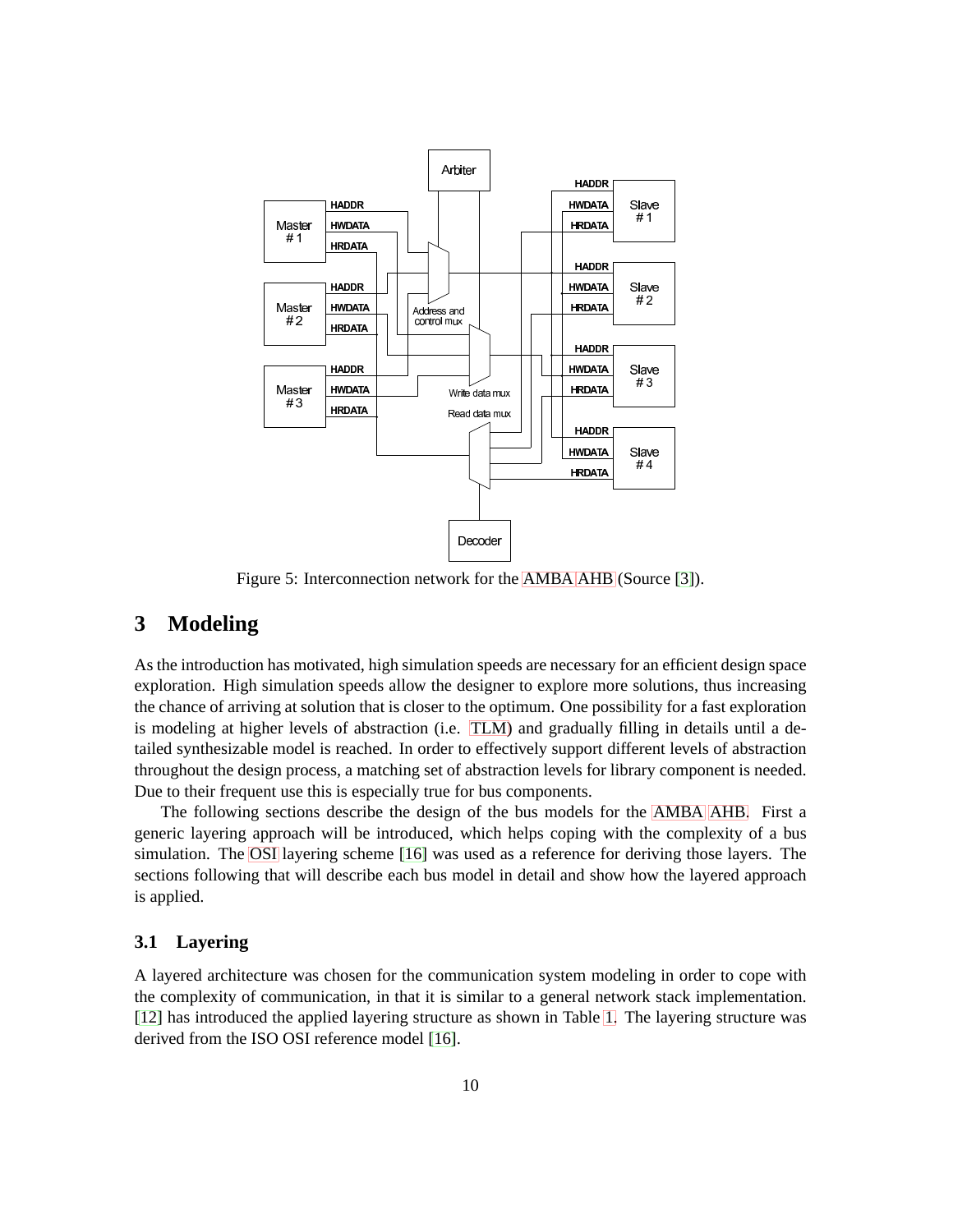Figure 5: Interconnection network for the AMBA AHB (Source [3]).

## 3 Modeling

As the introduction has motivated, high simulation speeds are necessary for an efficient design space exploration. High simulation speeds allow the designer to explore more solutions, thus increasing the chance of arriving at solution that is closer to the optimum. One possibility for a fast exploration is modeling at higher levels of abstraction (i.e. TLM) and gradually filling in details until a detailed synthesizable model is reached. In order to effectively support different levels of abstraction throughout the design process, a matching set of abstraction levels for library component is needed. Due to their frequent use this is especially true for bus components.

The following sections describe the design of the bus models for the AMBA AHB. First a generic layering approach will be introduced, which helps coping with the complexity of a bus simulation. The OSI layering scheme [16] was used as a reference for deriving those layers. The sections following that will describe each bus model in detail and show how the layered approach is applied.

### 3.1 Layering

A layered architecture was chosen for the communication system modeling in order to cope with the complexity of communication, in that it is similar to a general network stack implementation. [12] has introduced the applied layering structure as shown in Table 1. The layering structure was derived from the ISO OSI reference model [16].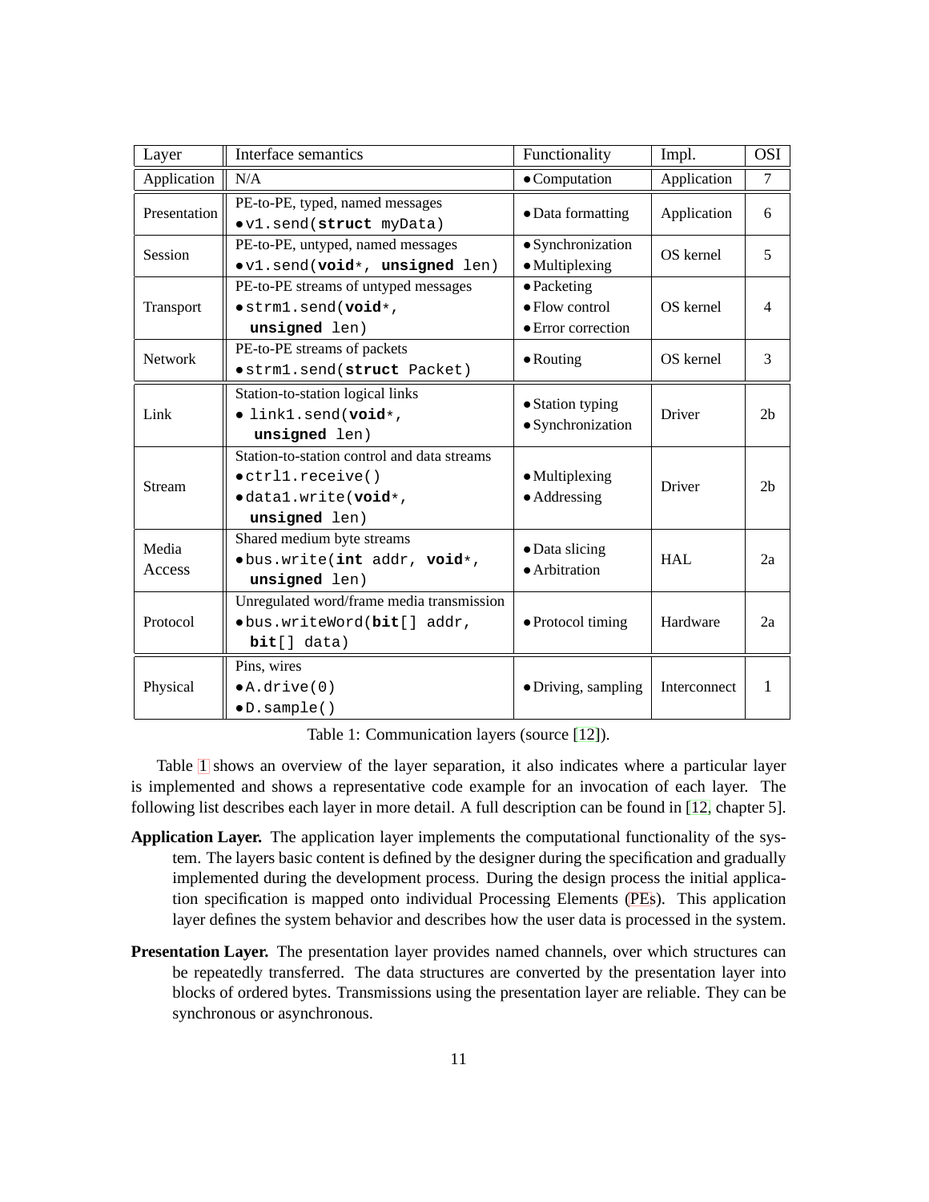| Layer | Interface semantics | Functionality | Impl. | OSI |
|---|---|---|---|---|
| Application | N/A | • Computation | Application | 7 |
| Presentation | PE-to-PE, typed, named messages<br>• `v1.send(struct myData)` | • Data formatting | Application | 6 |
| Session | PE-to-PE, untyped, named messages<br>• `v1.send(void*, unsigned len)` | • Synchronization<br>• Multiplexing | OS kernel | 5 |
| Transport | PE-to-PE streams of untyped messages<br>• `strm1.send(void*, unsigned len)` | • Packeting<br>• Flow control<br>• Error correction | OS kernel | 4 |
| Network | PE-to-PE streams of packets<br>• `strm1.send(struct Packet)` | • Routing | OS kernel | 3 |
| Link | Station-to-station logical links<br>• `link1.send(void*, unsigned len)` | • Station typing<br>• Synchronization | Driver | 2b |
| Stream | Station-to-station control and data streams<br>• `ctrl1.receive()`<br>• `data1.write(void*, unsigned len)` | • Multiplexing<br>• Addressing | Driver | 2b |
| Media Access | Shared medium byte streams<br>• `bus.write(int addr, void*, unsigned len)` | • Data slicing<br>• Arbitration | HAL | 2a |
| Protocol | Unregulated word/frame media transmission<br>• `bus.writeWord(bit[] addr, bit[] data)` | • Protocol timing | Hardware | 2a |
| Physical | Pins, wires<br>• `A.drive(0)`<br>• `D.sample()` | • Driving, sampling | Interconnect | 1 |

Table 1: Communication layers (source [12]).

Table 1 shows an overview of the layer separation, it also indicates where a particular layer is implemented and shows a representative code example for an invocation of each layer. The following list describes each layer in more detail. A full description can be found in [12, chapter 5].

**Application Layer.** The application layer implements the computational functionality of the system. The layers basic content is defined by the designer during the specification and gradually implemented during the development process. During the design process the initial application specification is mapped onto individual Processing Elements (PEs). This application layer defines the system behavior and describes how the user data is processed in the system.

**Presentation Layer.** The presentation layer provides named channels, over which structures can be repeatedly transferred. The data structures are converted by the presentation layer into blocks of ordered bytes. Transmissions using the presentation layer are reliable. They can be synchronous or asynchronous.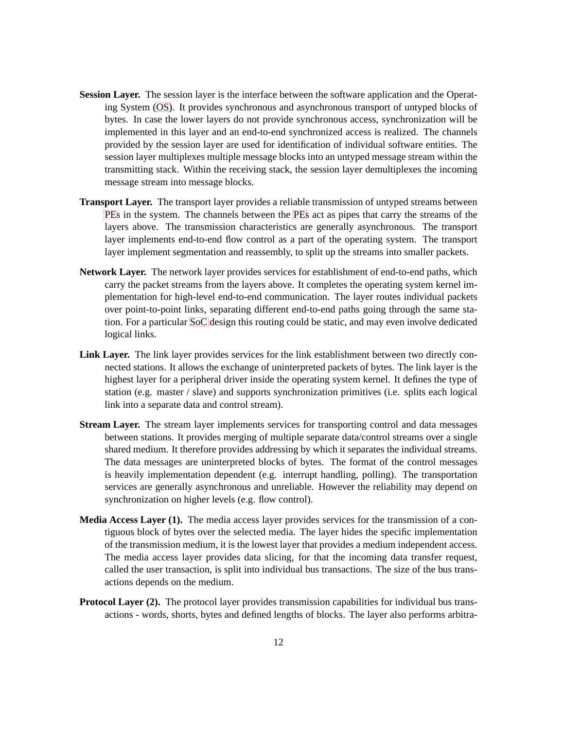**Session Layer.** The session layer is the interface between the software application and the Operating System (OS). It provides synchronous and asynchronous transport of untyped blocks of bytes. In case the lower layers do not provide synchronous access, synchronization will be implemented in this layer and an end-to-end synchronized access is realized. The channels provided by the session layer are used for identification of individual software entities. The session layer multiplexes multiple message blocks into an untyped message stream within the transmitting stack. Within the receiving stack, the session layer demultiplexes the incoming message stream into message blocks.

**Transport Layer.** The transport layer provides a reliable transmission of untyped streams between PEs in the system. The channels between the PEs act as pipes that carry the streams of the layers above. The transmission characteristics are generally asynchronous. The transport layer implements end-to-end flow control as a part of the operating system. The transport layer implement segmentation and reassembly, to split up the streams into smaller packets.

**Network Layer.** The network layer provides services for establishment of end-to-end paths, which carry the packet streams from the layers above. It completes the operating system kernel implementation for high-level end-to-end communication. The layer routes individual packets over point-to-point links, separating different end-to-end paths going through the same station. For a particular SoC design this routing could be static, and may even involve dedicated logical links.

**Link Layer.** The link layer provides services for the link establishment between two directly connected stations. It allows the exchange of uninterpreted packets of bytes. The link layer is the highest layer for a peripheral driver inside the operating system kernel. It defines the type of station (e.g. master / slave) and supports synchronization primitives (i.e. splits each logical link into a separate data and control stream).

**Stream Layer.** The stream layer implements services for transporting control and data messages between stations. It provides merging of multiple separate data/control streams over a single shared medium. It therefore provides addressing by which it separates the individual streams. The data messages are uninterpreted blocks of bytes. The format of the control messages is heavily implementation dependent (e.g. interrupt handling, polling). The transportation services are generally asynchronous and unreliable. However the reliability may depend on synchronization on higher levels (e.g. flow control).

**Media Access Layer (1).** The media access layer provides services for the transmission of a contiguous block of bytes over the selected media. The layer hides the specific implementation of the transmission medium, it is the lowest layer that provides a medium independent access. The media access layer provides data slicing, for that the incoming data transfer request, called the user transaction, is split into individual bus transactions. The size of the bus transactions depends on the medium.

**Protocol Layer (2).** The protocol layer provides transmission capabilities for individual bus transactions - words, shorts, bytes and defined lengths of blocks. The layer also performs arbitra-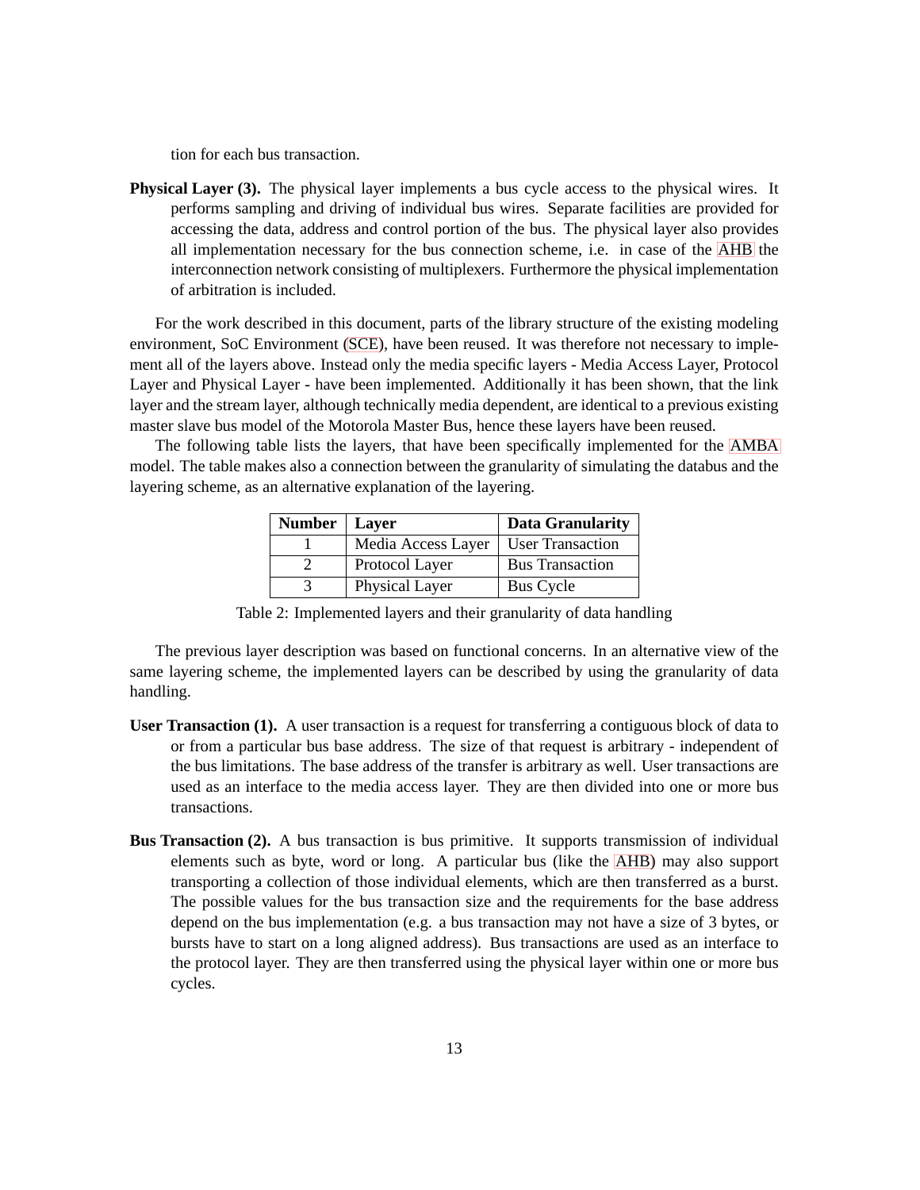tion for each bus transaction.

**Physical Layer (3).** The physical layer implements a bus cycle access to the physical wires. It performs sampling and driving of individual bus wires. Separate facilities are provided for accessing the data, address and control portion of the bus. The physical layer also provides all implementation necessary for the bus connection scheme, i.e. in case of the AHB the interconnection network consisting of multiplexers. Furthermore the physical implementation of arbitration is included.

For the work described in this document, parts of the library structure of the existing modeling environment, SoC Environment (SCE), have been reused. It was therefore not necessary to implement all of the layers above. Instead only the media specific layers - Media Access Layer, Protocol Layer and Physical Layer - have been implemented. Additionally it has been shown, that the link layer and the stream layer, although technically media dependent, are identical to a previous existing master slave bus model of the Motorola Master Bus, hence these layers have been reused.

The following table lists the layers, that have been specifically implemented for the AMBA model. The table makes also a connection between the granularity of simulating the databus and the layering scheme, as an alternative explanation of the layering.

| Number | Layer | Data Granularity |
|---|---|---|
| 1 | Media Access Layer | User Transaction |
| 2 | Protocol Layer | Bus Transaction |
| 3 | Physical Layer | Bus Cycle |

Table 2: Implemented layers and their granularity of data handling

The previous layer description was based on functional concerns. In an alternative view of the same layering scheme, the implemented layers can be described by using the granularity of data handling.

**User Transaction (1).** A user transaction is a request for transferring a contiguous block of data to or from a particular bus base address. The size of that request is arbitrary - independent of the bus limitations. The base address of the transfer is arbitrary as well. User transactions are used as an interface to the media access layer. They are then divided into one or more bus transactions.

**Bus Transaction (2).** A bus transaction is bus primitive. It supports transmission of individual elements such as byte, word or long. A particular bus (like the AHB) may also support transporting a collection of those individual elements, which are then transferred as a burst. The possible values for the bus transaction size and the requirements for the base address depend on the bus implementation (e.g. a bus transaction may not have a size of 3 bytes, or bursts have to start on a long aligned address). Bus transactions are used as an interface to the protocol layer. They are then transferred using the physical layer within one or more bus cycles.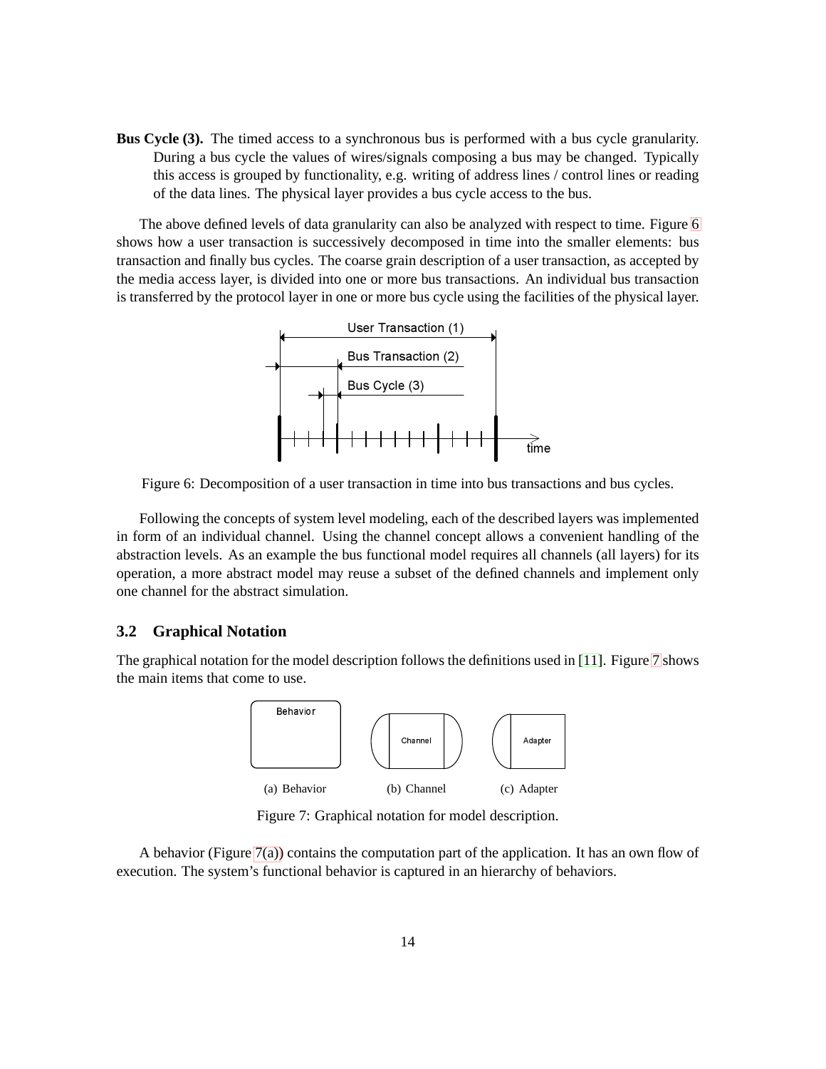**Bus Cycle (3).** The timed access to a synchronous bus is performed with a bus cycle granularity. During a bus cycle the values of wires/signals composing a bus may be changed. Typically this access is grouped by functionality, e.g. writing of address lines / control lines or reading of the data lines. The physical layer provides a bus cycle access to the bus.

The above defined levels of data granularity can also be analyzed with respect to time. Figure 6 shows how a user transaction is successively decomposed in time into the smaller elements: bus transaction and finally bus cycles. The coarse grain description of a user transaction, as accepted by the media access layer, is divided into one or more bus transactions. An individual bus transaction is transferred by the protocol layer in one or more bus cycle using the facilities of the physical layer.

Figure 6: Decomposition of a user transaction in time into bus transactions and bus cycles.

Following the concepts of system level modeling, each of the described layers was implemented in form of an individual channel. Using the channel concept allows a convenient handling of the abstraction levels. As an example the bus functional model requires all channels (all layers) for its operation, a more abstract model may reuse a subset of the defined channels and implement only one channel for the abstract simulation.

## 3.2 Graphical Notation

The graphical notation for the model description follows the definitions used in [11]. Figure 7 shows the main items that come to use.

(a) Behavior (b) Channel (c) Adapter

Figure 7: Graphical notation for model description.

A behavior (Figure 7(a)) contains the computation part of the application. It has an own flow of execution. The system's functional behavior is captured in an hierarchy of behaviors.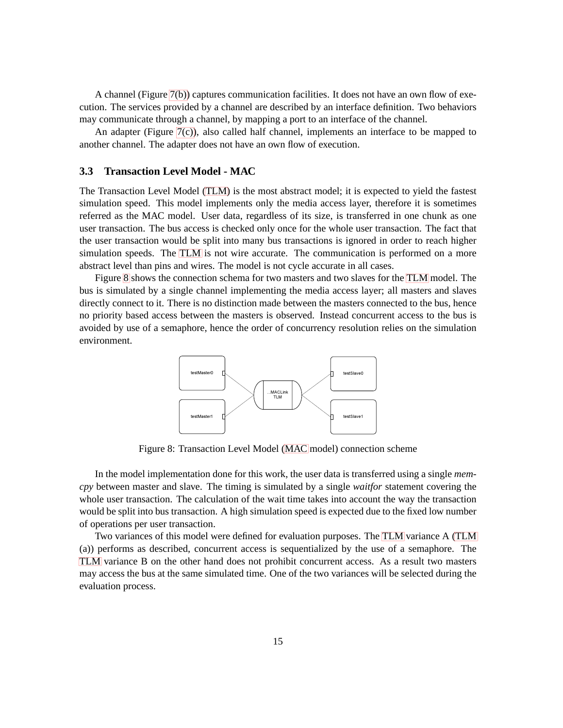A channel (Figure 7(b)) captures communication facilities. It does not have an own flow of execution. The services provided by a channel are described by an interface definition. Two behaviors may communicate through a channel, by mapping a port to an interface of the channel.

An adapter (Figure 7(c)), also called half channel, implements an interface to be mapped to another channel. The adapter does not have an own flow of execution.

### 3.3 Transaction Level Model - MAC

The Transaction Level Model (TLM) is the most abstract model; it is expected to yield the fastest simulation speed. This model implements only the media access layer, therefore it is sometimes referred as the MAC model. User data, regardless of its size, is transferred in one chunk as one user transaction. The bus access is checked only once for the whole user transaction. The fact that the user transaction would be split into many bus transactions is ignored in order to reach higher simulation speeds. The TLM is not wire accurate. The communication is performed on a more abstract level than pins and wires. The model is not cycle accurate in all cases.

Figure 8 shows the connection schema for two masters and two slaves for the TLM model. The bus is simulated by a single channel implementing the media access layer; all masters and slaves directly connect to it. There is no distinction made between the masters connected to the bus, hence no priority based access between the masters is observed. Instead concurrent access to the bus is avoided by use of a semaphore, hence the order of concurrency resolution relies on the simulation environment.

testMaster0 testSlave0 ...MACLink TLM testMaster1 testSlave1

Figure 8: Transaction Level Model (MAC model) connection scheme

In the model implementation done for this work, the user data is transferred using a single *memcpy* between master and slave. The timing is simulated by a single *waitfor* statement covering the whole user transaction. The calculation of the wait time takes into account the way the transaction would be split into bus transaction. A high simulation speed is expected due to the fixed low number of operations per user transaction.

Two variances of this model were defined for evaluation purposes. The TLM variance A (TLM (a)) performs as described, concurrent access is sequentialized by the use of a semaphore. The TLM variance B on the other hand does not prohibit concurrent access. As a result two masters may access the bus at the same simulated time. One of the two variances will be selected during the evaluation process.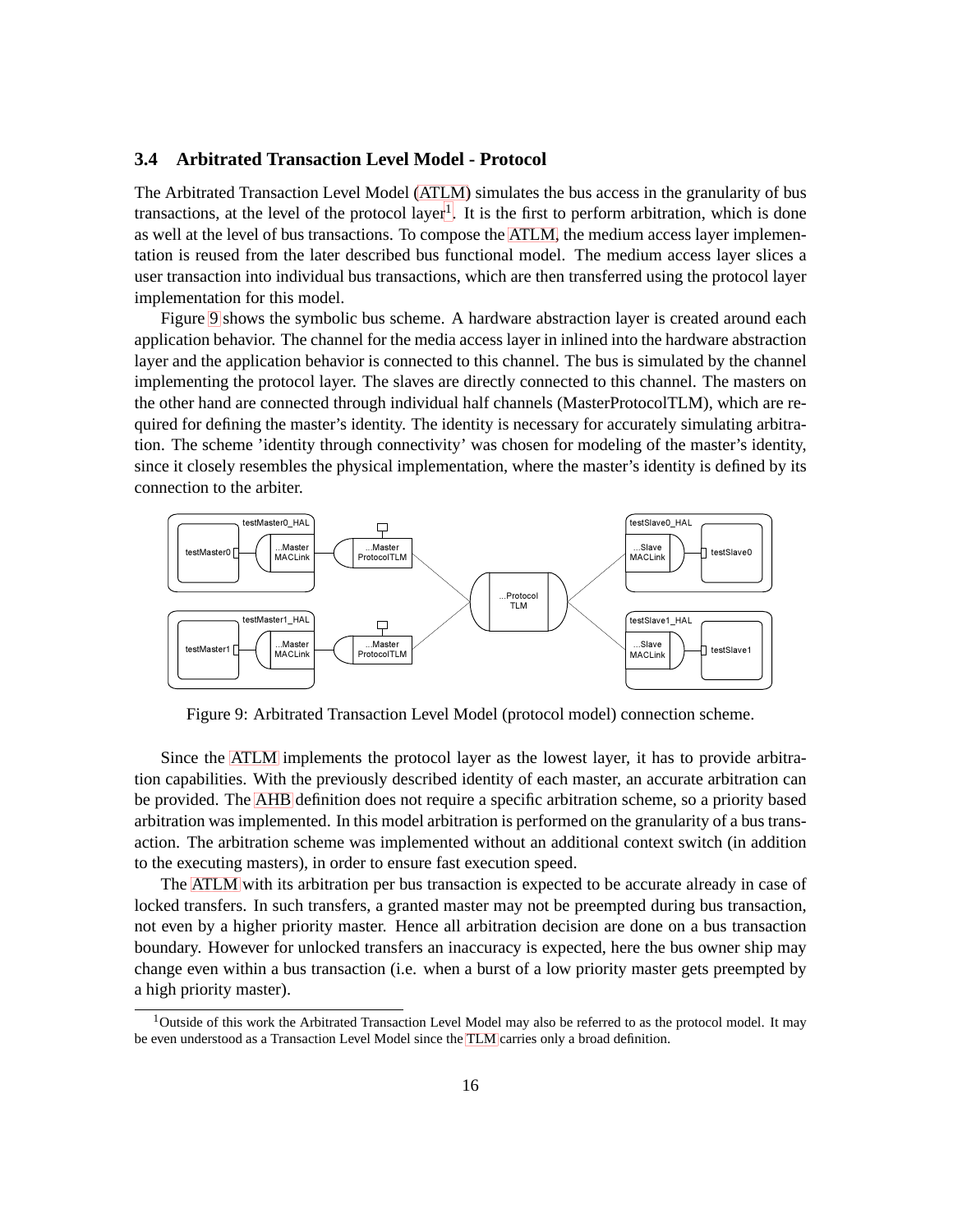### 3.4 Arbitrated Transaction Level Model - Protocol

The Arbitrated Transaction Level Model (ATLM) simulates the bus access in the granularity of bus transactions, at the level of the protocol layer[1]. It is the first to perform arbitration, which is done as well at the level of bus transactions. To compose the ATLM, the medium access layer implementation is reused from the later described bus functional model. The medium access layer slices a user transaction into individual bus transactions, which are then transferred using the protocol layer implementation for this model.

Figure 9 shows the symbolic bus scheme. A hardware abstraction layer is created around each application behavior. The channel for the media access layer in inlined into the hardware abstraction layer and the application behavior is connected to this channel. The bus is simulated by the channel implementing the protocol layer. The slaves are directly connected to this channel. The masters on the other hand are connected through individual half channels (MasterProtocolTLM), which are required for defining the master's identity. The identity is necessary for accurately simulating arbitration. The scheme 'identity through connectivity' was chosen for modeling of the master's identity, since it closely resembles the physical implementation, where the master's identity is defined by its connection to the arbiter.

Figure 9: Arbitrated Transaction Level Model (protocol model) connection scheme.

Since the ATLM implements the protocol layer as the lowest layer, it has to provide arbitration capabilities. With the previously described identity of each master, an accurate arbitration can be provided. The AHB definition does not require a specific arbitration scheme, so a priority based arbitration was implemented. In this model arbitration is performed on the granularity of a bus transaction. The arbitration scheme was implemented without an additional context switch (in addition to the executing masters), in order to ensure fast execution speed.

The ATLM with its arbitration per bus transaction is expected to be accurate already in case of locked transfers. In such transfers, a granted master may not be preempted during bus transaction, not even by a higher priority master. Hence all arbitration decision are done on a bus transaction boundary. However for unlocked transfers an inaccuracy is expected, here the bus owner ship may change even within a bus transaction (i.e. when a burst of a low priority master gets preempted by a high priority master).

[1] Outside of this work the Arbitrated Transaction Level Model may also be referred to as the protocol model. It may be even understood as a Transaction Level Model since the TLM carries only a broad definition.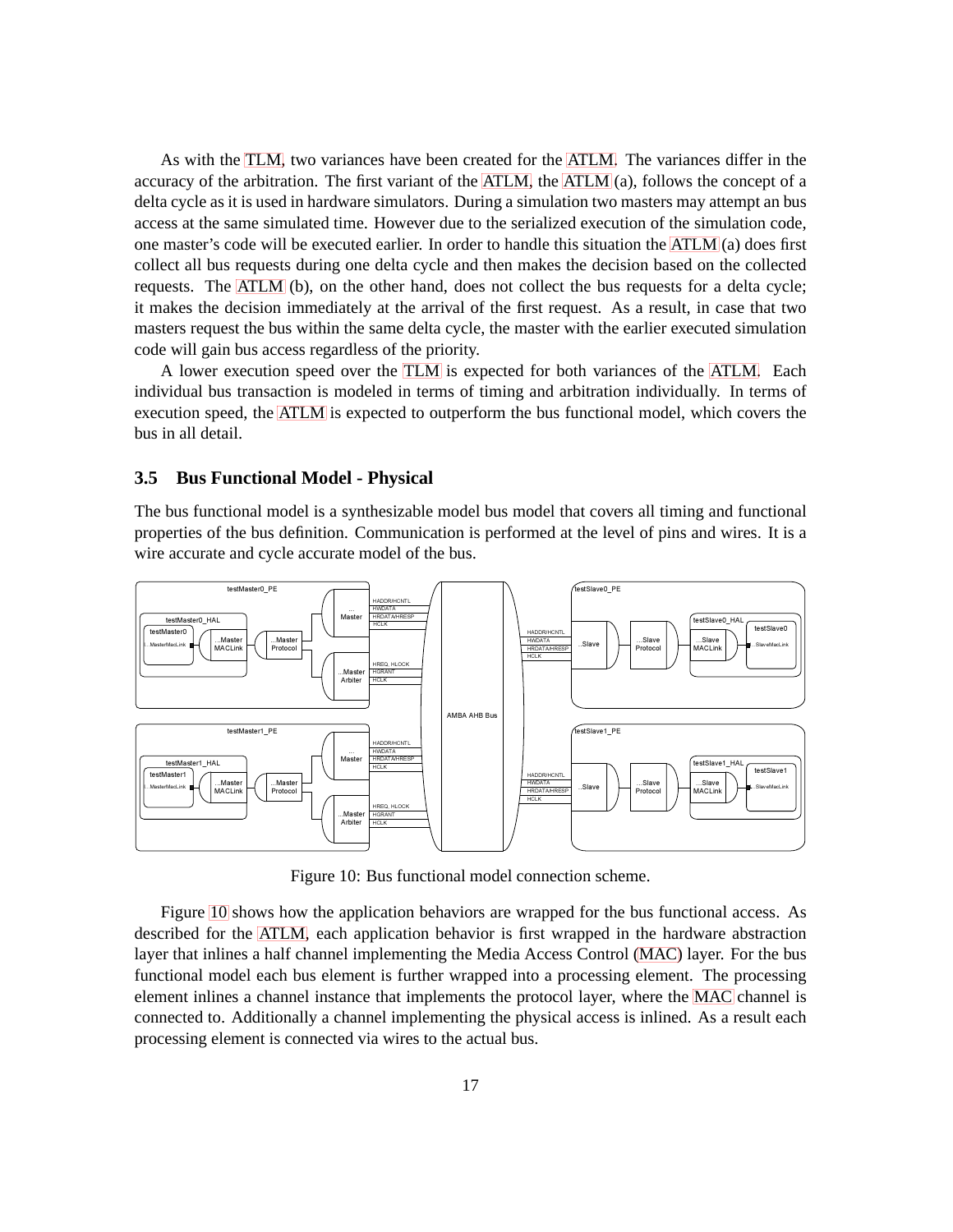As with the TLM, two variances have been created for the ATLM. The variances differ in the accuracy of the arbitration. The first variant of the ATLM, the ATLM (a), follows the concept of a delta cycle as it is used in hardware simulators. During a simulation two masters may attempt an bus access at the same simulated time. However due to the serialized execution of the simulation code, one master's code will be executed earlier. In order to handle this situation the ATLM (a) does first collect all bus requests during one delta cycle and then makes the decision based on the collected requests. The ATLM (b), on the other hand, does not collect the bus requests for a delta cycle; it makes the decision immediately at the arrival of the first request. As a result, in case that two masters request the bus within the same delta cycle, the master with the earlier executed simulation code will gain bus access regardless of the priority.

A lower execution speed over the TLM is expected for both variances of the ATLM. Each individual bus transaction is modeled in terms of timing and arbitration individually. In terms of execution speed, the ATLM is expected to outperform the bus functional model, which covers the bus in all detail.

### 3.5 Bus Functional Model - Physical

The bus functional model is a synthesizable model bus model that covers all timing and functional properties of the bus definition. Communication is performed at the level of pins and wires. It is a wire accurate and cycle accurate model of the bus.

Figure 10: Bus functional model connection scheme.

Figure 10 shows how the application behaviors are wrapped for the bus functional access. As described for the ATLM, each application behavior is first wrapped in the hardware abstraction layer that inlines a half channel implementing the Media Access Control (MAC) layer. For the bus functional model each bus element is further wrapped into a processing element. The processing element inlines a channel instance that implements the protocol layer, where the MAC channel is connected to. Additionally a channel implementing the physical access is inlined. As a result each processing element is connected via wires to the actual bus.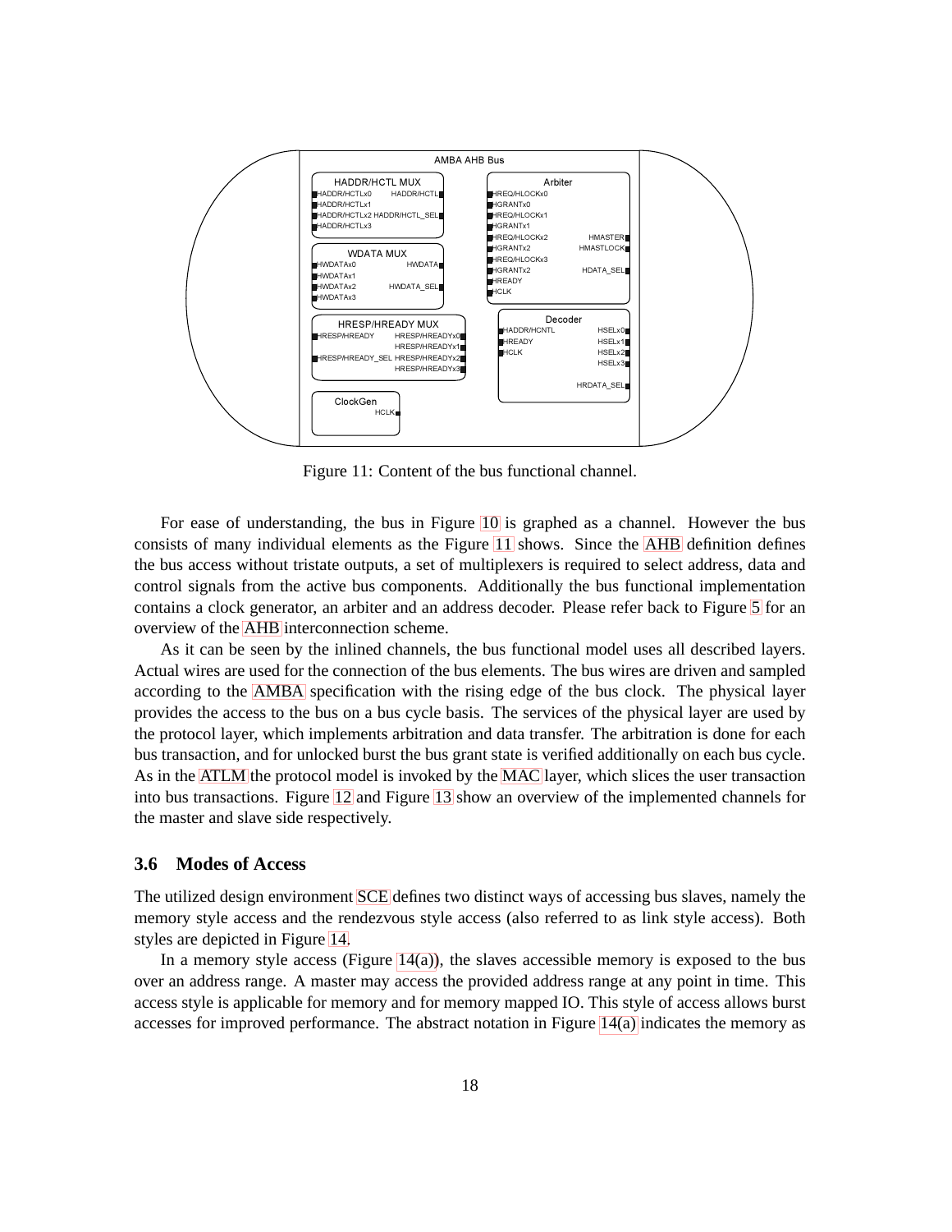Figure 11: Content of the bus functional channel.

For ease of understanding, the bus in Figure 10 is graphed as a channel. However the bus consists of many individual elements as the Figure 11 shows. Since the AHB definition defines the bus access without tristate outputs, a set of multiplexers is required to select address, data and control signals from the active bus components. Additionally the bus functional implementation contains a clock generator, an arbiter and an address decoder. Please refer back to Figure 5 for an overview of the AHB interconnection scheme.

As it can be seen by the inlined channels, the bus functional model uses all described layers. Actual wires are used for the connection of the bus elements. The bus wires are driven and sampled according to the AMBA specification with the rising edge of the bus clock. The physical layer provides the access to the bus on a bus cycle basis. The services of the physical layer are used by the protocol layer, which implements arbitration and data transfer. The arbitration is done for each bus transaction, and for unlocked burst the bus grant state is verified additionally on each bus cycle. As in the ATLM the protocol model is invoked by the MAC layer, which slices the user transaction into bus transactions. Figure 12 and Figure 13 show an overview of the implemented channels for the master and slave side respectively.

### 3.6 Modes of Access

The utilized design environment SCE defines two distinct ways of accessing bus slaves, namely the memory style access and the rendezvous style access (also referred to as link style access). Both styles are depicted in Figure 14.

In a memory style access (Figure 14(a)), the slaves accessible memory is exposed to the bus over an address range. A master may access the provided address range at any point in time. This access style is applicable for memory and for memory mapped IO. This style of access allows burst accesses for improved performance. The abstract notation in Figure 14(a) indicates the memory as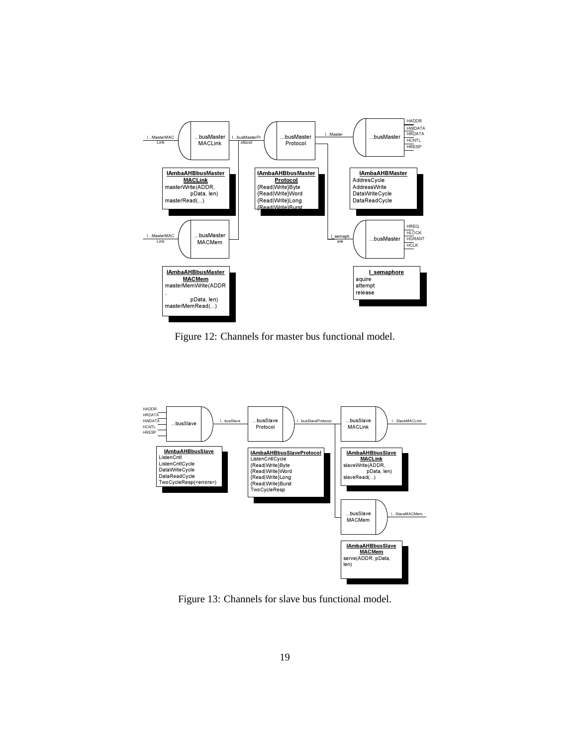Figure 12: Channels for master bus functional model.

Figure 13: Channels for slave bus functional model.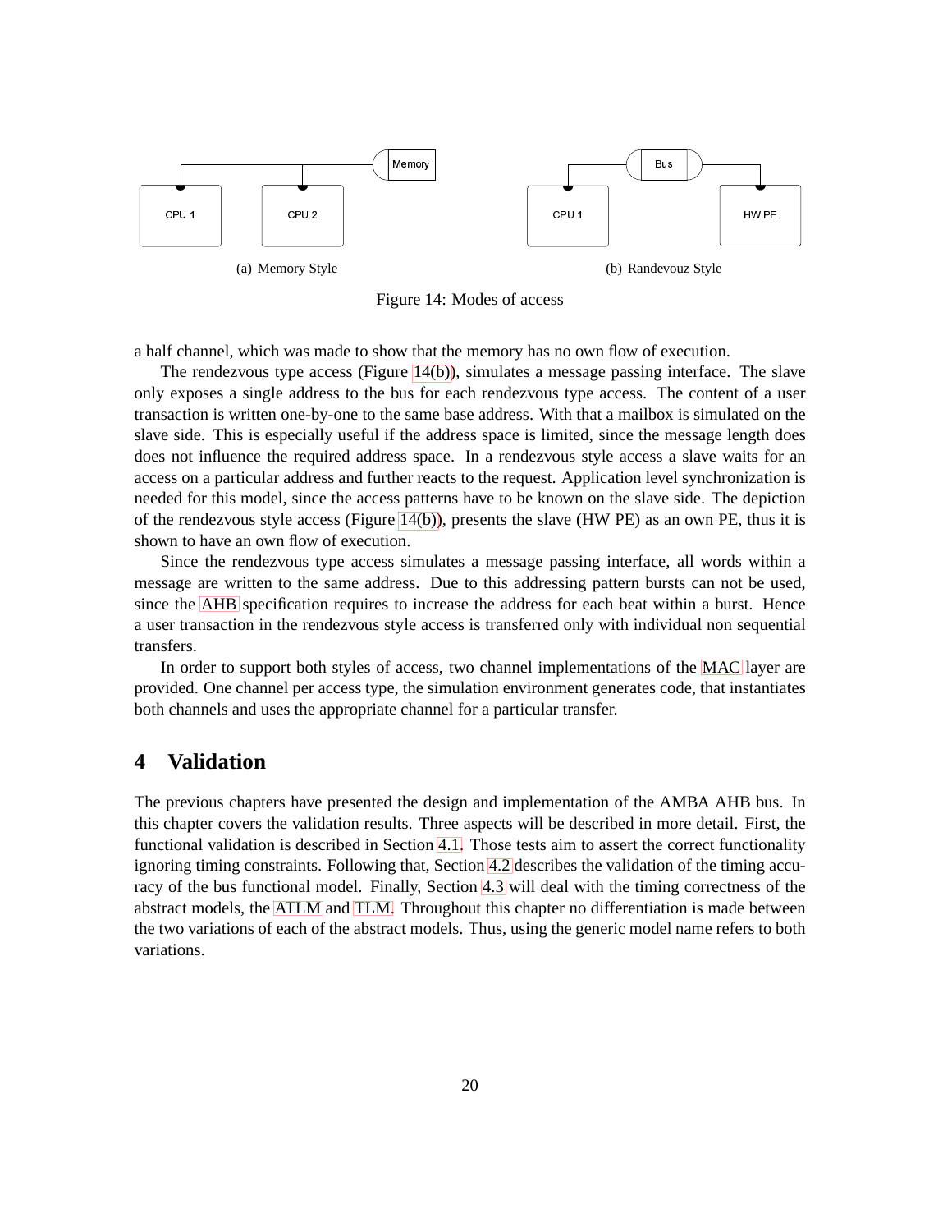(a) Memory Style

(b) Randevouz Style

Figure 14: Modes of access

a half channel, which was made to show that the memory has no own flow of execution.

The rendezvous type access (Figure 14(b)), simulates a message passing interface. The slave only exposes a single address to the bus for each rendezvous type access. The content of a user transaction is written one-by-one to the same base address. With that a mailbox is simulated on the slave side. This is especially useful if the address space is limited, since the message length does does not influence the required address space. In a rendezvous style access a slave waits for an access on a particular address and further reacts to the request. Application level synchronization is needed for this model, since the access patterns have to be known on the slave side. The depiction of the rendezvous style access (Figure 14(b)), presents the slave (HW PE) as an own PE, thus it is shown to have an own flow of execution.

Since the rendezvous type access simulates a message passing interface, all words within a message are written to the same address. Due to this addressing pattern bursts can not be used, since the AHB specification requires to increase the address for each beat within a burst. Hence a user transaction in the rendezvous style access is transferred only with individual non sequential transfers.

In order to support both styles of access, two channel implementations of the MAC layer are provided. One channel per access type, the simulation environment generates code, that instantiates both channels and uses the appropriate channel for a particular transfer.

# 4 Validation

The previous chapters have presented the design and implementation of the AMBA AHB bus. In this chapter covers the validation results. Three aspects will be described in more detail. First, the functional validation is described in Section 4.1. Those tests aim to assert the correct functionality ignoring timing constraints. Following that, Section 4.2 describes the validation of the timing accuracy of the bus functional model. Finally, Section 4.3 will deal with the timing correctness of the abstract models, the ATLM and TLM. Throughout this chapter no differentiation is made between the two variations of each of the abstract models. Thus, using the generic model name refers to both variations.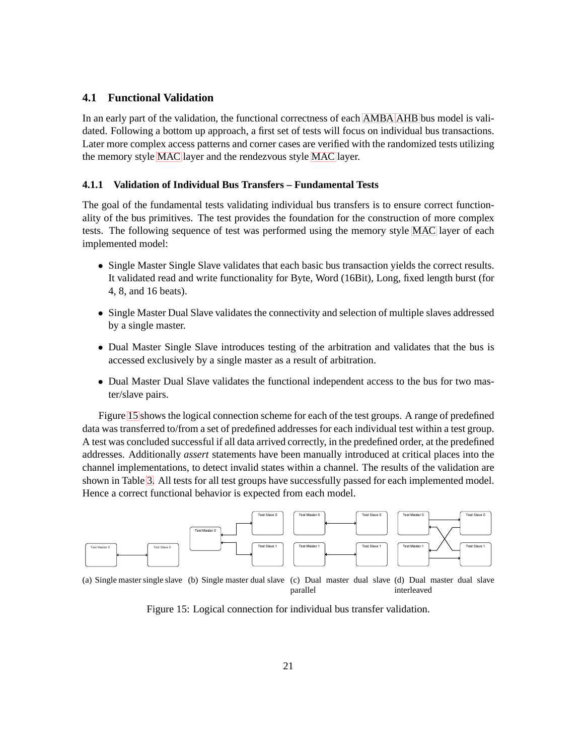## 4.1 Functional Validation

In an early part of the validation, the functional correctness of each AMBA AHB bus model is validated. Following a bottom up approach, a first set of tests will focus on individual bus transactions. Later more complex access patterns and corner cases are verified with the randomized tests utilizing the memory style MAC layer and the rendezvous style MAC layer.

### 4.1.1 Validation of Individual Bus Transfers – Fundamental Tests

The goal of the fundamental tests validating individual bus transfers is to ensure correct functionality of the bus primitives. The test provides the foundation for the construction of more complex tests. The following sequence of test was performed using the memory style MAC layer of each implemented model:

- Single Master Single Slave validates that each basic bus transaction yields the correct results. It validated read and write functionality for Byte, Word (16Bit), Long, fixed length burst (for 4, 8, and 16 beats).
- Single Master Dual Slave validates the connectivity and selection of multiple slaves addressed by a single master.
- Dual Master Single Slave introduces testing of the arbitration and validates that the bus is accessed exclusively by a single master as a result of arbitration.
- Dual Master Dual Slave validates the functional independent access to the bus for two master/slave pairs.

Figure 15 shows the logical connection scheme for each of the test groups. A range of predefined data was transferred to/from a set of predefined addresses for each individual test within a test group. A test was concluded successful if all data arrived correctly, in the predefined order, at the predefined addresses. Additionally *assert* statements have been manually introduced at critical places into the channel implementations, to detect invalid states within a channel. The results of the validation are shown in Table 3. All tests for all test groups have successfully passed for each implemented model. Hence a correct functional behavior is expected from each model.

(a) Single master single slave (b) Single master dual slave (c) Dual master dual slave parallel (d) Dual master dual slave interleaved

Figure 15: Logical connection for individual bus transfer validation.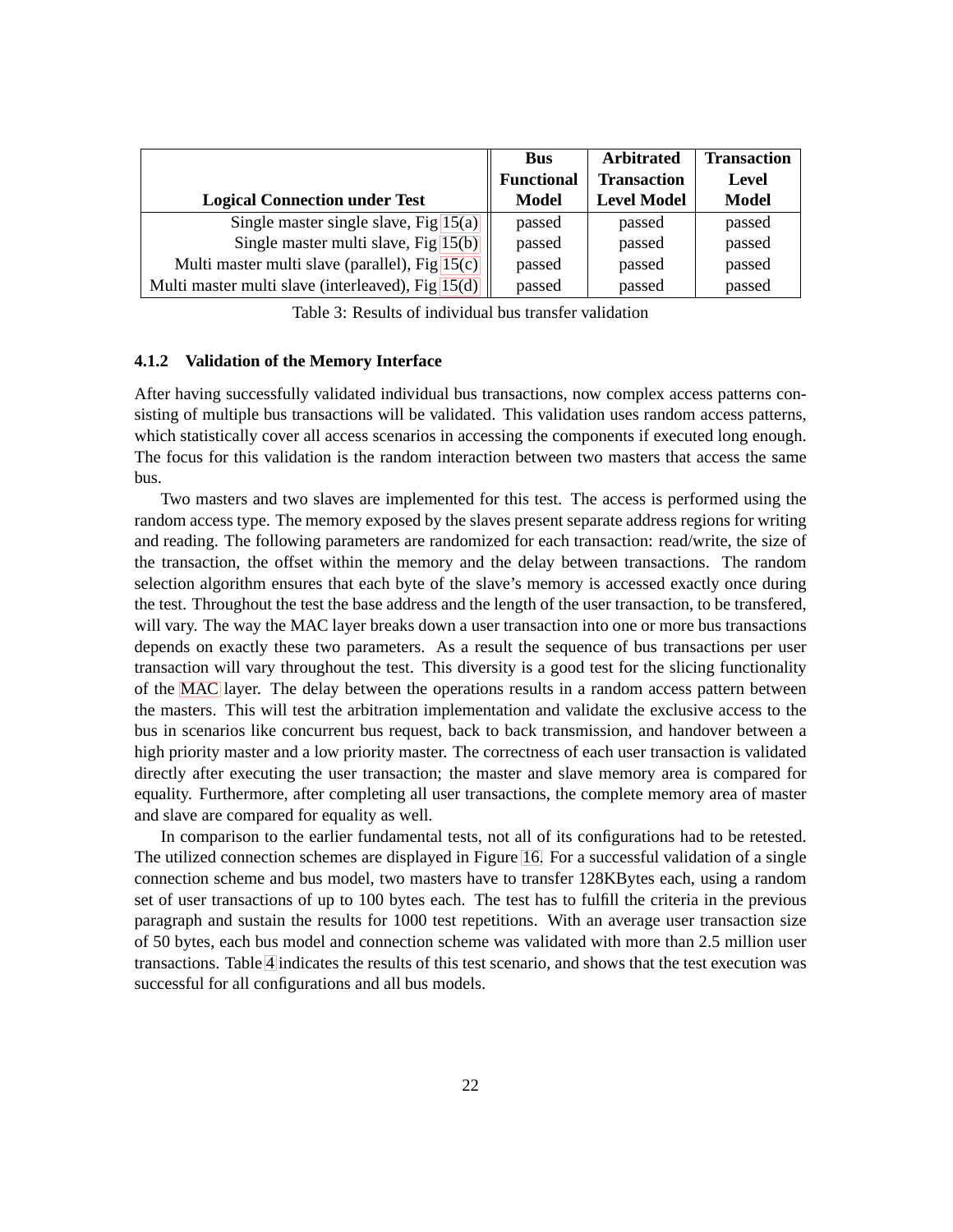| Logical Connection under Test | Bus Functional Model | Arbitrated Transaction Level Model | Transaction Level Model |
|---|---|---|---|
| Single master single slave, Fig 15(a) | passed | passed | passed |
| Single master multi slave, Fig 15(b) | passed | passed | passed |
| Multi master multi slave (parallel), Fig 15(c) | passed | passed | passed |
| Multi master multi slave (interleaved), Fig 15(d) | passed | passed | passed |

Table 3: Results of individual bus transfer validation

#### 4.1.2 Validation of the Memory Interface

After having successfully validated individual bus transactions, now complex access patterns consisting of multiple bus transactions will be validated. This validation uses random access patterns, which statistically cover all access scenarios in accessing the components if executed long enough. The focus for this validation is the random interaction between two masters that access the same bus.

Two masters and two slaves are implemented for this test. The access is performed using the random access type. The memory exposed by the slaves present separate address regions for writing and reading. The following parameters are randomized for each transaction: read/write, the size of the transaction, the offset within the memory and the delay between transactions. The random selection algorithm ensures that each byte of the slave's memory is accessed exactly once during the test. Throughout the test the base address and the length of the user transaction, to be transfered, will vary. The way the MAC layer breaks down a user transaction into one or more bus transactions depends on exactly these two parameters. As a result the sequence of bus transactions per user transaction will vary throughout the test. This diversity is a good test for the slicing functionality of the MAC layer. The delay between the operations results in a random access pattern between the masters. This will test the arbitration implementation and validate the exclusive access to the bus in scenarios like concurrent bus request, back to back transmission, and handover between a high priority master and a low priority master. The correctness of each user transaction is validated directly after executing the user transaction; the master and slave memory area is compared for equality. Furthermore, after completing all user transactions, the complete memory area of master and slave are compared for equality as well.

In comparison to the earlier fundamental tests, not all of its configurations had to be retested. The utilized connection schemes are displayed in Figure 16. For a successful validation of a single connection scheme and bus model, two masters have to transfer 128KBytes each, using a random set of user transactions of up to 100 bytes each. The test has to fulfill the criteria in the previous paragraph and sustain the results for 1000 test repetitions. With an average user transaction size of 50 bytes, each bus model and connection scheme was validated with more than 2.5 million user transactions. Table 4 indicates the results of this test scenario, and shows that the test execution was successful for all configurations and all bus models.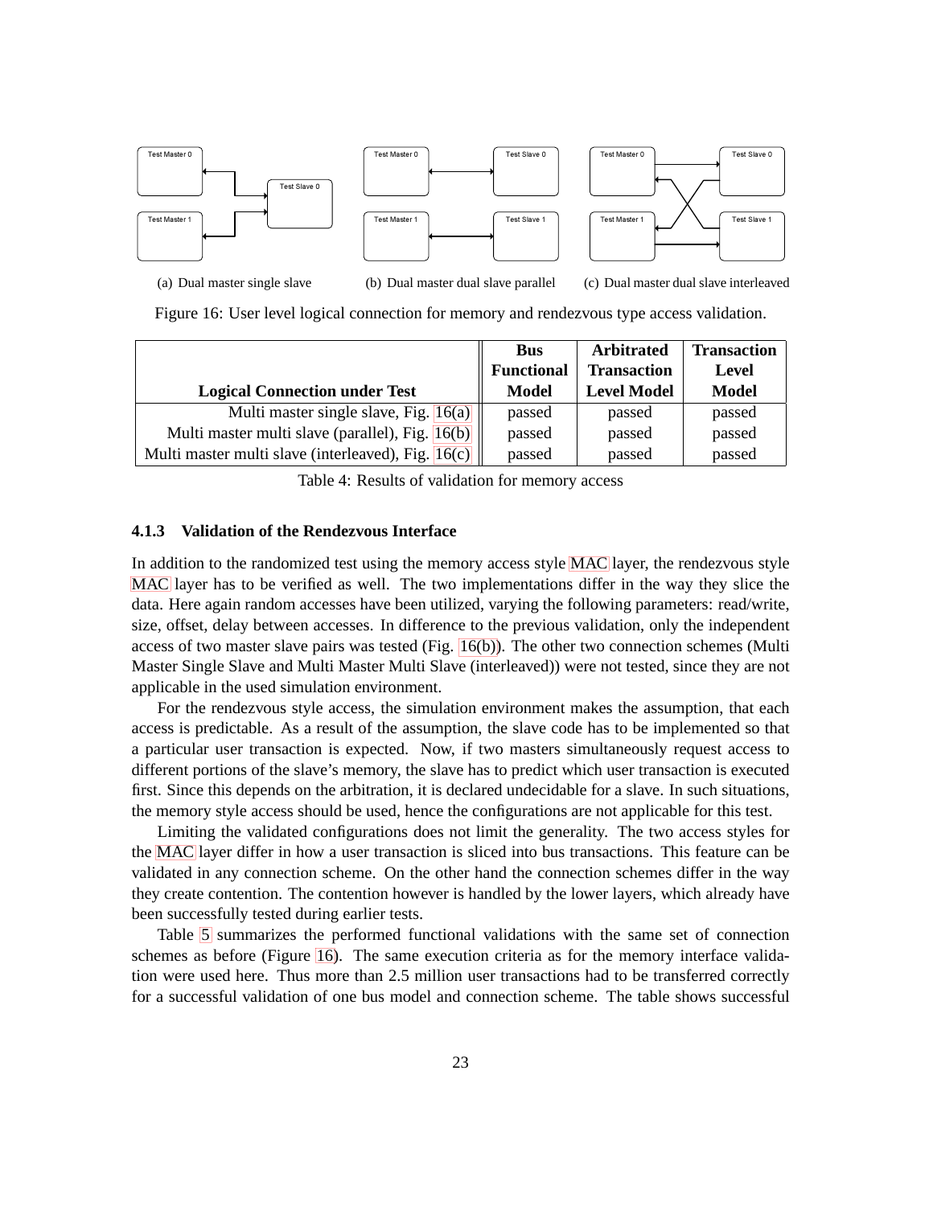(a) Dual master single slave

(b) Dual master dual slave parallel

(c) Dual master dual slave interleaved

Figure 16: User level logical connection for memory and rendezvous type access validation.

| Logical Connection under Test | Bus Functional Model | Arbitrated Transaction Level Model | Transaction Level Model |
|---|---|---|---|
| Multi master single slave, Fig. 16(a) | passed | passed | passed |
| Multi master multi slave (parallel), Fig. 16(b) | passed | passed | passed |
| Multi master multi slave (interleaved), Fig. 16(c) | passed | passed | passed |

Table 4: Results of validation for memory access

### 4.1.3 Validation of the Rendezvous Interface

In addition to the randomized test using the memory access style MAC layer, the rendezvous style MAC layer has to be verified as well. The two implementations differ in the way they slice the data. Here again random accesses have been utilized, varying the following parameters: read/write, size, offset, delay between accesses. In difference to the previous validation, only the independent access of two master slave pairs was tested (Fig. 16(b)). The other two connection schemes (Multi Master Single Slave and Multi Master Multi Slave (interleaved)) were not tested, since they are not applicable in the used simulation environment.

For the rendezvous style access, the simulation environment makes the assumption, that each access is predictable. As a result of the assumption, the slave code has to be implemented so that a particular user transaction is expected. Now, if two masters simultaneously request access to different portions of the slave's memory, the slave has to predict which user transaction is executed first. Since this depends on the arbitration, it is declared undecidable for a slave. In such situations, the memory style access should be used, hence the configurations are not applicable for this test.

Limiting the validated configurations does not limit the generality. The two access styles for the MAC layer differ in how a user transaction is sliced into bus transactions. This feature can be validated in any connection scheme. On the other hand the connection schemes differ in the way they create contention. The contention however is handled by the lower layers, which already have been successfully tested during earlier tests.

Table 5 summarizes the performed functional validations with the same set of connection schemes as before (Figure 16). The same execution criteria as for the memory interface validation were used here. Thus more than 2.5 million user transactions had to be transferred correctly for a successful validation of one bus model and connection scheme. The table shows successful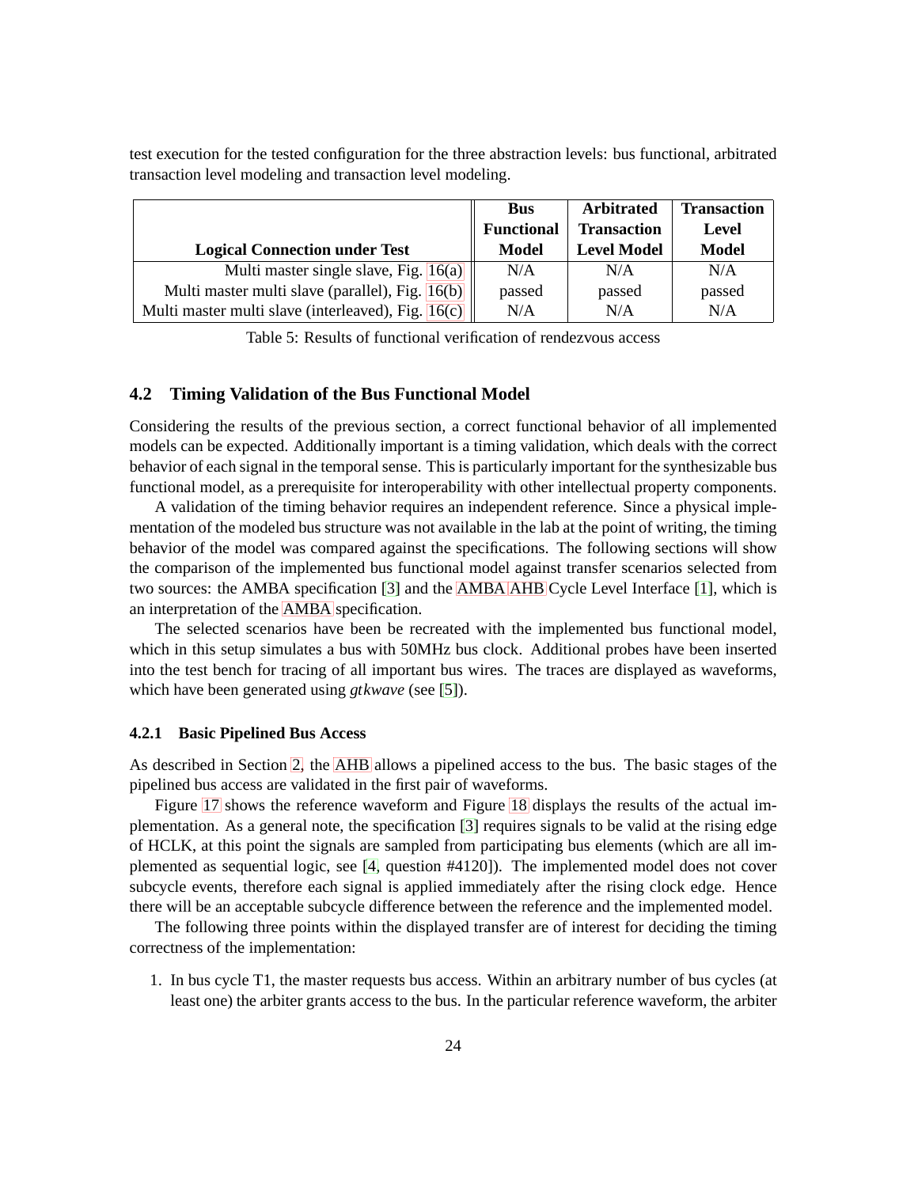test execution for the tested configuration for the three abstraction levels: bus functional, arbitrated transaction level modeling and transaction level modeling.

| Logical Connection under Test | Bus Functional Model | Arbitrated Transaction Level Model | Transaction Level Model |
|---|---|---|---|
| Multi master single slave, Fig. 16(a) | N/A | N/A | N/A |
| Multi master multi slave (parallel), Fig. 16(b) | passed | passed | passed |
| Multi master multi slave (interleaved), Fig. 16(c) | N/A | N/A | N/A |

Table 5: Results of functional verification of rendezvous access

## 4.2 Timing Validation of the Bus Functional Model

Considering the results of the previous section, a correct functional behavior of all implemented models can be expected. Additionally important is a timing validation, which deals with the correct behavior of each signal in the temporal sense. This is particularly important for the synthesizable bus functional model, as a prerequisite for interoperability with other intellectual property components.

A validation of the timing behavior requires an independent reference. Since a physical implementation of the modeled bus structure was not available in the lab at the point of writing, the timing behavior of the model was compared against the specifications. The following sections will show the comparison of the implemented bus functional model against transfer scenarios selected from two sources: the AMBA specification [3] and the AMBA AHB Cycle Level Interface [1], which is an interpretation of the AMBA specification.

The selected scenarios have been be recreated with the implemented bus functional model, which in this setup simulates a bus with 50MHz bus clock. Additional probes have been inserted into the test bench for tracing of all important bus wires. The traces are displayed as waveforms, which have been generated using *gtkwave* (see [5]).

### 4.2.1 Basic Pipelined Bus Access

As described in Section 2, the AHB allows a pipelined access to the bus. The basic stages of the pipelined bus access are validated in the first pair of waveforms.

Figure 17 shows the reference waveform and Figure 18 displays the results of the actual implementation. As a general note, the specification [3] requires signals to be valid at the rising edge of HCLK, at this point the signals are sampled from participating bus elements (which are all implemented as sequential logic, see [4, question #4120]). The implemented model does not cover subcycle events, therefore each signal is applied immediately after the rising clock edge. Hence there will be an acceptable subcycle difference between the reference and the implemented model.

The following three points within the displayed transfer are of interest for deciding the timing correctness of the implementation:

1. In bus cycle T1, the master requests bus access. Within an arbitrary number of bus cycles (at least one) the arbiter grants access to the bus. In the particular reference waveform, the arbiter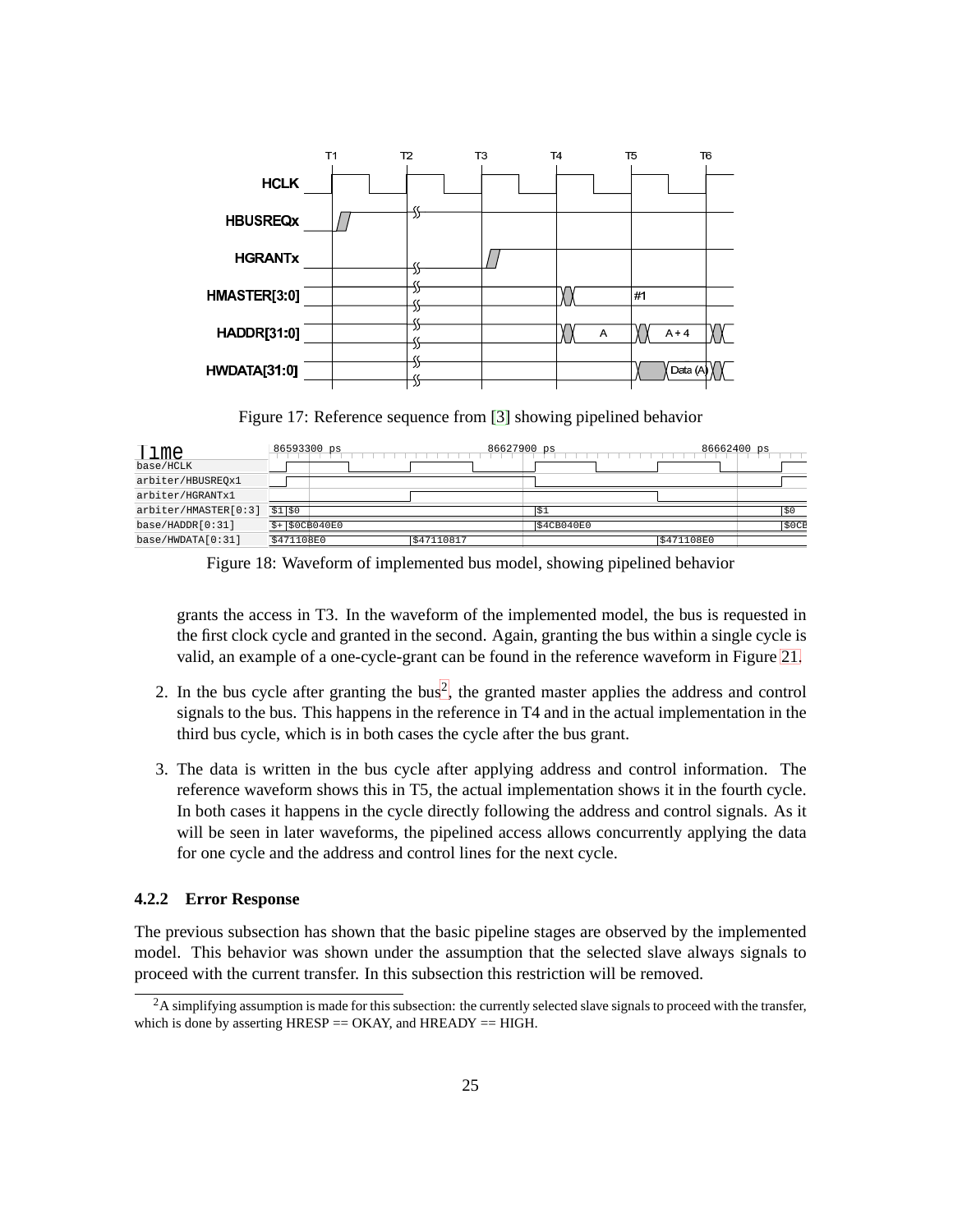Figure 17: Reference sequence from [3] showing pipelined behavior

Figure 18: Waveform of implemented bus model, showing pipelined behavior

grants the access in T3. In the waveform of the implemented model, the bus is requested in the first clock cycle and granted in the second. Again, granting the bus within a single cycle is valid, an example of a one-cycle-grant can be found in the reference waveform in Figure 21.

2. In the bus cycle after granting the bus[2], the granted master applies the address and control signals to the bus. This happens in the reference in T4 and in the actual implementation in the third bus cycle, which is in both cases the cycle after the bus grant.

3. The data is written in the bus cycle after applying address and control information. The reference waveform shows this in T5, the actual implementation shows it in the fourth cycle. In both cases it happens in the cycle directly following the address and control signals. As it will be seen in later waveforms, the pipelined access allows concurrently applying the data for one cycle and the address and control lines for the next cycle.

### 4.2.2 Error Response

The previous subsection has shown that the basic pipeline stages are observed by the implemented model. This behavior was shown under the assumption that the selected slave always signals to proceed with the current transfer. In this subsection this restriction will be removed.

[2] A simplifying assumption is made for this subsection: the currently selected slave signals to proceed with the transfer, which is done by asserting HRESP == OKAY, and HREADY == HIGH.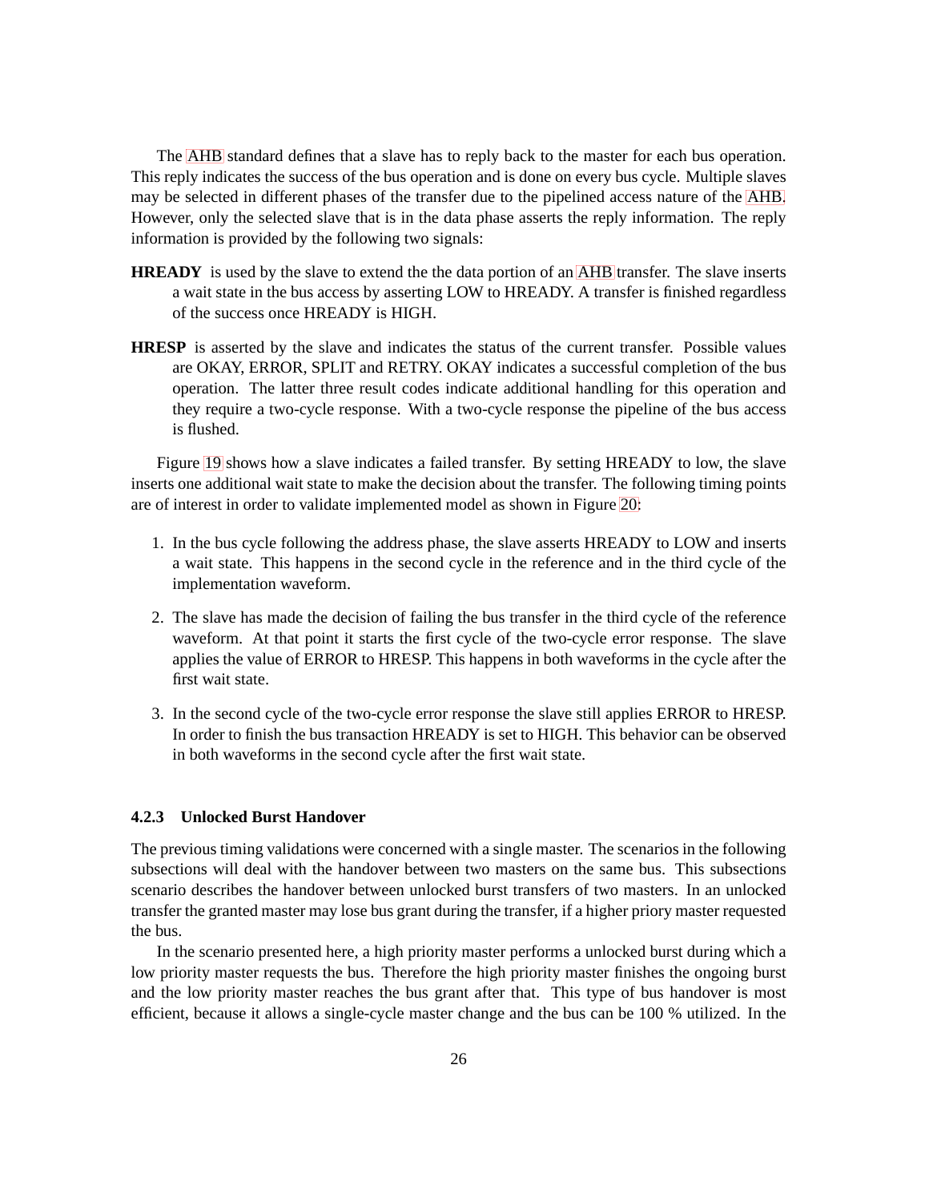The AHB standard defines that a slave has to reply back to the master for each bus operation. This reply indicates the success of the bus operation and is done on every bus cycle. Multiple slaves may be selected in different phases of the transfer due to the pipelined access nature of the AHB. However, only the selected slave that is in the data phase asserts the reply information. The reply information is provided by the following two signals:

**HREADY** is used by the slave to extend the the data portion of an AHB transfer. The slave inserts a wait state in the bus access by asserting LOW to HREADY. A transfer is finished regardless of the success once HREADY is HIGH.

**HRESP** is asserted by the slave and indicates the status of the current transfer. Possible values are OKAY, ERROR, SPLIT and RETRY. OKAY indicates a successful completion of the bus operation. The latter three result codes indicate additional handling for this operation and they require a two-cycle response. With a two-cycle response the pipeline of the bus access is flushed.

Figure 19 shows how a slave indicates a failed transfer. By setting HREADY to low, the slave inserts one additional wait state to make the decision about the transfer. The following timing points are of interest in order to validate implemented model as shown in Figure 20:

1. In the bus cycle following the address phase, the slave asserts HREADY to LOW and inserts a wait state. This happens in the second cycle in the reference and in the third cycle of the implementation waveform.
2. The slave has made the decision of failing the bus transfer in the third cycle of the reference waveform. At that point it starts the first cycle of the two-cycle error response. The slave applies the value of ERROR to HRESP. This happens in both waveforms in the cycle after the first wait state.
3. In the second cycle of the two-cycle error response the slave still applies ERROR to HRESP. In order to finish the bus transaction HREADY is set to HIGH. This behavior can be observed in both waveforms in the second cycle after the first wait state.

### 4.2.3 Unlocked Burst Handover

The previous timing validations were concerned with a single master. The scenarios in the following subsections will deal with the handover between two masters on the same bus. This subsections scenario describes the handover between unlocked burst transfers of two masters. In an unlocked transfer the granted master may lose bus grant during the transfer, if a higher priory master requested the bus.

In the scenario presented here, a high priority master performs a unlocked burst during which a low priority master requests the bus. Therefore the high priority master finishes the ongoing burst and the low priority master reaches the bus grant after that. This type of bus handover is most efficient, because it allows a single-cycle master change and the bus can be 100 % utilized. In the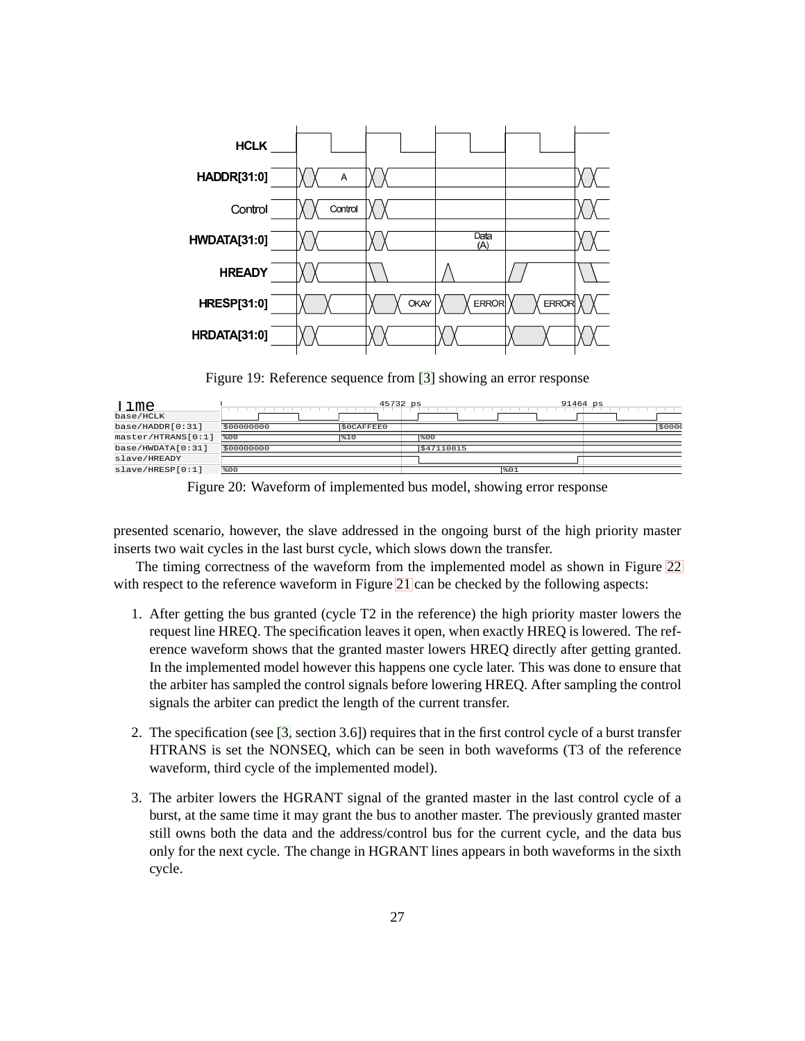Figure 19: Reference sequence from [3] showing an error response

Figure 20: Waveform of implemented bus model, showing error response

presented scenario, however, the slave addressed in the ongoing burst of the high priority master inserts two wait cycles in the last burst cycle, which slows down the transfer.

The timing correctness of the waveform from the implemented model as shown in Figure 22 with respect to the reference waveform in Figure 21 can be checked by the following aspects:

1. After getting the bus granted (cycle T2 in the reference) the high priority master lowers the request line HREQ. The specification leaves it open, when exactly HREQ is lowered. The reference waveform shows that the granted master lowers HREQ directly after getting granted. In the implemented model however this happens one cycle later. This was done to ensure that the arbiter has sampled the control signals before lowering HREQ. After sampling the control signals the arbiter can predict the length of the current transfer.

2. The specification (see [3, section 3.6]) requires that in the first control cycle of a burst transfer HTRANS is set the NONSEQ, which can be seen in both waveforms (T3 of the reference waveform, third cycle of the implemented model).

3. The arbiter lowers the HGRANT signal of the granted master in the last control cycle of a burst, at the same time it may grant the bus to another master. The previously granted master still owns both the data and the address/control bus for the current cycle, and the data bus only for the next cycle. The change in HGRANT lines appears in both waveforms in the sixth cycle.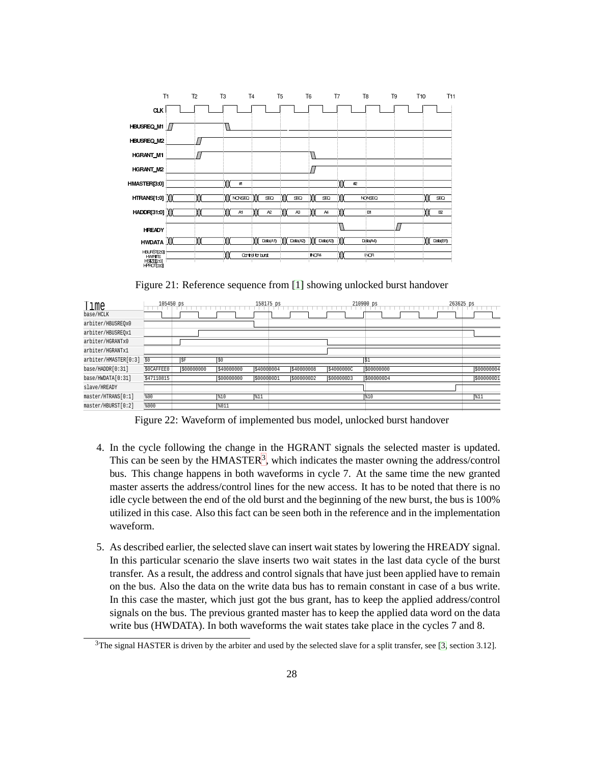Figure 21: Reference sequence from [1] showing unlocked burst handover

Figure 22: Waveform of implemented bus model, unlocked burst handover

4. In the cycle following the change in the HGRANT signals the selected master is updated. This can be seen by the HMASTER[3], which indicates the master owning the address/control bus. This change happens in both waveforms in cycle 7. At the same time the new granted master asserts the address/control lines for the new access. It has to be noted that there is no idle cycle between the end of the old burst and the beginning of the new burst, the bus is 100% utilized in this case. Also this fact can be seen both in the reference and in the implementation waveform.

5. As described earlier, the selected slave can insert wait states by lowering the HREADY signal. In this particular scenario the slave inserts two wait states in the last data cycle of the burst transfer. As a result, the address and control signals that have just been applied have to remain on the bus. Also the data on the write data bus has to remain constant in case of a bus write. In this case the master, which just got the bus grant, has to keep the applied address/control signals on the bus. The previous granted master has to keep the applied data word on the data write bus (HWDATA). In both waveforms the wait states take place in the cycles 7 and 8.

[3]The signal HASTER is driven by the arbiter and used by the selected slave for a split transfer, see [3, section 3.12].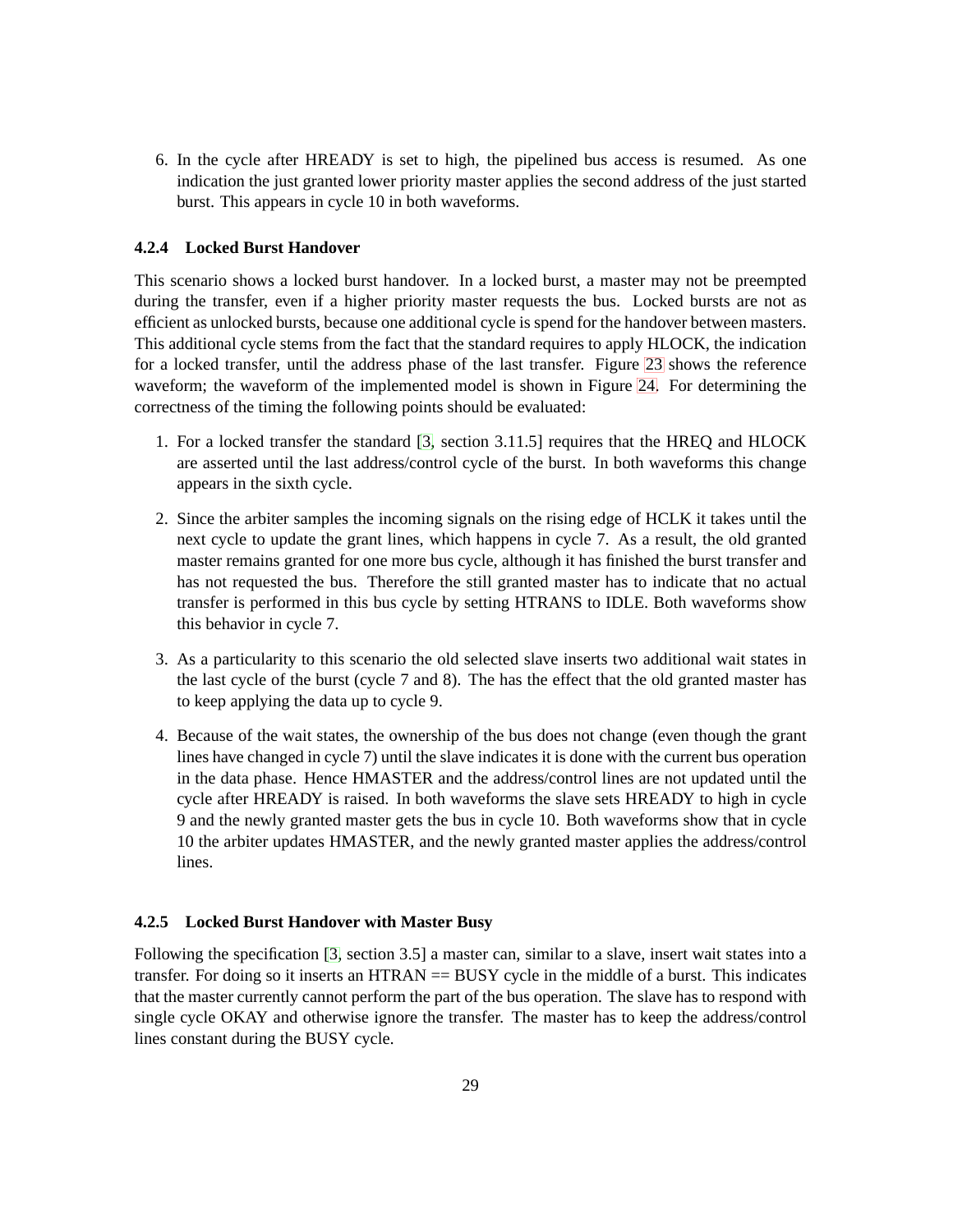6. In the cycle after HREADY is set to high, the pipelined bus access is resumed. As one indication the just granted lower priority master applies the second address of the just started burst. This appears in cycle 10 in both waveforms.

### 4.2.4 Locked Burst Handover

This scenario shows a locked burst handover. In a locked burst, a master may not be preempted during the transfer, even if a higher priority master requests the bus. Locked bursts are not as efficient as unlocked bursts, because one additional cycle is spend for the handover between masters. This additional cycle stems from the fact that the standard requires to apply HLOCK, the indication for a locked transfer, until the address phase of the last transfer. Figure 23 shows the reference waveform; the waveform of the implemented model is shown in Figure 24. For determining the correctness of the timing the following points should be evaluated:

1. For a locked transfer the standard [3, section 3.11.5] requires that the HREQ and HLOCK are asserted until the last address/control cycle of the burst. In both waveforms this change appears in the sixth cycle.

2. Since the arbiter samples the incoming signals on the rising edge of HCLK it takes until the next cycle to update the grant lines, which happens in cycle 7. As a result, the old granted master remains granted for one more bus cycle, although it has finished the burst transfer and has not requested the bus. Therefore the still granted master has to indicate that no actual transfer is performed in this bus cycle by setting HTRANS to IDLE. Both waveforms show this behavior in cycle 7.

3. As a particularity to this scenario the old selected slave inserts two additional wait states in the last cycle of the burst (cycle 7 and 8). The has the effect that the old granted master has to keep applying the data up to cycle 9.

4. Because of the wait states, the ownership of the bus does not change (even though the grant lines have changed in cycle 7) until the slave indicates it is done with the current bus operation in the data phase. Hence HMASTER and the address/control lines are not updated until the cycle after HREADY is raised. In both waveforms the slave sets HREADY to high in cycle 9 and the newly granted master gets the bus in cycle 10. Both waveforms show that in cycle 10 the arbiter updates HMASTER, and the newly granted master applies the address/control lines.

### 4.2.5 Locked Burst Handover with Master Busy

Following the specification [3, section 3.5] a master can, similar to a slave, insert wait states into a transfer. For doing so it inserts an HTRAN == BUSY cycle in the middle of a burst. This indicates that the master currently cannot perform the part of the bus operation. The slave has to respond with single cycle OKAY and otherwise ignore the transfer. The master has to keep the address/control lines constant during the BUSY cycle.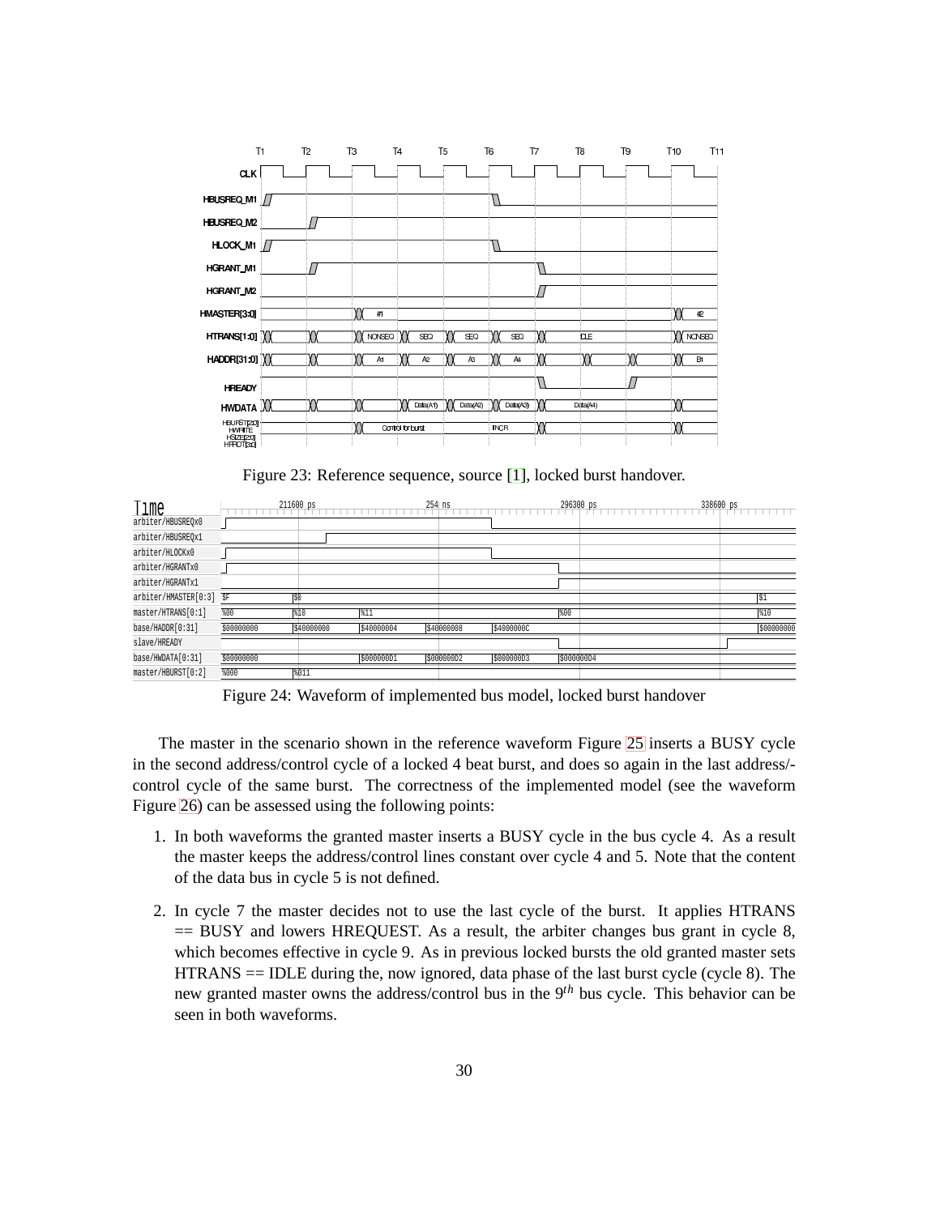Figure 23: Reference sequence, source [1], locked burst handover.

Figure 24: Waveform of implemented bus model, locked burst handover

The master in the scenario shown in the reference waveform Figure 25 inserts a BUSY cycle in the second address/control cycle of a locked 4 beat burst, and does so again in the last address/-control cycle of the same burst. The correctness of the implemented model (see the waveform Figure 26) can be assessed using the following points:

1. In both waveforms the granted master inserts a BUSY cycle in the bus cycle 4. As a result the master keeps the address/control lines constant over cycle 4 and 5. Note that the content of the data bus in cycle 5 is not defined.

2. In cycle 7 the master decides not to use the last cycle of the burst. It applies HTRANS == BUSY and lowers HREQUEST. As a result, the arbiter changes bus grant in cycle 8, which becomes effective in cycle 9. As in previous locked bursts the old granted master sets HTRANS == IDLE during the, now ignored, data phase of the last burst cycle (cycle 8). The new granted master owns the address/control bus in the $9^{th}$ bus cycle. This behavior can be seen in both waveforms.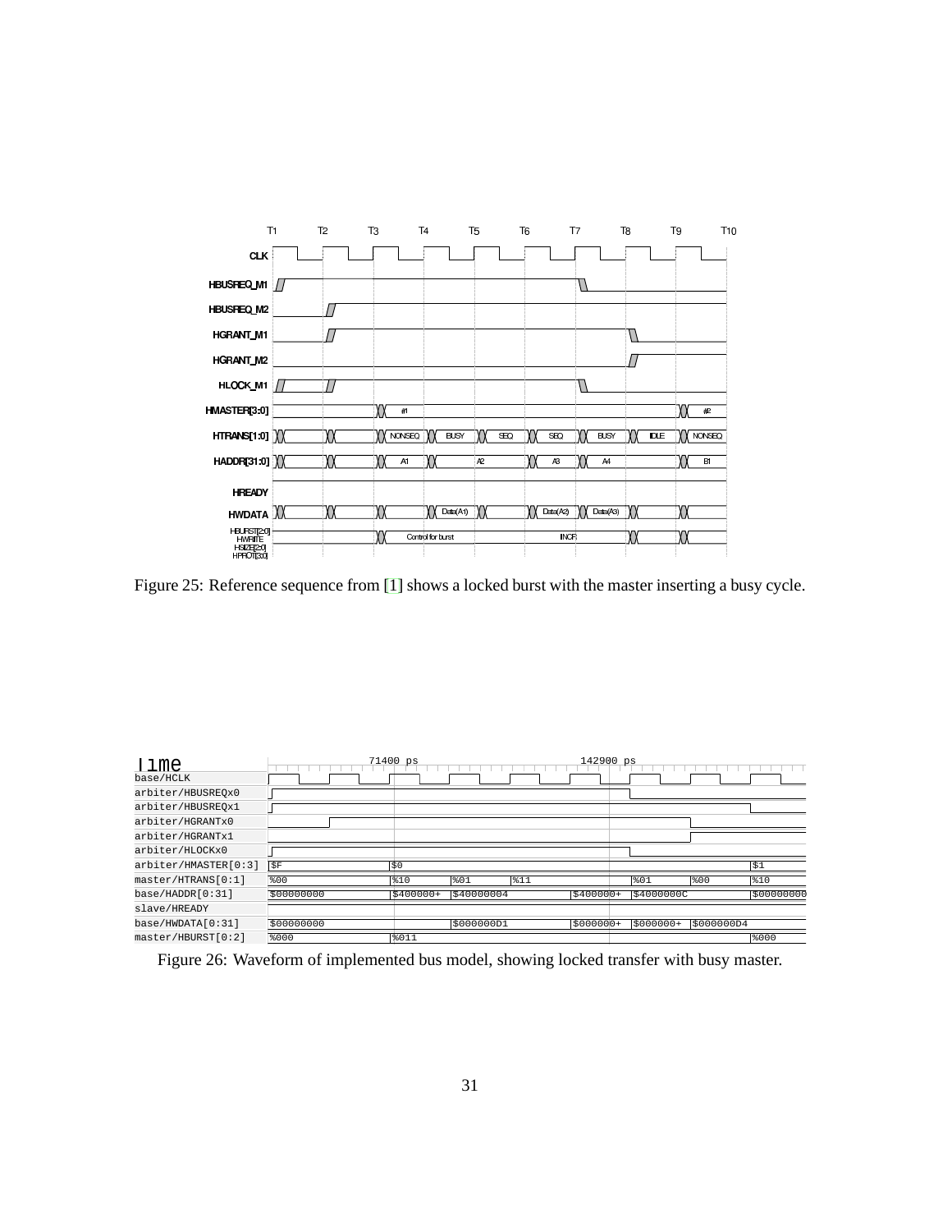Figure 25: Reference sequence from [1] shows a locked burst with the master inserting a busy cycle.

Figure 26: Waveform of implemented bus model, showing locked transfer with busy master.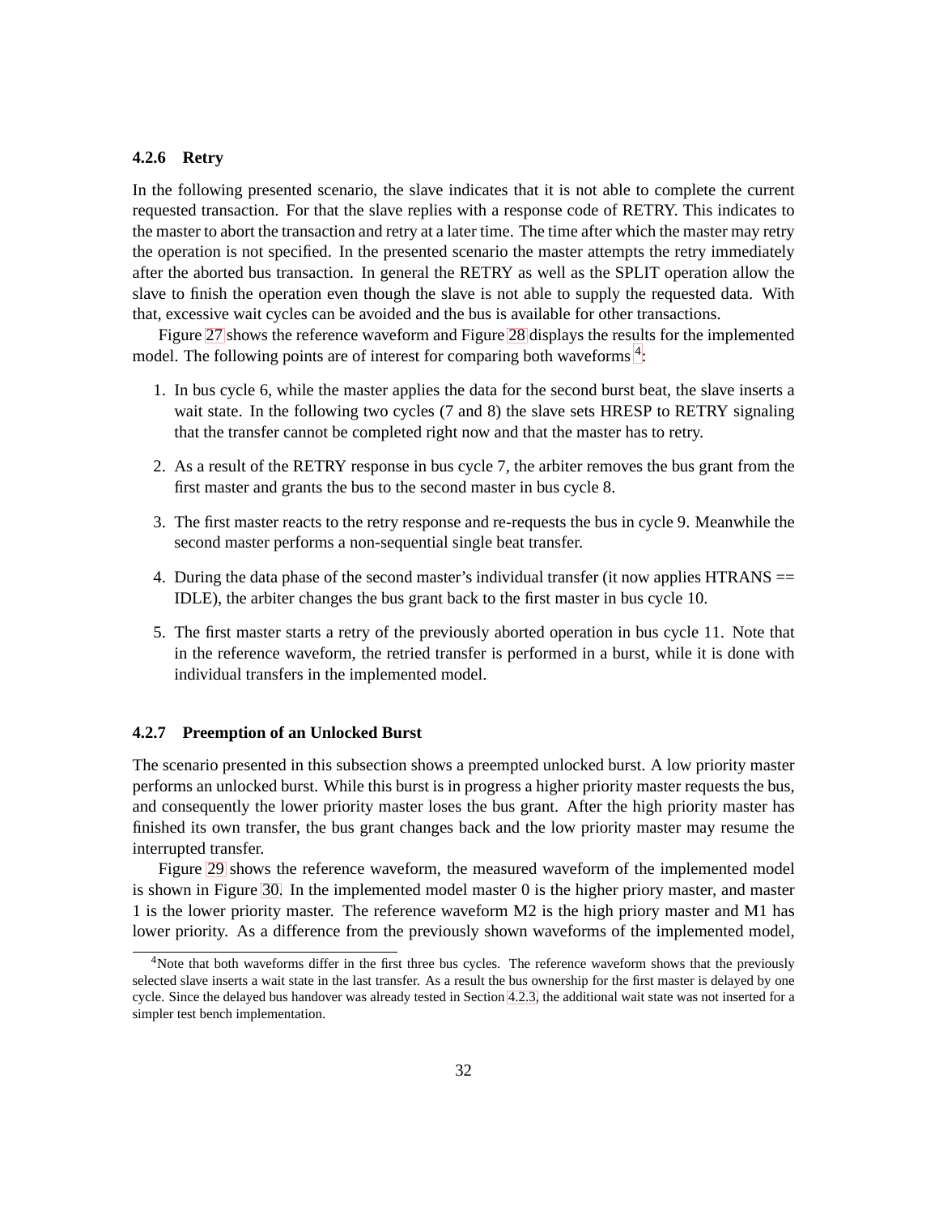### 4.2.6 Retry

In the following presented scenario, the slave indicates that it is not able to complete the current requested transaction. For that the slave replies with a response code of RETRY. This indicates to the master to abort the transaction and retry at a later time. The time after which the master may retry the operation is not specified. In the presented scenario the master attempts the retry immediately after the aborted bus transaction. In general the RETRY as well as the SPLIT operation allow the slave to finish the operation even though the slave is not able to supply the requested data. With that, excessive wait cycles can be avoided and the bus is available for other transactions.

Figure 27 shows the reference waveform and Figure 28 displays the results for the implemented model. The following points are of interest for comparing both waveforms [4]:

1. In bus cycle 6, while the master applies the data for the second burst beat, the slave inserts a wait state. In the following two cycles (7 and 8) the slave sets HRESP to RETRY signaling that the transfer cannot be completed right now and that the master has to retry.
2. As a result of the RETRY response in bus cycle 7, the arbiter removes the bus grant from the first master and grants the bus to the second master in bus cycle 8.
3. The first master reacts to the retry response and re-requests the bus in cycle 9. Meanwhile the second master performs a non-sequential single beat transfer.
4. During the data phase of the second master's individual transfer (it now applies HTRANS == IDLE), the arbiter changes the bus grant back to the first master in bus cycle 10.
5. The first master starts a retry of the previously aborted operation in bus cycle 11. Note that in the reference waveform, the retried transfer is performed in a burst, while it is done with individual transfers in the implemented model.

### 4.2.7 Preemption of an Unlocked Burst

The scenario presented in this subsection shows a preempted unlocked burst. A low priority master performs an unlocked burst. While this burst is in progress a higher priority master requests the bus, and consequently the lower priority master loses the bus grant. After the high priority master has finished its own transfer, the bus grant changes back and the low priority master may resume the interrupted transfer.

Figure 29 shows the reference waveform, the measured waveform of the implemented model is shown in Figure 30. In the implemented model master 0 is the higher priory master, and master 1 is the lower priority master. The reference waveform M2 is the high priory master and M1 has lower priority. As a difference from the previously shown waveforms of the implemented model,

[4] Note that both waveforms differ in the first three bus cycles. The reference waveform shows that the previously selected slave inserts a wait state in the last transfer. As a result the bus ownership for the first master is delayed by one cycle. Since the delayed bus handover was already tested in Section 4.2.3, the additional wait state was not inserted for a simpler test bench implementation.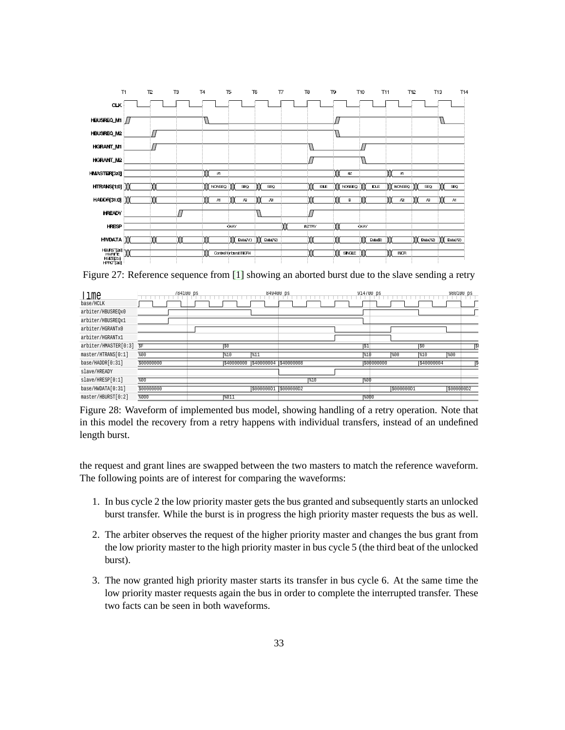Figure 27: Reference sequence from [1] showing an aborted burst due to the slave sending a retry

Figure 28: Waveform of implemented bus model, showing handling of a retry operation. Note that in this model the recovery from a retry happens with individual transfers, instead of an undefined length burst.

the request and grant lines are swapped between the two masters to match the reference waveform. The following points are of interest for comparing the waveforms:

1. In bus cycle 2 the low priority master gets the bus granted and subsequently starts an unlocked burst transfer. While the burst is in progress the high priority master requests the bus as well.
2. The arbiter observes the request of the higher priority master and changes the bus grant from the low priority master to the high priority master in bus cycle 5 (the third beat of the unlocked burst).
3. The now granted high priority master starts its transfer in bus cycle 6. At the same time the low priority master requests again the bus in order to complete the interrupted transfer. These two facts can be seen in both waveforms.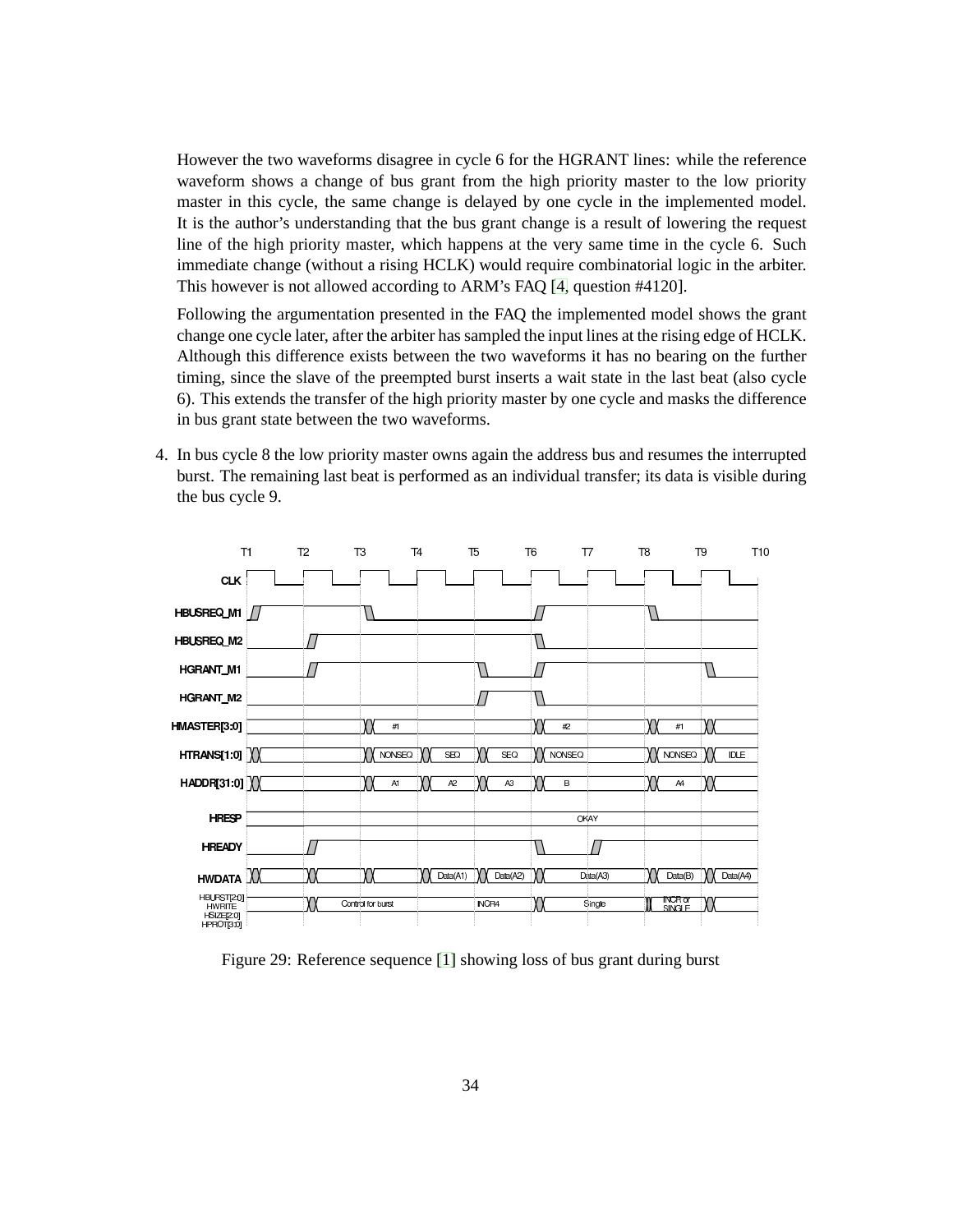However the two waveforms disagree in cycle 6 for the HGRANT lines: while the reference waveform shows a change of bus grant from the high priority master to the low priority master in this cycle, the same change is delayed by one cycle in the implemented model. It is the author's understanding that the bus grant change is a result of lowering the request line of the high priority master, which happens at the very same time in the cycle 6. Such immediate change (without a rising HCLK) would require combinatorial logic in the arbiter. This however is not allowed according to ARM's FAQ [4, question #4120].

Following the argumentation presented in the FAQ the implemented model shows the grant change one cycle later, after the arbiter has sampled the input lines at the rising edge of HCLK. Although this difference exists between the two waveforms it has no bearing on the further timing, since the slave of the preempted burst inserts a wait state in the last beat (also cycle 6). This extends the transfer of the high priority master by one cycle and masks the difference in bus grant state between the two waveforms.

4. In bus cycle 8 the low priority master owns again the address bus and resumes the interrupted burst. The remaining last beat is performed as an individual transfer; its data is visible during the bus cycle 9.

Figure 29: Reference sequence [1] showing loss of bus grant during burst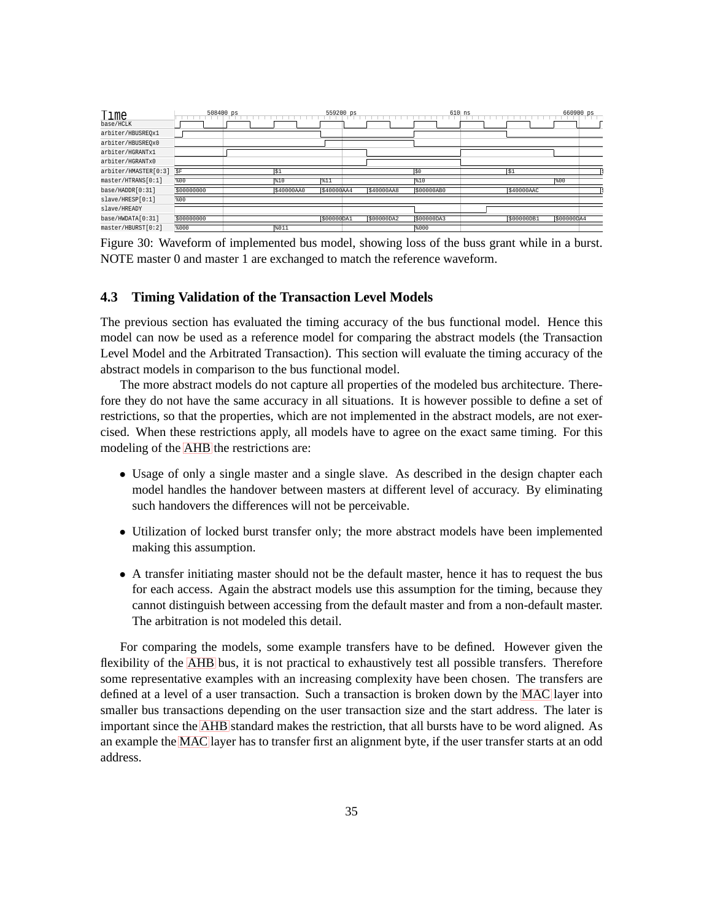Figure 30: Waveform of implemented bus model, showing loss of the buss grant while in a burst. NOTE master 0 and master 1 are exchanged to match the reference waveform.

## 4.3 Timing Validation of the Transaction Level Models

The previous section has evaluated the timing accuracy of the bus functional model. Hence this model can now be used as a reference model for comparing the abstract models (the Transaction Level Model and the Arbitrated Transaction). This section will evaluate the timing accuracy of the abstract models in comparison to the bus functional model.

The more abstract models do not capture all properties of the modeled bus architecture. Therefore they do not have the same accuracy in all situations. It is however possible to define a set of restrictions, so that the properties, which are not implemented in the abstract models, are not exercised. When these restrictions apply, all models have to agree on the exact same timing. For this modeling of the AHB the restrictions are:

- Usage of only a single master and a single slave. As described in the design chapter each model handles the handover between masters at different level of accuracy. By eliminating such handovers the differences will not be perceivable.
- Utilization of locked burst transfer only; the more abstract models have been implemented making this assumption.
- A transfer initiating master should not be the default master, hence it has to request the bus for each access. Again the abstract models use this assumption for the timing, because they cannot distinguish between accessing from the default master and from a non-default master. The arbitration is not modeled this detail.

For comparing the models, some example transfers have to be defined. However given the flexibility of the AHB bus, it is not practical to exhaustively test all possible transfers. Therefore some representative examples with an increasing complexity have been chosen. The transfers are defined at a level of a user transaction. Such a transaction is broken down by the MAC layer into smaller bus transactions depending on the user transaction size and the start address. The later is important since the AHB standard makes the restriction, that all bursts have to be word aligned. As an example the MAC layer has to transfer first an alignment byte, if the user transfer starts at an odd address.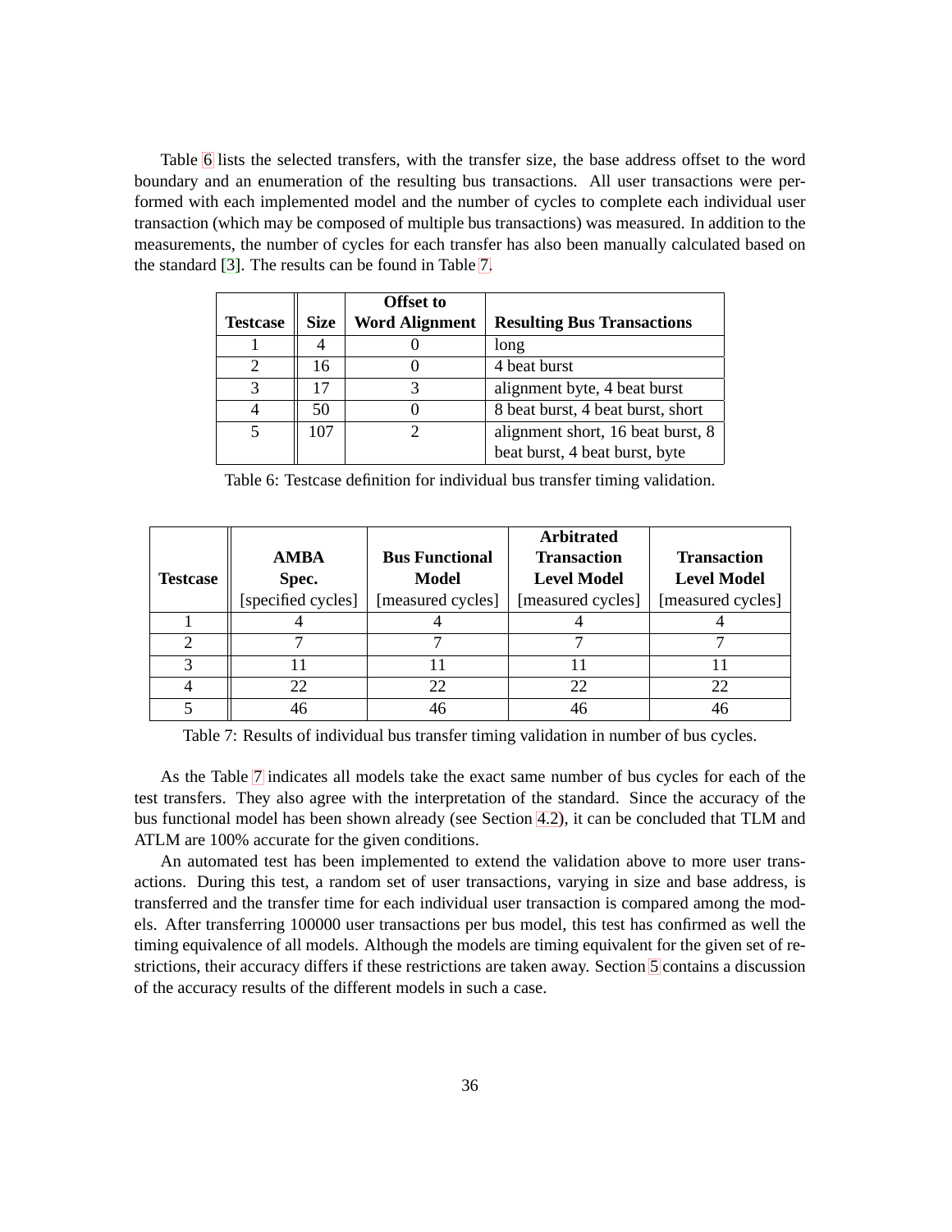Table 6 lists the selected transfers, with the transfer size, the base address offset to the word boundary and an enumeration of the resulting bus transactions. All user transactions were performed with each implemented model and the number of cycles to complete each individual user transaction (which may be composed of multiple bus transactions) was measured. In addition to the measurements, the number of cycles for each transfer has also been manually calculated based on the standard [3]. The results can be found in Table 7.

| Testcase | Size | Offset to Word Alignment | Resulting Bus Transactions |
|---|---|---|---|
| 1 | 4 | 0 | long |
| 2 | 16 | 0 | 4 beat burst |
| 3 | 17 | 3 | alignment byte, 4 beat burst |
| 4 | 50 | 0 | 8 beat burst, 4 beat burst, short |
| 5 | 107 | 2 | alignment short, 16 beat burst, 8 beat burst, 4 beat burst, byte |

Table 6: Testcase definition for individual bus transfer timing validation.

| Testcase | AMBA Spec. [specified cycles] | Bus Functional Model [measured cycles] | Arbitrated Transaction Level Model [measured cycles] | Transaction Level Model [measured cycles] |
|---|---|---|---|---|
| 1 | 4 | 4 | 4 | 4 |
| 2 | 7 | 7 | 7 | 7 |
| 3 | 11 | 11 | 11 | 11 |
| 4 | 22 | 22 | 22 | 22 |
| 5 | 46 | 46 | 46 | 46 |

Table 7: Results of individual bus transfer timing validation in number of bus cycles.

As the Table 7 indicates all models take the exact same number of bus cycles for each of the test transfers. They also agree with the interpretation of the standard. Since the accuracy of the bus functional model has been shown already (see Section 4.2), it can be concluded that TLM and ATLM are 100% accurate for the given conditions.

An automated test has been implemented to extend the validation above to more user transactions. During this test, a random set of user transactions, varying in size and base address, is transferred and the transfer time for each individual user transaction is compared among the models. After transferring 100000 user transactions per bus model, this test has confirmed as well the timing equivalence of all models. Although the models are timing equivalent for the given set of restrictions, their accuracy differs if these restrictions are taken away. Section 5 contains a discussion of the accuracy results of the different models in such a case.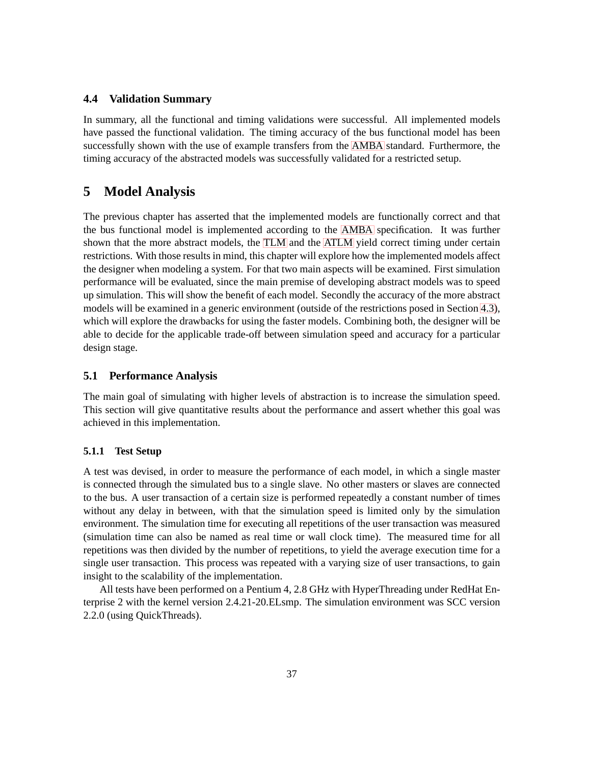### 4.4 Validation Summary

In summary, all the functional and timing validations were successful. All implemented models have passed the functional validation. The timing accuracy of the bus functional model has been successfully shown with the use of example transfers from the AMBA standard. Furthermore, the timing accuracy of the abstracted models was successfully validated for a restricted setup.

## 5 Model Analysis

The previous chapter has asserted that the implemented models are functionally correct and that the bus functional model is implemented according to the AMBA specification. It was further shown that the more abstract models, the TLM and the ATLM yield correct timing under certain restrictions. With those results in mind, this chapter will explore how the implemented models affect the designer when modeling a system. For that two main aspects will be examined. First simulation performance will be evaluated, since the main premise of developing abstract models was to speed up simulation. This will show the benefit of each model. Secondly the accuracy of the more abstract models will be examined in a generic environment (outside of the restrictions posed in Section 4.3), which will explore the drawbacks for using the faster models. Combining both, the designer will be able to decide for the applicable trade-off between simulation speed and accuracy for a particular design stage.

### 5.1 Performance Analysis

The main goal of simulating with higher levels of abstraction is to increase the simulation speed. This section will give quantitative results about the performance and assert whether this goal was achieved in this implementation.

#### 5.1.1 Test Setup

A test was devised, in order to measure the performance of each model, in which a single master is connected through the simulated bus to a single slave. No other masters or slaves are connected to the bus. A user transaction of a certain size is performed repeatedly a constant number of times without any delay in between, with that the simulation speed is limited only by the simulation environment. The simulation time for executing all repetitions of the user transaction was measured (simulation time can also be named as real time or wall clock time). The measured time for all repetitions was then divided by the number of repetitions, to yield the average execution time for a single user transaction. This process was repeated with a varying size of user transactions, to gain insight to the scalability of the implementation.

All tests have been performed on a Pentium 4, 2.8 GHz with HyperThreading under RedHat Enterprise 2 with the kernel version 2.4.21-20.ELsmp. The simulation environment was SCC version 2.2.0 (using QuickThreads).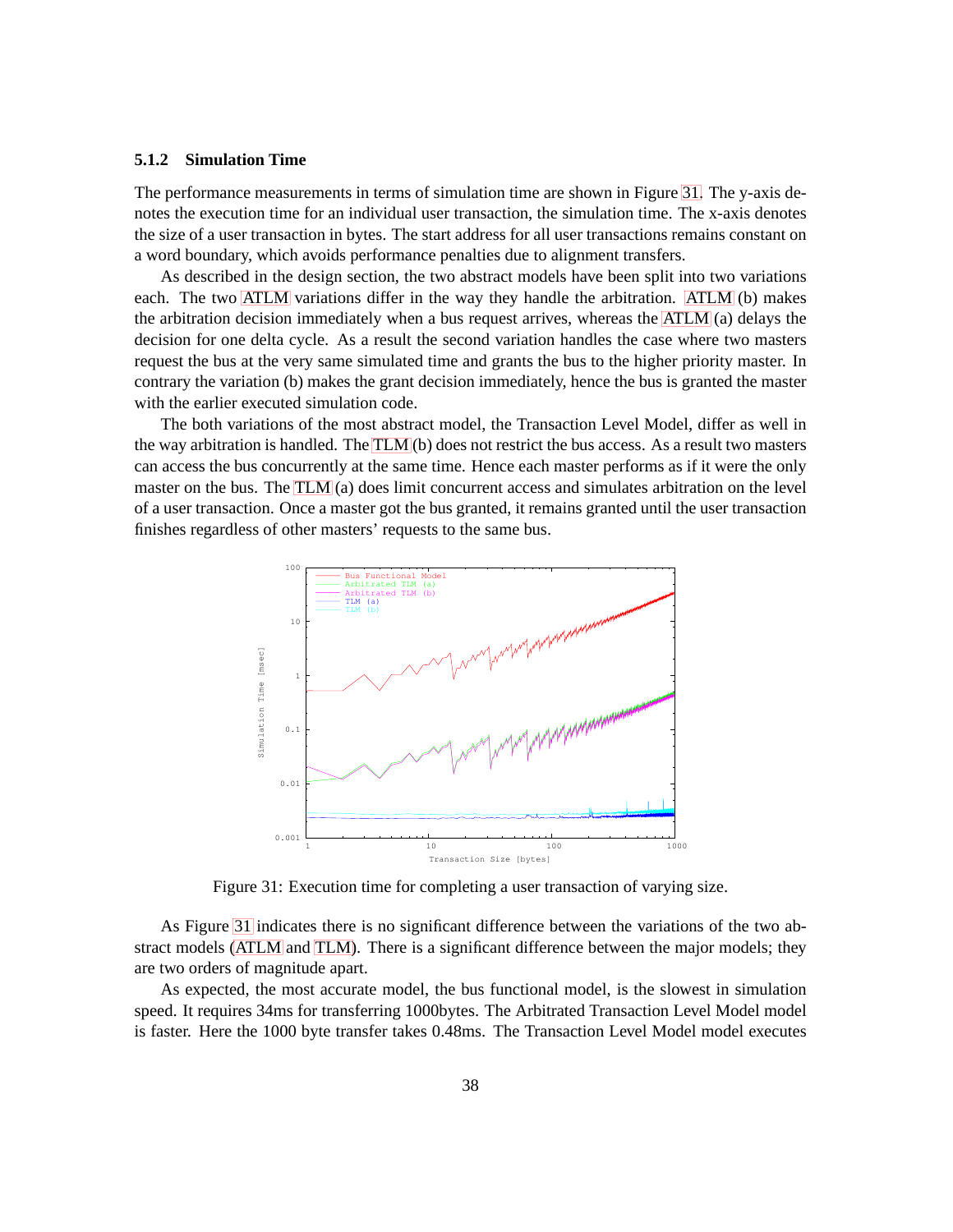### 5.1.2 Simulation Time

The performance measurements in terms of simulation time are shown in Figure 31. The y-axis denotes the execution time for an individual user transaction, the simulation time. The x-axis denotes the size of a user transaction in bytes. The start address for all user transactions remains constant on a word boundary, which avoids performance penalties due to alignment transfers.

As described in the design section, the two abstract models have been split into two variations each. The two ATLM variations differ in the way they handle the arbitration. ATLM (b) makes the arbitration decision immediately when a bus request arrives, whereas the ATLM (a) delays the decision for one delta cycle. As a result the second variation handles the case where two masters request the bus at the very same simulated time and grants the bus to the higher priority master. In contrary the variation (b) makes the grant decision immediately, hence the bus is granted the master with the earlier executed simulation code.

The both variations of the most abstract model, the Transaction Level Model, differ as well in the way arbitration is handled. The TLM (b) does not restrict the bus access. As a result two masters can access the bus concurrently at the same time. Hence each master performs as if it were the only master on the bus. The TLM (a) does limit concurrent access and simulates arbitration on the level of a user transaction. Once a master got the bus granted, it remains granted until the user transaction finishes regardless of other masters' requests to the same bus.

Figure 31: Execution time for completing a user transaction of varying size.

As Figure 31 indicates there is no significant difference between the variations of the two abstract models (ATLM and TLM). There is a significant difference between the major models; they are two orders of magnitude apart.

As expected, the most accurate model, the bus functional model, is the slowest in simulation speed. It requires 34ms for transferring 1000bytes. The Arbitrated Transaction Level Model model is faster. Here the 1000 byte transfer takes 0.48ms. The Transaction Level Model model executes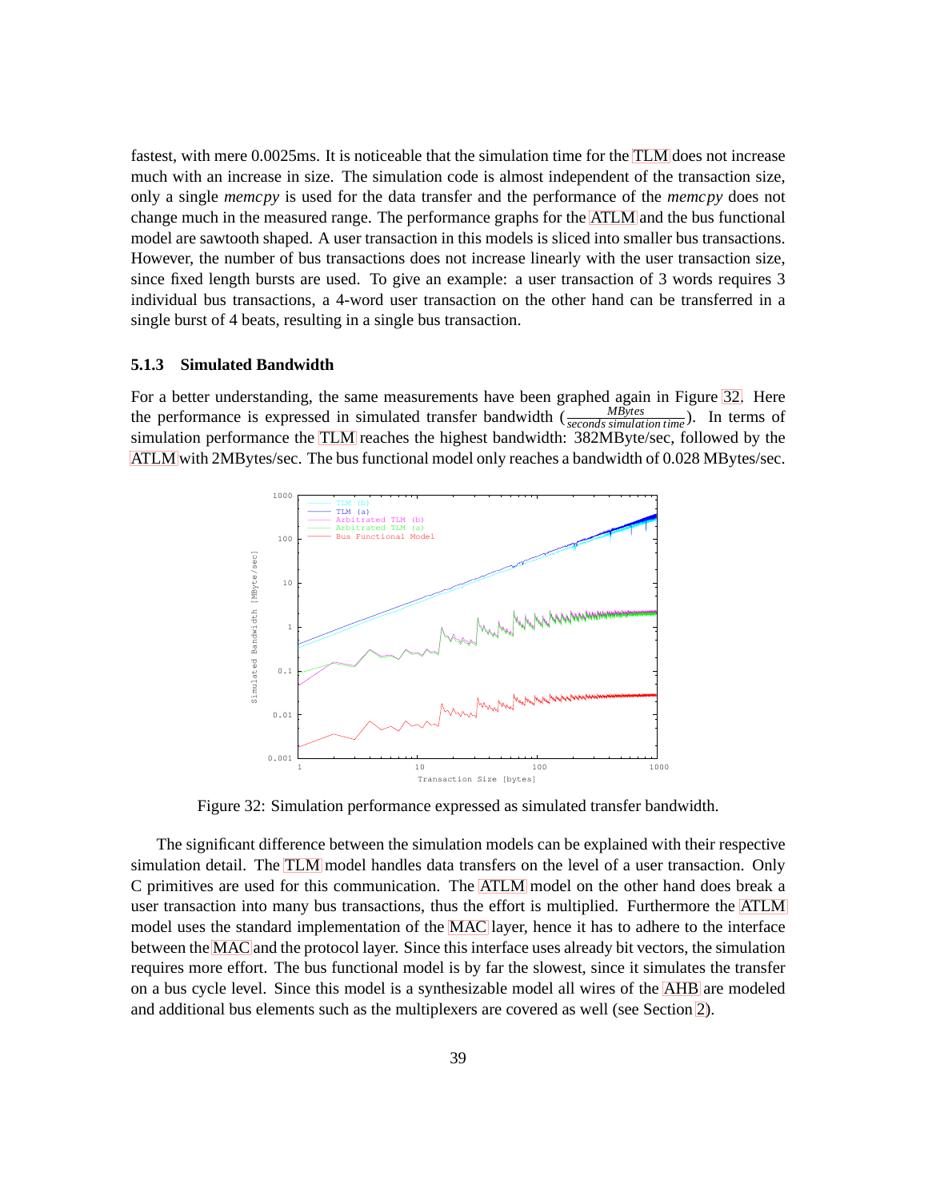fastest, with mere 0.0025ms. It is noticeable that the simulation time for the TLM does not increase much with an increase in size. The simulation code is almost independent of the transaction size, only a single *memcpy* is used for the data transfer and the performance of the *memcpy* does not change much in the measured range. The performance graphs for the ATLM and the bus functional model are sawtooth shaped. A user transaction in this models is sliced into smaller bus transactions. However, the number of bus transactions does not increase linearly with the user transaction size, since fixed length bursts are used. To give an example: a user transaction of 3 words requires 3 individual bus transactions, a 4-word user transaction on the other hand can be transferred in a single burst of 4 beats, resulting in a single bus transaction.

### 5.1.3 Simulated Bandwidth

For a better understanding, the same measurements have been graphed again in Figure 32. Here the performance is expressed in simulated transfer bandwidth ($\frac{MBytes}{seconds\ simulation\ time}$). In terms of simulation performance the TLM reaches the highest bandwidth: 382MByte/sec, followed by the ATLM with 2MBytes/sec. The bus functional model only reaches a bandwidth of 0.028 MBytes/sec.

Figure 32: Simulation performance expressed as simulated transfer bandwidth.

The significant difference between the simulation models can be explained with their respective simulation detail. The TLM model handles data transfers on the level of a user transaction. Only C primitives are used for this communication. The ATLM model on the other hand does break a user transaction into many bus transactions, thus the effort is multiplied. Furthermore the ATLM model uses the standard implementation of the MAC layer, hence it has to adhere to the interface between the MAC and the protocol layer. Since this interface uses already bit vectors, the simulation requires more effort. The bus functional model is by far the slowest, since it simulates the transfer on a bus cycle level. Since this model is a synthesizable model all wires of the AHB are modeled and additional bus elements such as the multiplexers are covered as well (see Section 2).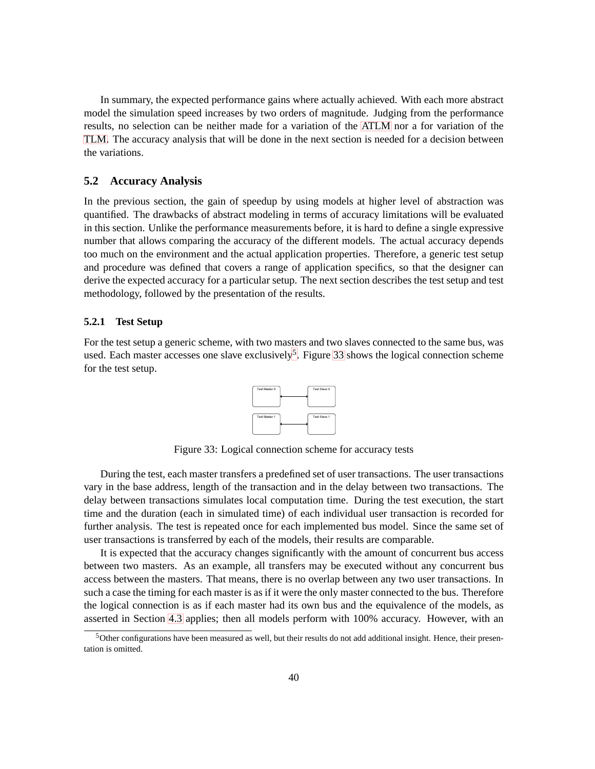In summary, the expected performance gains where actually achieved. With each more abstract model the simulation speed increases by two orders of magnitude. Judging from the performance results, no selection can be neither made for a variation of the ATLM nor a for variation of the TLM. The accuracy analysis that will be done in the next section is needed for a decision between the variations.

## 5.2 Accuracy Analysis

In the previous section, the gain of speedup by using models at higher level of abstraction was quantified. The drawbacks of abstract modeling in terms of accuracy limitations will be evaluated in this section. Unlike the performance measurements before, it is hard to define a single expressive number that allows comparing the accuracy of the different models. The actual accuracy depends too much on the environment and the actual application properties. Therefore, a generic test setup and procedure was defined that covers a range of application specifics, so that the designer can derive the expected accuracy for a particular setup. The next section describes the test setup and test methodology, followed by the presentation of the results.

### 5.2.1 Test Setup

For the test setup a generic scheme, with two masters and two slaves connected to the same bus, was used. Each master accesses one slave exclusively[5]. Figure 33 shows the logical connection scheme for the test setup.

Test Master 0 ↔ Test Slave 0

Test Master 1 ↔ Test Slave 1

Figure 33: Logical connection scheme for accuracy tests

During the test, each master transfers a predefined set of user transactions. The user transactions vary in the base address, length of the transaction and in the delay between two transactions. The delay between transactions simulates local computation time. During the test execution, the start time and the duration (each in simulated time) of each individual user transaction is recorded for further analysis. The test is repeated once for each implemented bus model. Since the same set of user transactions is transferred by each of the models, their results are comparable.

It is expected that the accuracy changes significantly with the amount of concurrent bus access between two masters. As an example, all transfers may be executed without any concurrent bus access between the masters. That means, there is no overlap between any two user transactions. In such a case the timing for each master is as if it were the only master connected to the bus. Therefore the logical connection is as if each master had its own bus and the equivalence of the models, as asserted in Section 4.3 applies; then all models perform with 100% accuracy. However, with an

[5] Other configurations have been measured as well, but their results do not add additional insight. Hence, their presentation is omitted.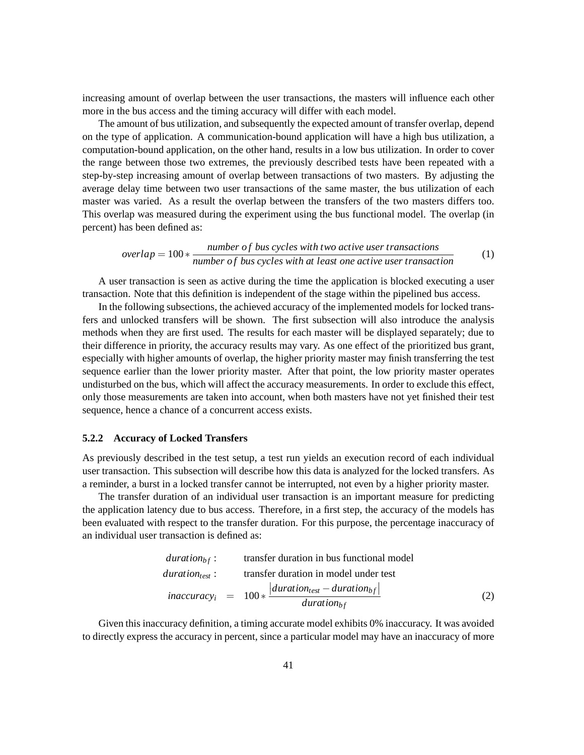increasing amount of overlap between the user transactions, the masters will influence each other more in the bus access and the timing accuracy will differ with each model.

The amount of bus utilization, and subsequently the expected amount of transfer overlap, depend on the type of application. A communication-bound application will have a high bus utilization, a computation-bound application, on the other hand, results in a low bus utilization. In order to cover the range between those two extremes, the previously described tests have been repeated with a step-by-step increasing amount of overlap between transactions of two masters. By adjusting the average delay time between two user transactions of the same master, the bus utilization of each master was varied. As a result the overlap between the transfers of the two masters differs too. This overlap was measured during the experiment using the bus functional model. The overlap (in percent) has been defined as:

$$overlap = 100 * \frac{number\ of\ bus\ cycles\ with\ two\ active\ user\ transactions}{number\ of\ bus\ cycles\ with\ at\ least\ one\ active\ user\ transaction} \tag{1}$$

A user transaction is seen as active during the time the application is blocked executing a user transaction. Note that this definition is independent of the stage within the pipelined bus access.

In the following subsections, the achieved accuracy of the implemented models for locked transfers and unlocked transfers will be shown. The first subsection will also introduce the analysis methods when they are first used. The results for each master will be displayed separately; due to their difference in priority, the accuracy results may vary. As one effect of the prioritized bus grant, especially with higher amounts of overlap, the higher priority master may finish transferring the test sequence earlier than the lower priority master. After that point, the low priority master operates undisturbed on the bus, which will affect the accuracy measurements. In order to exclude this effect, only those measurements are taken into account, when both masters have not yet finished their test sequence, hence a chance of a concurrent access exists.

### 5.2.2 Accuracy of Locked Transfers

As previously described in the test setup, a test run yields an execution record of each individual user transaction. This subsection will describe how this data is analyzed for the locked transfers. As a reminder, a burst in a locked transfer cannot be interrupted, not even by a higher priority master.

The transfer duration of an individual user transaction is an important measure for predicting the application latency due to bus access. Therefore, in a first step, the accuracy of the models has been evaluated with respect to the transfer duration. For this purpose, the percentage inaccuracy of an individual user transaction is defined as:

$$\begin{aligned} duration_{bf} &: \quad \text{transfer duration in bus functional model} \\ duration_{test} &: \quad \text{transfer duration in model under test} \\ inaccuracy_i &= 100 * \frac{\left|duration_{test} - duration_{bf}\right|}{duration_{bf}} \end{aligned} \tag{2}$$

Given this inaccuracy definition, a timing accurate model exhibits 0% inaccuracy. It was avoided to directly express the accuracy in percent, since a particular model may have an inaccuracy of more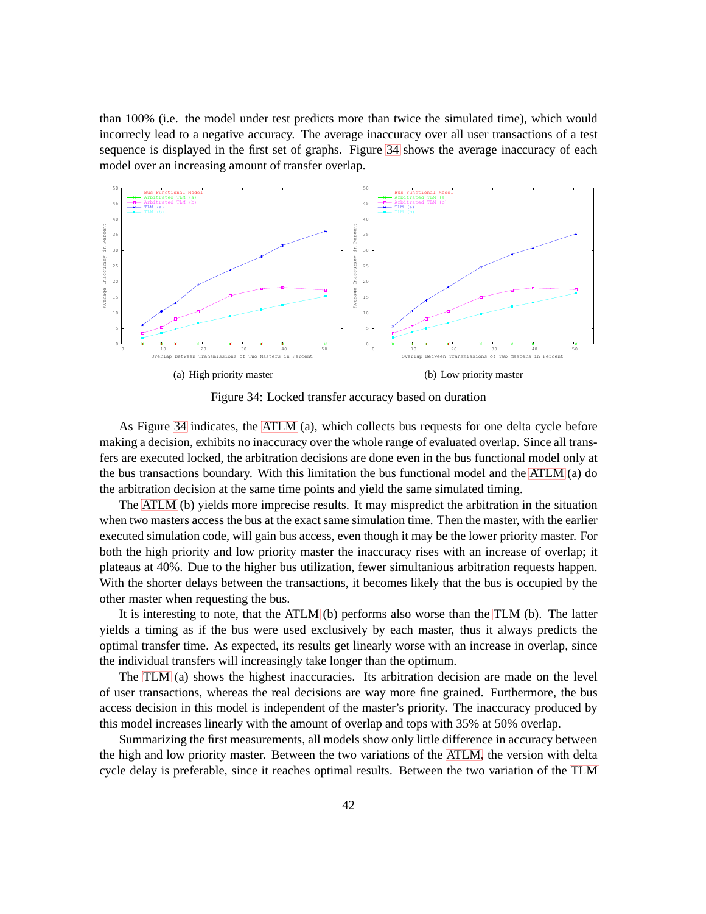than 100% (i.e. the model under test predicts more than twice the simulated time), which would incorrectly lead to a negative accuracy. The average inaccuracy over all user transactions of a test sequence is displayed in the first set of graphs. Figure 34 shows the average inaccuracy of each model over an increasing amount of transfer overlap.

(a) High priority master

(b) Low priority master

Figure 34: Locked transfer accuracy based on duration

As Figure 34 indicates, the ATLM (a), which collects bus requests for one delta cycle before making a decision, exhibits no inaccuracy over the whole range of evaluated overlap. Since all transfers are executed locked, the arbitration decisions are done even in the bus functional model only at the bus transactions boundary. With this limitation the bus functional model and the ATLM (a) do the arbitration decision at the same time points and yield the same simulated timing.

The ATLM (b) yields more imprecise results. It may mispredict the arbitration in the situation when two masters access the bus at the exact same simulation time. Then the master, with the earlier executed simulation code, will gain bus access, even though it may be the lower priority master. For both the high priority and low priority master the inaccuracy rises with an increase of overlap; it plateaus at 40%. Due to the higher bus utilization, fewer simultanious arbitration requests happen. With the shorter delays between the transactions, it becomes likely that the bus is occupied by the other master when requesting the bus.

It is interesting to note, that the ATLM (b) performs also worse than the TLM (b). The latter yields a timing as if the bus were used exclusively by each master, thus it always predicts the optimal transfer time. As expected, its results get linearly worse with an increase in overlap, since the individual transfers will increasingly take longer than the optimum.

The TLM (a) shows the highest inaccuracies. Its arbitration decision are made on the level of user transactions, whereas the real decisions are way more fine grained. Furthermore, the bus access decision in this model is independent of the master's priority. The inaccuracy produced by this model increases linearly with the amount of overlap and tops with 35% at 50% overlap.

Summarizing the first measurements, all models show only little difference in accuracy between the high and low priority master. Between the two variations of the ATLM, the version with delta cycle delay is preferable, since it reaches optimal results. Between the two variation of the TLM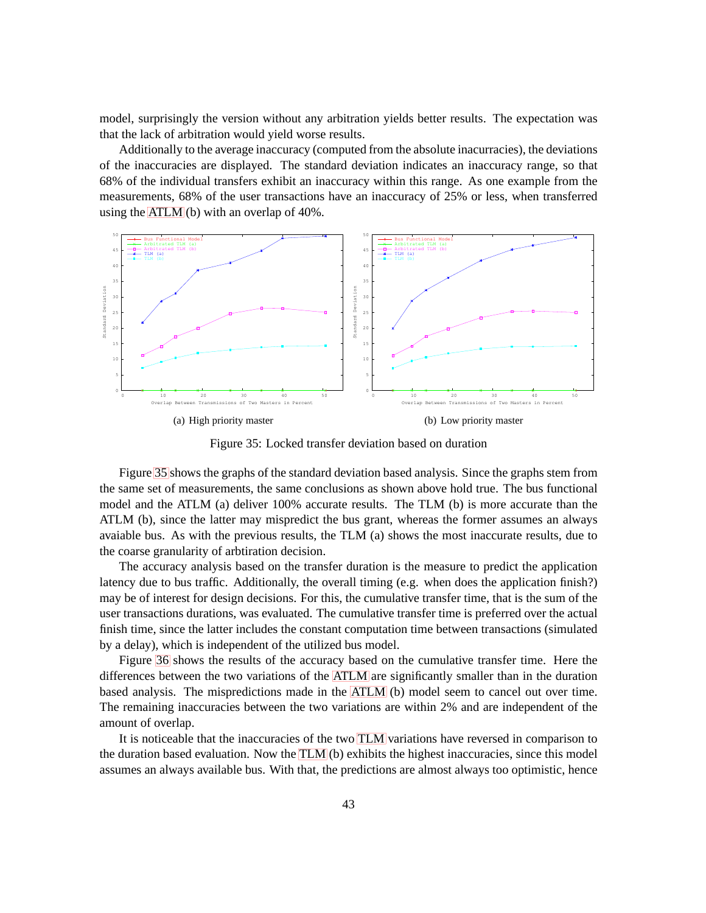model, surprisingly the version without any arbitration yields better results. The expectation was that the lack of arbitration would yield worse results.

Additionally to the average inaccuracy (computed from the absolute inacurracies), the deviations of the inaccuracies are displayed. The standard deviation indicates an inaccuracy range, so that 68% of the individual transfers exhibit an inaccuracy within this range. As one example from the measurements, 68% of the user transactions have an inaccuracy of 25% or less, when transferred using the ATLM (b) with an overlap of 40%.

(a) High priority master

(b) Low priority master

Figure 35: Locked transfer deviation based on duration

Figure 35 shows the graphs of the standard deviation based analysis. Since the graphs stem from the same set of measurements, the same conclusions as shown above hold true. The bus functional model and the ATLM (a) deliver 100% accurate results. The TLM (b) is more accurate than the ATLM (b), since the latter may mispredict the bus grant, whereas the former assumes an always avaiable bus. As with the previous results, the TLM (a) shows the most inaccurate results, due to the coarse granularity of arbtiration decision.

The accuracy analysis based on the transfer duration is the measure to predict the application latency due to bus traffic. Additionally, the overall timing (e.g. when does the application finish?) may be of interest for design decisions. For this, the cumulative transfer time, that is the sum of the user transactions durations, was evaluated. The cumulative transfer time is preferred over the actual finish time, since the latter includes the constant computation time between transactions (simulated by a delay), which is independent of the utilized bus model.

Figure 36 shows the results of the accuracy based on the cumulative transfer time. Here the differences between the two variations of the ATLM are significantly smaller than in the duration based analysis. The mispredictions made in the ATLM (b) model seem to cancel out over time. The remaining inaccuracies between the two variations are within 2% and are independent of the amount of overlap.

It is noticeable that the inaccuracies of the two TLM variations have reversed in comparison to the duration based evaluation. Now the TLM (b) exhibits the highest inaccuracies, since this model assumes an always available bus. With that, the predictions are almost always too optimistic, hence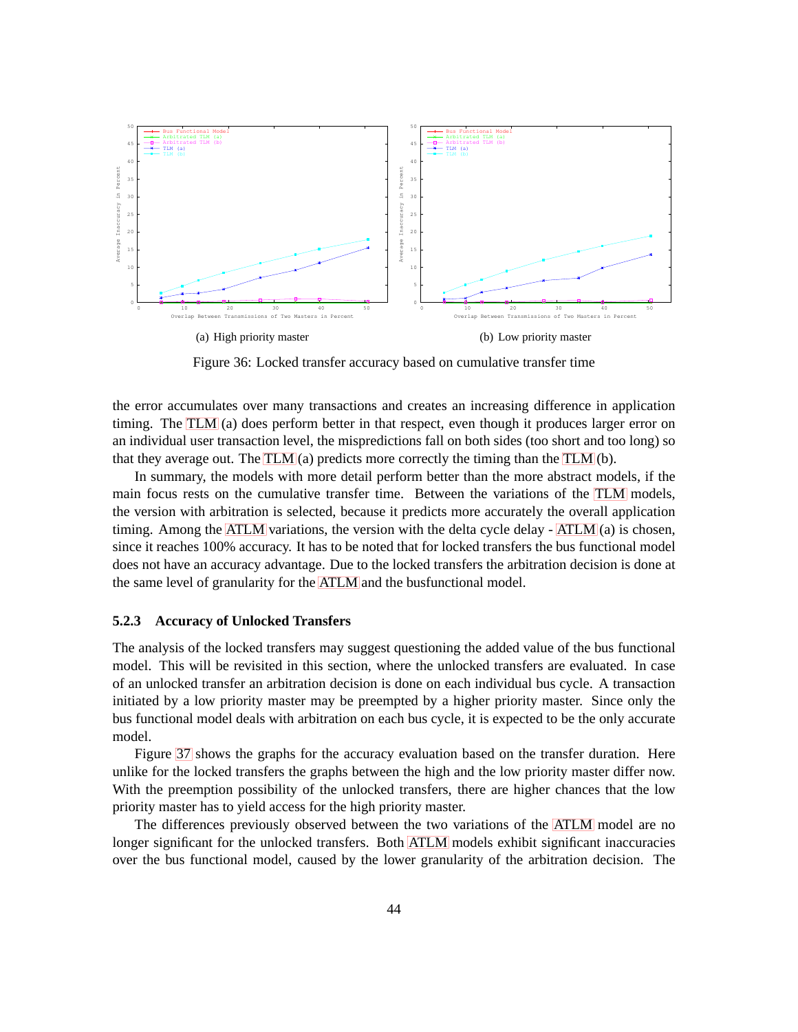(a) High priority master

(b) Low priority master

Figure 36: Locked transfer accuracy based on cumulative transfer time

the error accumulates over many transactions and creates an increasing difference in application timing. The TLM (a) does perform better in that respect, even though it produces larger error on an individual user transaction level, the mispredictions fall on both sides (too short and too long) so that they average out. The TLM (a) predicts more correctly the timing than the TLM (b).

In summary, the models with more detail perform better than the more abstract models, if the main focus rests on the cumulative transfer time. Between the variations of the TLM models, the version with arbitration is selected, because it predicts more accurately the overall application timing. Among the ATLM variations, the version with the delta cycle delay - ATLM (a) is chosen, since it reaches 100% accuracy. It has to be noted that for locked transfers the bus functional model does not have an accuracy advantage. Due to the locked transfers the arbitration decision is done at the same level of granularity for the ATLM and the busfunctional model.

### 5.2.3 Accuracy of Unlocked Transfers

The analysis of the locked transfers may suggest questioning the added value of the bus functional model. This will be revisited in this section, where the unlocked transfers are evaluated. In case of an unlocked transfer an arbitration decision is done on each individual bus cycle. A transaction initiated by a low priority master may be preempted by a higher priority master. Since only the bus functional model deals with arbitration on each bus cycle, it is expected to be the only accurate model.

Figure 37 shows the graphs for the accuracy evaluation based on the transfer duration. Here unlike for the locked transfers the graphs between the high and the low priority master differ now. With the preemption possibility of the unlocked transfers, there are higher chances that the low priority master has to yield access for the high priority master.

The differences previously observed between the two variations of the ATLM model are no longer significant for the unlocked transfers. Both ATLM models exhibit significant inaccuracies over the bus functional model, caused by the lower granularity of the arbitration decision. The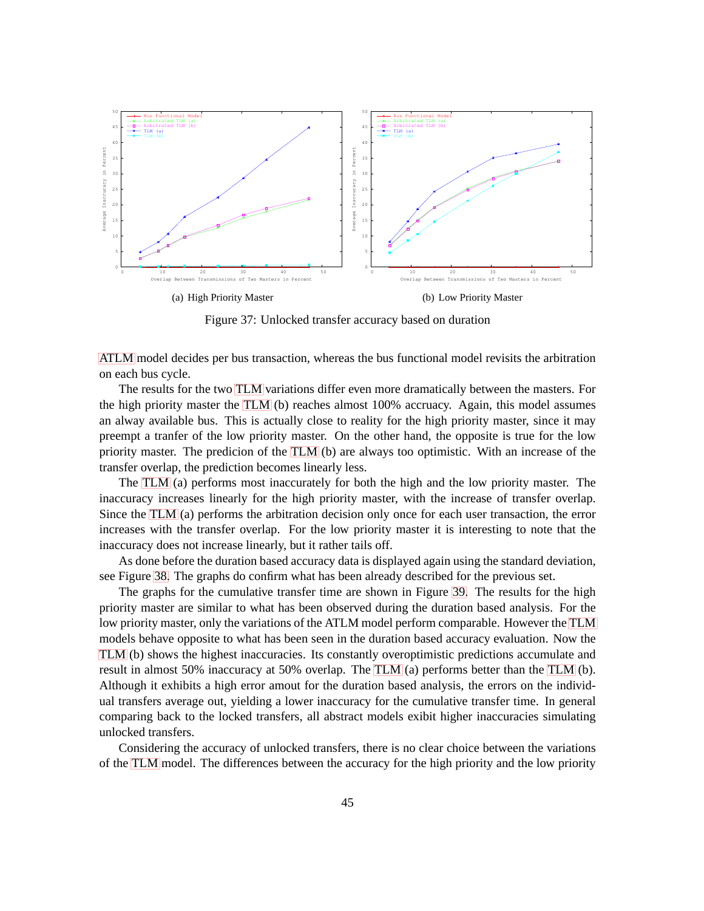(a) High Priority Master

(b) Low Priority Master

Figure 37: Unlocked transfer accuracy based on duration

ATLM model decides per bus transaction, whereas the bus functional model revisits the arbitration on each bus cycle.

The results for the two TLM variations differ even more dramatically between the masters. For the high priority master the TLM (b) reaches almost 100% accruacy. Again, this model assumes an alway available bus. This is actually close to reality for the high priority master, since it may preempt a tranfer of the low priority master. On the other hand, the opposite is true for the low priority master. The predicion of the TLM (b) are always too optimistic. With an increase of the transfer overlap, the prediction becomes linearly less.

The TLM (a) performs most inaccurately for both the high and the low priority master. The inaccuracy increases linearly for the high priority master, with the increase of transfer overlap. Since the TLM (a) performs the arbitration decision only once for each user transaction, the error increases with the transfer overlap. For the low priority master it is interesting to note that the inaccuracy does not increase linearly, but it rather tails off.

As done before the duration based accuracy data is displayed again using the standard deviation, see Figure 38. The graphs do confirm what has been already described for the previous set.

The graphs for the cumulative transfer time are shown in Figure 39. The results for the high priority master are similar to what has been observed during the duration based analysis. For the low priority master, only the variations of the ATLM model perform comparable. However the TLM models behave opposite to what has been seen in the duration based accuracy evaluation. Now the TLM (b) shows the highest inaccuracies. Its constantly overoptimistic predictions accumulate and result in almost 50% inaccuracy at 50% overlap. The TLM (a) performs better than the TLM (b). Although it exhibits a high error amout for the duration based analysis, the errors on the individual transfers average out, yielding a lower inaccuracy for the cumulative transfer time. In general comparing back to the locked transfers, all abstract models exibit higher inaccuracies simulating unlocked transfers.

Considering the accuracy of unlocked transfers, there is no clear choice between the variations of the TLM model. The differences between the accuracy for the high priority and the low priority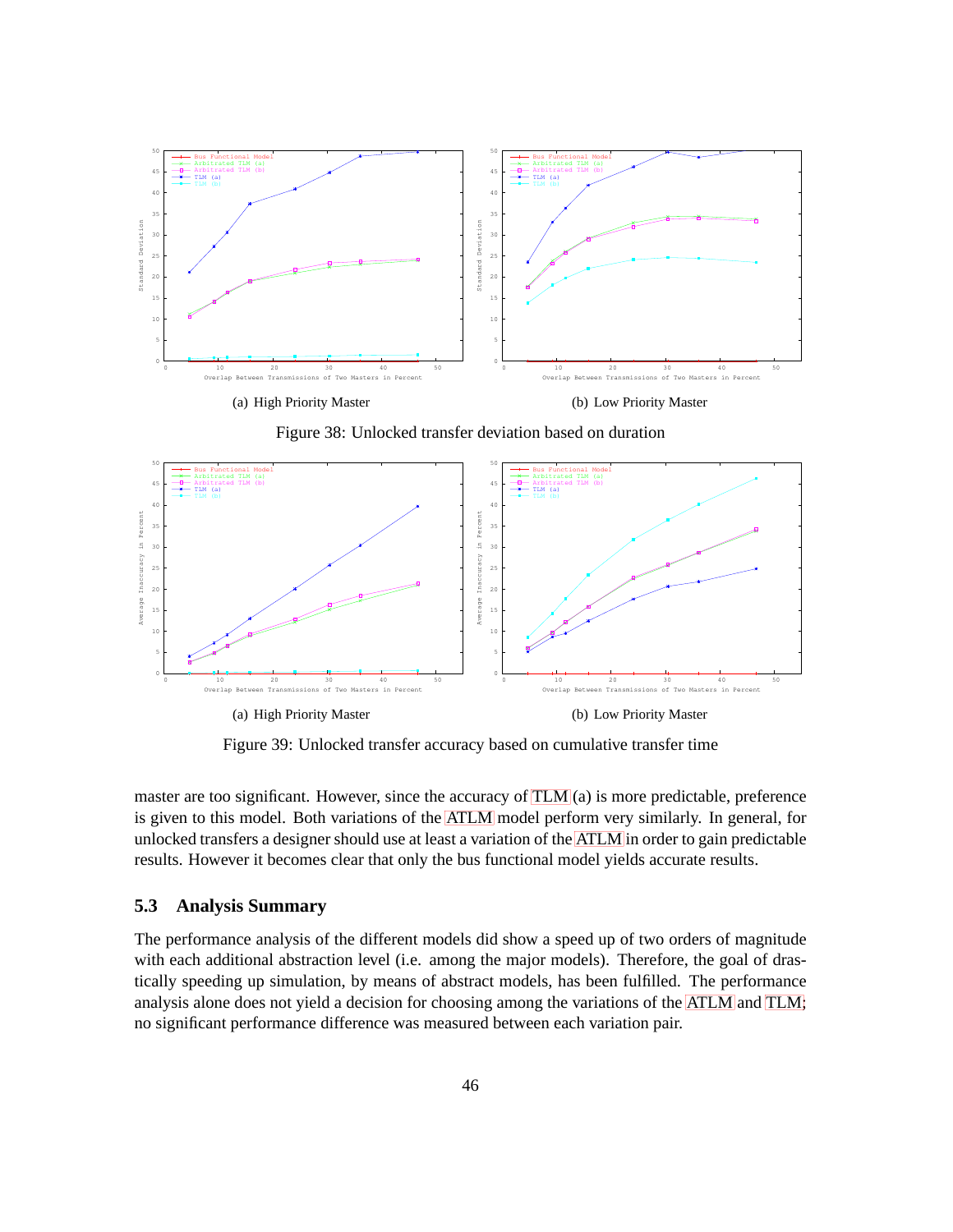(a) High Priority Master

(b) Low Priority Master

Figure 38: Unlocked transfer deviation based on duration

(a) High Priority Master

(b) Low Priority Master

Figure 39: Unlocked transfer accuracy based on cumulative transfer time

master are too significant. However, since the accuracy of TLM (a) is more predictable, preference is given to this model. Both variations of the ATLM model perform very similarly. In general, for unlocked transfers a designer should use at least a variation of the ATLM in order to gain predictable results. However it becomes clear that only the bus functional model yields accurate results.

## 5.3 Analysis Summary

The performance analysis of the different models did show a speed up of two orders of magnitude with each additional abstraction level (i.e. among the major models). Therefore, the goal of drastically speeding up simulation, by means of abstract models, has been fulfilled. The performance analysis alone does not yield a decision for choosing among the variations of the ATLM and TLM; no significant performance difference was measured between each variation pair.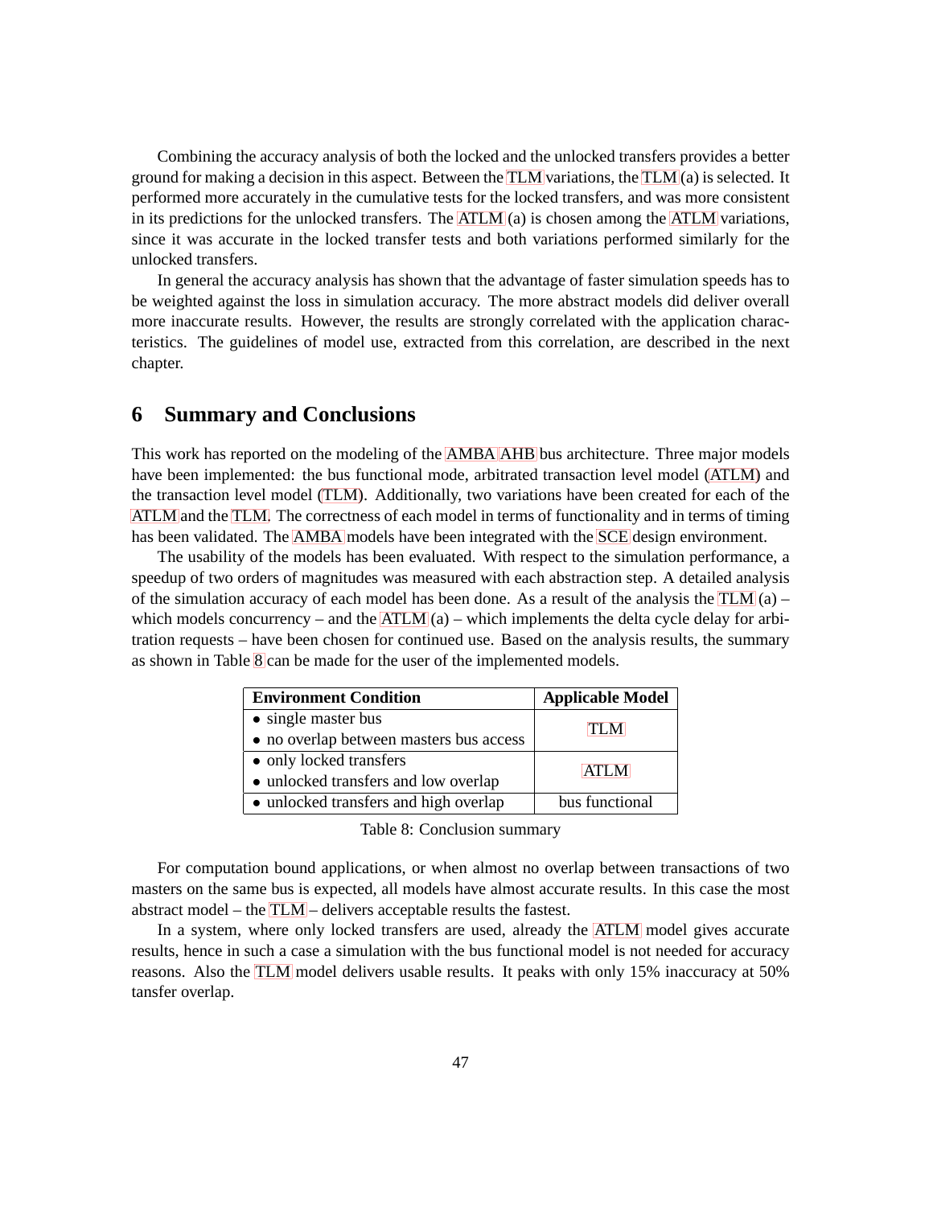Combining the accuracy analysis of both the locked and the unlocked transfers provides a better ground for making a decision in this aspect. Between the TLM variations, the TLM (a) is selected. It performed more accurately in the cumulative tests for the locked transfers, and was more consistent in its predictions for the unlocked transfers. The ATLM (a) is chosen among the ATLM variations, since it was accurate in the locked transfer tests and both variations performed similarly for the unlocked transfers.

In general the accuracy analysis has shown that the advantage of faster simulation speeds has to be weighted against the loss in simulation accuracy. The more abstract models did deliver overall more inaccurate results. However, the results are strongly correlated with the application characteristics. The guidelines of model use, extracted from this correlation, are described in the next chapter.

# 6 Summary and Conclusions

This work has reported on the modeling of the AMBA AHB bus architecture. Three major models have been implemented: the bus functional mode, arbitrated transaction level model (ATLM) and the transaction level model (TLM). Additionally, two variations have been created for each of the ATLM and the TLM. The correctness of each model in terms of functionality and in terms of timing has been validated. The AMBA models have been integrated with the SCE design environment.

The usability of the models has been evaluated. With respect to the simulation performance, a speedup of two orders of magnitudes was measured with each abstraction step. A detailed analysis of the simulation accuracy of each model has been done. As a result of the analysis the TLM (a) – which models concurrency – and the ATLM (a) – which implements the delta cycle delay for arbitration requests – have been chosen for continued use. Based on the analysis results, the summary as shown in Table 8 can be made for the user of the implemented models.

| Environment Condition | Applicable Model |
|---|---|
| • single master bus<br>• no overlap between masters bus access | TLM |
| • only locked transfers<br>• unlocked transfers and low overlap | ATLM |
| • unlocked transfers and high overlap | bus functional |

Table 8: Conclusion summary

For computation bound applications, or when almost no overlap between transactions of two masters on the same bus is expected, all models have almost accurate results. In this case the most abstract model – the TLM – delivers acceptable results the fastest.

In a system, where only locked transfers are used, already the ATLM model gives accurate results, hence in such a case a simulation with the bus functional model is not needed for accuracy reasons. Also the TLM model delivers usable results. It peaks with only 15% inaccuracy at 50% tansfer overlap.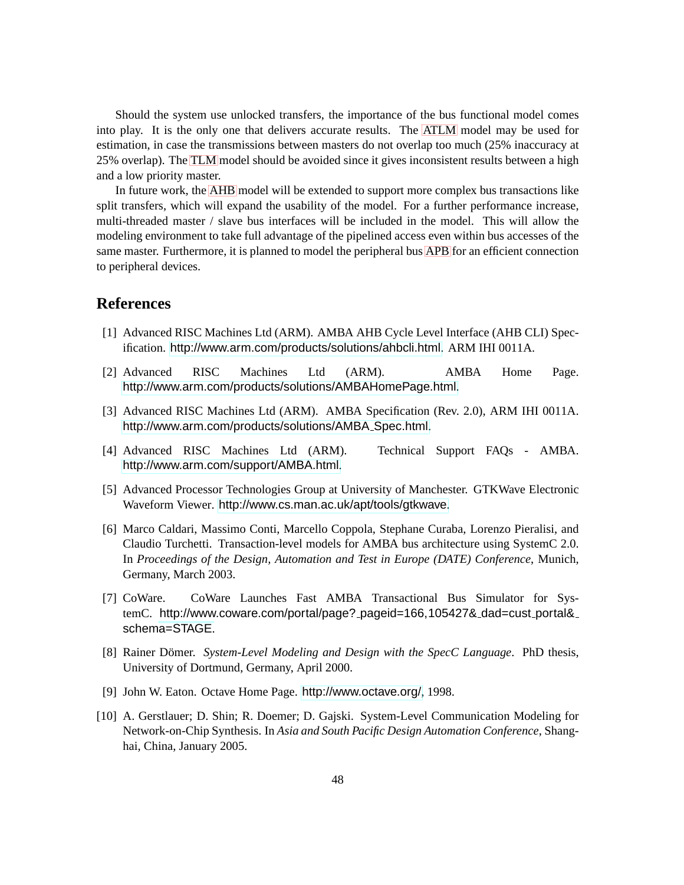Should the system use unlocked transfers, the importance of the bus functional model comes into play. It is the only one that delivers accurate results. The ATLM model may be used for estimation, in case the transmissions between masters do not overlap too much (25% inaccuracy at 25% overlap). The TLM model should be avoided since it gives inconsistent results between a high and a low priority master.

In future work, the AHB model will be extended to support more complex bus transactions like split transfers, which will expand the usability of the model. For a further performance increase, multi-threaded master / slave bus interfaces will be included in the model. This will allow the modeling environment to take full advantage of the pipelined access even within bus accesses of the same master. Furthermore, it is planned to model the peripheral bus APB for an efficient connection to peripheral devices.

## References

[1] Advanced RISC Machines Ltd (ARM). AMBA AHB Cycle Level Interface (AHB CLI) Specification. http://www.arm.com/products/solutions/ahbcli.html. ARM IHI 0011A.

[2] Advanced RISC Machines Ltd (ARM). AMBA Home Page. http://www.arm.com/products/solutions/AMBAHomePage.html.

[3] Advanced RISC Machines Ltd (ARM). AMBA Specification (Rev. 2.0), ARM IHI 0011A. http://www.arm.com/products/solutions/AMBA_Spec.html.

[4] Advanced RISC Machines Ltd (ARM). Technical Support FAQs - AMBA. http://www.arm.com/support/AMBA.html.

[5] Advanced Processor Technologies Group at University of Manchester. GTKWave Electronic Waveform Viewer. http://www.cs.man.ac.uk/apt/tools/gtkwave.

[6] Marco Caldari, Massimo Conti, Marcello Coppola, Stephane Curaba, Lorenzo Pieralisi, and Claudio Turchetti. Transaction-level models for AMBA bus architecture using SystemC 2.0. In *Proceedings of the Design, Automation and Test in Europe (DATE) Conference*, Munich, Germany, March 2003.

[7] CoWare. CoWare Launches Fast AMBA Transactional Bus Simulator for SystemC. http://www.coware.com/portal/page?_pageid=166,105427&_dad=cust_portal&_schema=STAGE.

[8] Rainer Dömer. *System-Level Modeling and Design with the SpecC Language*. PhD thesis, University of Dortmund, Germany, April 2000.

[9] John W. Eaton. Octave Home Page. http://www.octave.org/, 1998.

[10] A. Gerstlauer; D. Shin; R. Doemer; D. Gajski. System-Level Communication Modeling for Network-on-Chip Synthesis. In *Asia and South Pacific Design Automation Conference*, Shanghai, China, January 2005.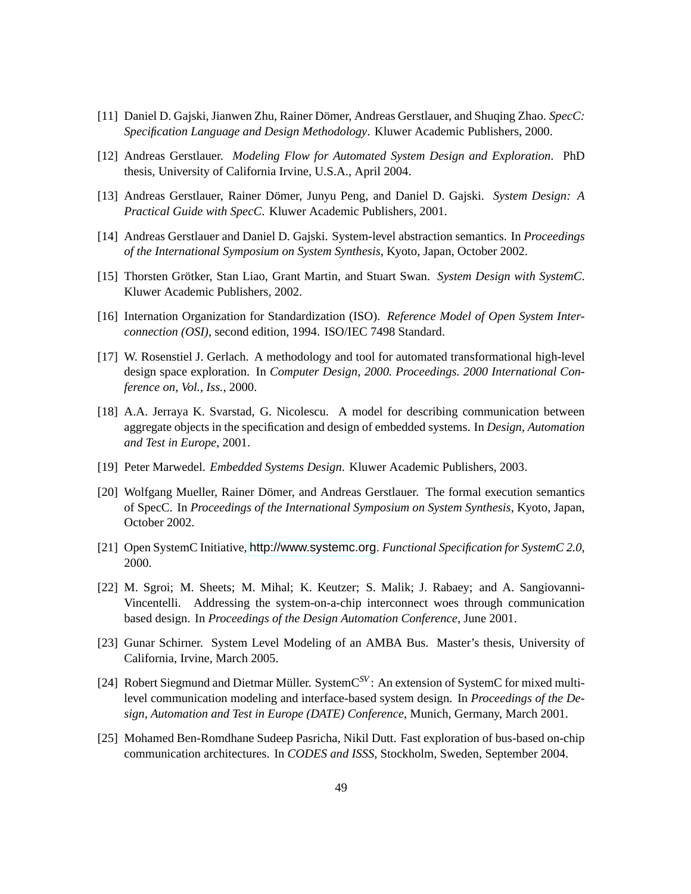[11] Daniel D. Gajski, Jianwen Zhu, Rainer Dömer, Andreas Gerstlauer, and Shuqing Zhao. *SpecC: Specification Language and Design Methodology*. Kluwer Academic Publishers, 2000.

[12] Andreas Gerstlauer. *Modeling Flow for Automated System Design and Exploration*. PhD thesis, University of California Irvine, U.S.A., April 2004.

[13] Andreas Gerstlauer, Rainer Dömer, Junyu Peng, and Daniel D. Gajski. *System Design: A Practical Guide with SpecC*. Kluwer Academic Publishers, 2001.

[14] Andreas Gerstlauer and Daniel D. Gajski. System-level abstraction semantics. In *Proceedings of the International Symposium on System Synthesis*, Kyoto, Japan, October 2002.

[15] Thorsten Grötker, Stan Liao, Grant Martin, and Stuart Swan. *System Design with SystemC*. Kluwer Academic Publishers, 2002.

[16] Internation Organization for Standardization (ISO). *Reference Model of Open System Interconnection (OSI)*, second edition, 1994. ISO/IEC 7498 Standard.

[17] W. Rosenstiel J. Gerlach. A methodology and tool for automated transformational high-level design space exploration. In *Computer Design, 2000. Proceedings. 2000 International Conference on, Vol., Iss.*, 2000.

[18] A.A. Jerraya K. Svarstad, G. Nicolescu. A model for describing communication between aggregate objects in the specification and design of embedded systems. In *Design, Automation and Test in Europe*, 2001.

[19] Peter Marwedel. *Embedded Systems Design*. Kluwer Academic Publishers, 2003.

[20] Wolfgang Mueller, Rainer Dömer, and Andreas Gerstlauer. The formal execution semantics of SpecC. In *Proceedings of the International Symposium on System Synthesis*, Kyoto, Japan, October 2002.

[21] Open SystemC Initiative, http://www.systemc.org. *Functional Specification for SystemC 2.0*, 2000.

[22] M. Sgroi; M. Sheets; M. Mihal; K. Keutzer; S. Malik; J. Rabaey; and A. Sangiovanni-Vincentelli. Addressing the system-on-a-chip interconnect woes through communication based design. In *Proceedings of the Design Automation Conference*, June 2001.

[23] Gunar Schirner. System Level Modeling of an AMBA Bus. Master's thesis, University of California, Irvine, March 2005.

[24] Robert Siegmund and Dietmar Müller. SystemC$^{SV}$: An extension of SystemC for mixed multi-level communication modeling and interface-based system design. In *Proceedings of the Design, Automation and Test in Europe (DATE) Conference*, Munich, Germany, March 2001.

[25] Mohamed Ben-Romdhane Sudeep Pasricha, Nikil Dutt. Fast exploration of bus-based on-chip communication architectures. In *CODES and ISSS*, Stockholm, Sweden, September 2004.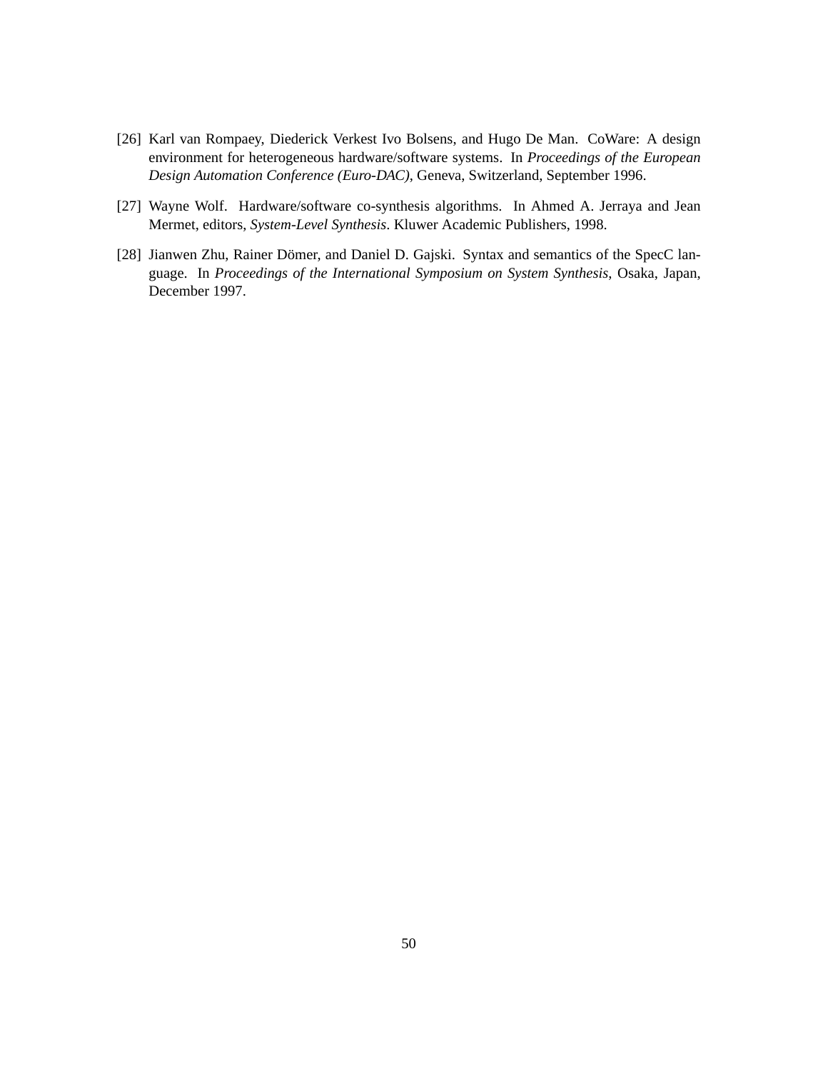[26] Karl van Rompaey, Diederick Verkest Ivo Bolsens, and Hugo De Man. CoWare: A design environment for heterogeneous hardware/software systems. In *Proceedings of the European Design Automation Conference (Euro-DAC)*, Geneva, Switzerland, September 1996.

[27] Wayne Wolf. Hardware/software co-synthesis algorithms. In Ahmed A. Jerraya and Jean Mermet, editors, *System-Level Synthesis*. Kluwer Academic Publishers, 1998.

[28] Jianwen Zhu, Rainer Dömer, and Daniel D. Gajski. Syntax and semantics of the SpecC language. In *Proceedings of the International Symposium on System Synthesis*, Osaka, Japan, December 1997.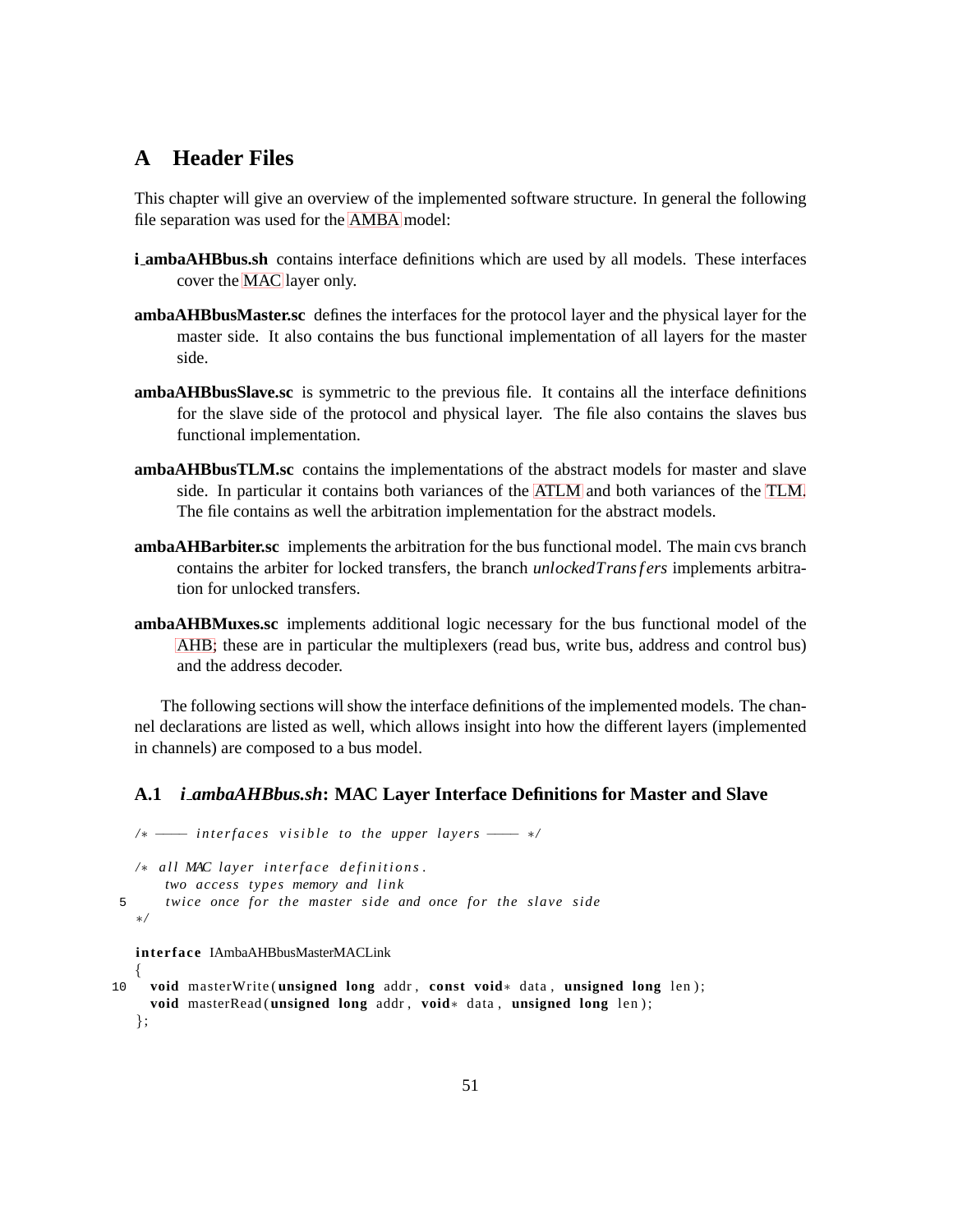# A Header Files

This chapter will give an overview of the implemented software structure. In general the following file separation was used for the AMBA model:

**i_ambaAHBbus.sh** contains interface definitions which are used by all models. These interfaces cover the MAC layer only.

**ambaAHBbusMaster.sc** defines the interfaces for the protocol layer and the physical layer for the master side. It also contains the bus functional implementation of all layers for the master side.

**ambaAHBbusSlave.sc** is symmetric to the previous file. It contains all the interface definitions for the slave side of the protocol and physical layer. The file also contains the slaves bus functional implementation.

**ambaAHBbusTLM.sc** contains the implementations of the abstract models for master and slave side. In particular it contains both variances of the ATLM and both variances of the TLM. The file contains as well the arbitration implementation for the abstract models.

**ambaAHBarbiter.sc** implements the arbitration for the bus functional model. The main cvs branch contains the arbiter for locked transfers, the branch *unlockedTransfers* implements arbitration for unlocked transfers.

**ambaAHBMuxes.sc** implements additional logic necessary for the bus functional model of the AHB; these are in particular the multiplexers (read bus, write bus, address and control bus) and the address decoder.

The following sections will show the interface definitions of the implemented models. The channel declarations are listed as well, which allows insight into how the different layers (implemented in channels) are composed to a bus model.

## A.1 *i_ambaAHBbus.sh*: MAC Layer Interface Definitions for Master and Slave

```
/* ---- interfaces visible to the upper layers ---- */

/* all MAC layer interface definitions.
    two access types memory and link
5   twice once for the master side and once for the slave side
*/

interface IAmbaAHBbusMasterMACLink
{
10  void masterWrite(unsigned long addr, const void* data, unsigned long len);
    void masterRead(unsigned long addr, void* data, unsigned long len);
};
```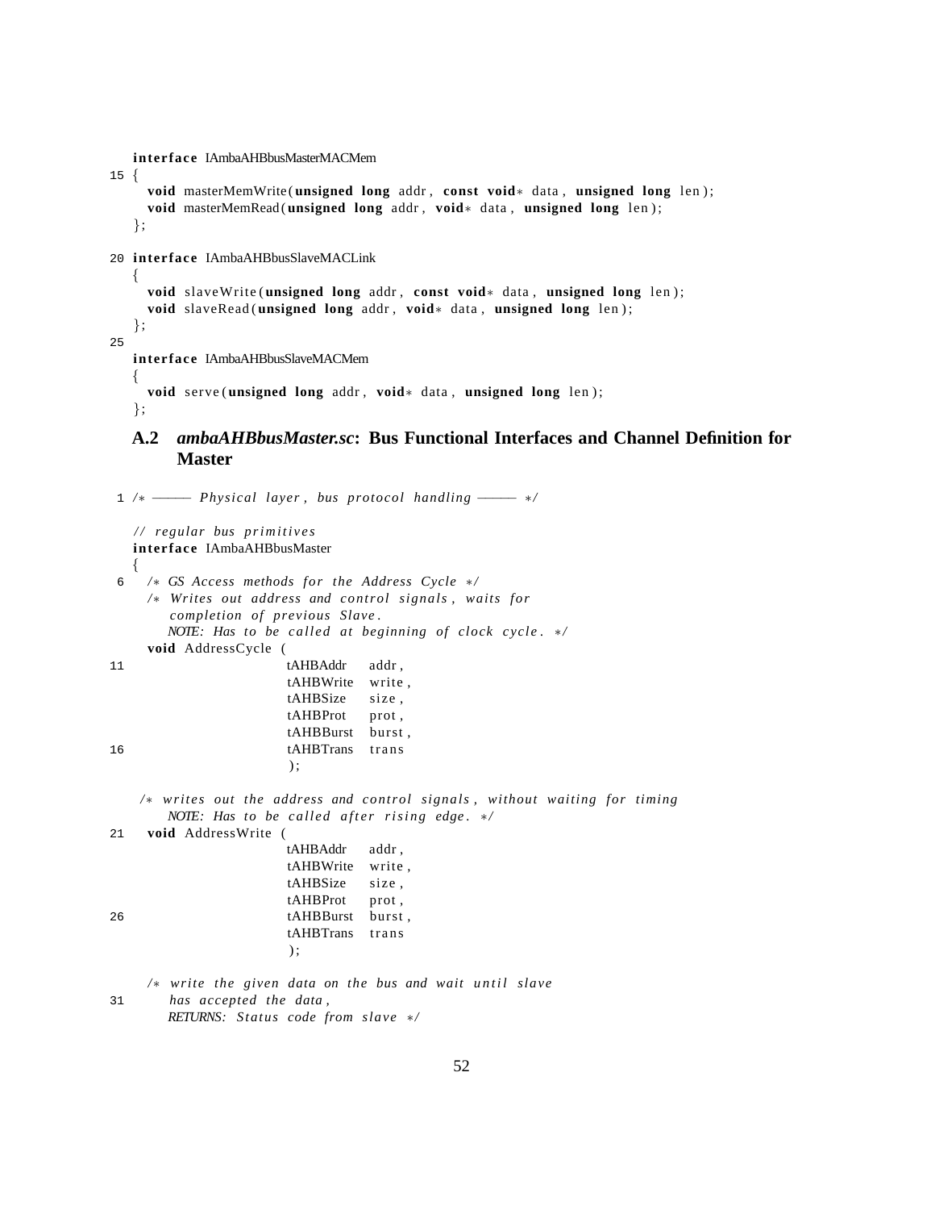```
interface IAmbaAHBbusMasterMACMem
{
  void masterMemWrite(unsigned long addr, const void* data, unsigned long len);
  void masterMemRead(unsigned long addr, void* data, unsigned long len);
};

interface IAmbaAHBbusSlaveMACLink
{
  void slaveWrite(unsigned long addr, const void* data, unsigned long len);
  void slaveRead(unsigned long addr, void* data, unsigned long len);
};

interface IAmbaAHBbusSlaveMACMem
{
  void serve(unsigned long addr, void* data, unsigned long len);
};
```

## A.2 *ambaAHBbusMaster.sc*: Bus Functional Interfaces and Channel Definition for Master

```
/* ——— Physical layer, bus protocol handling ——— */

// regular bus primitives
interface IAmbaAHBbusMaster
{
  /* GS Access methods for the Address Cycle */
  /* Writes out address and control signals, waits for
     completion of previous Slave.
     NOTE: Has to be called at beginning of clock cycle. */
  void AddressCycle (
                    tAHBAddr   addr,
                    tAHBWrite  write,
                    tAHBSize   size,
                    tAHBProt   prot,
                    tAHBBurst  burst,
                    tAHBTrans  trans
                    );

  /* writes out the address and control signals, without waiting for timing
     NOTE: Has to be called after rising edge. */
  void AddressWrite (
                    tAHBAddr   addr,
                    tAHBWrite  write,
                    tAHBSize   size,
                    tAHBProt   prot,
                    tAHBBurst  burst,
                    tAHBTrans  trans
                    );

  /* write the given data on the bus and wait until slave
     has accepted the data,
     RETURNS: Status code from slave */
```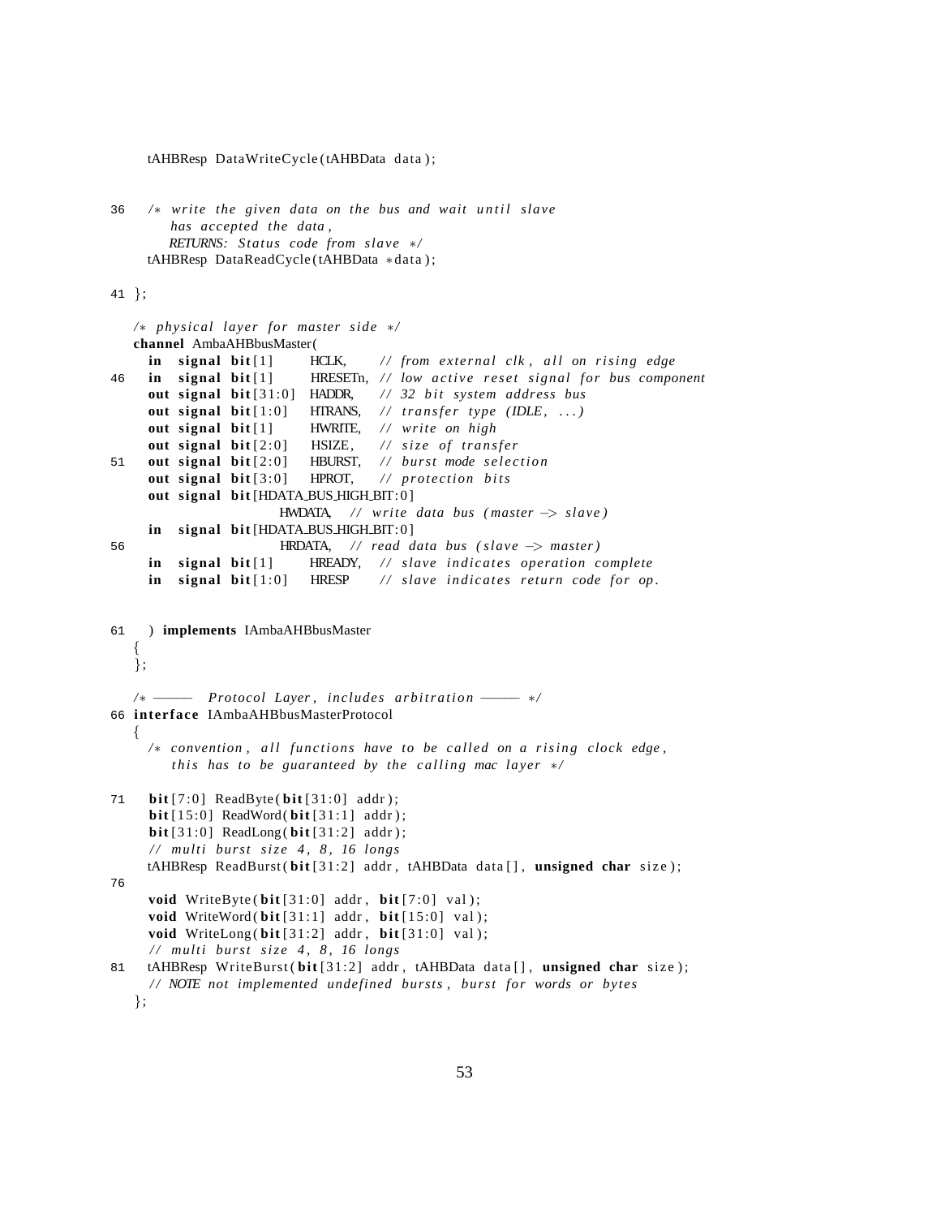```
    tAHBResp DataWriteCycle(tAHBData data);

36  /* write the given data on the bus and wait until slave
       has accepted the data,
       RETURNS: Status code from slave */
    tAHBResp DataReadCycle(tAHBData *data);

41 };

   /* physical layer for master side */
   channel AmbaAHBbusMaster(
     in  signal bit[1]      HCLK,     // from external clk, all on rising edge
46   in  signal bit[1]      HRESETn,  // low active reset signal for bus component
     out signal bit[31:0]   HADDR,    // 32 bit system address bus
     out signal bit[1:0]    HTRANS,   // transfer type (IDLE, ...)
     out signal bit[1]      HWRITE,   // write on high
     out signal bit[2:0]    HSIZE,    // size of transfer
51   out signal bit[2:0]    HBURST,   // burst mode selection
     out signal bit[3:0]    HPROT,    // protection bits
     out signal bit[HDATA_BUS_HIGH_BIT:0]
                          HWDATA,   // write data bus (master -> slave)
     in  signal bit[HDATA_BUS_HIGH_BIT:0]
56                        HRDATA,   // read data bus (slave -> master)
     in  signal bit[1]      HREADY,   // slave indicates operation complete
     in  signal bit[1:0]    HRESP     // slave indicates return code for op.


61   ) implements IAmbaAHBbusMaster
   {
   };

   /* ——— Protocol Layer, includes arbitration ——— */
66 interface IAmbaAHBbusMasterProtocol
   {
     /* convention, all functions have to be called on a rising clock edge,
        this has to be guaranteed by the calling mac layer */

71   bit[7:0] ReadByte(bit[31:0] addr);
     bit[15:0] ReadWord(bit[31:1] addr);
     bit[31:0] ReadLong(bit[31:2] addr);
     // multi burst size 4, 8, 16 longs
     tAHBResp ReadBurst(bit[31:2] addr, tAHBData data[], unsigned char size);
76
     void WriteByte(bit[31:0] addr, bit[7:0] val);
     void WriteWord(bit[31:1] addr, bit[15:0] val);
     void WriteLong(bit[31:2] addr, bit[31:0] val);
     // multi burst size 4, 8, 16 longs
81   tAHBResp WriteBurst(bit[31:2] addr, tAHBData data[], unsigned char size);
     // NOTE not implemented undefined bursts, burst for words or bytes
   };
```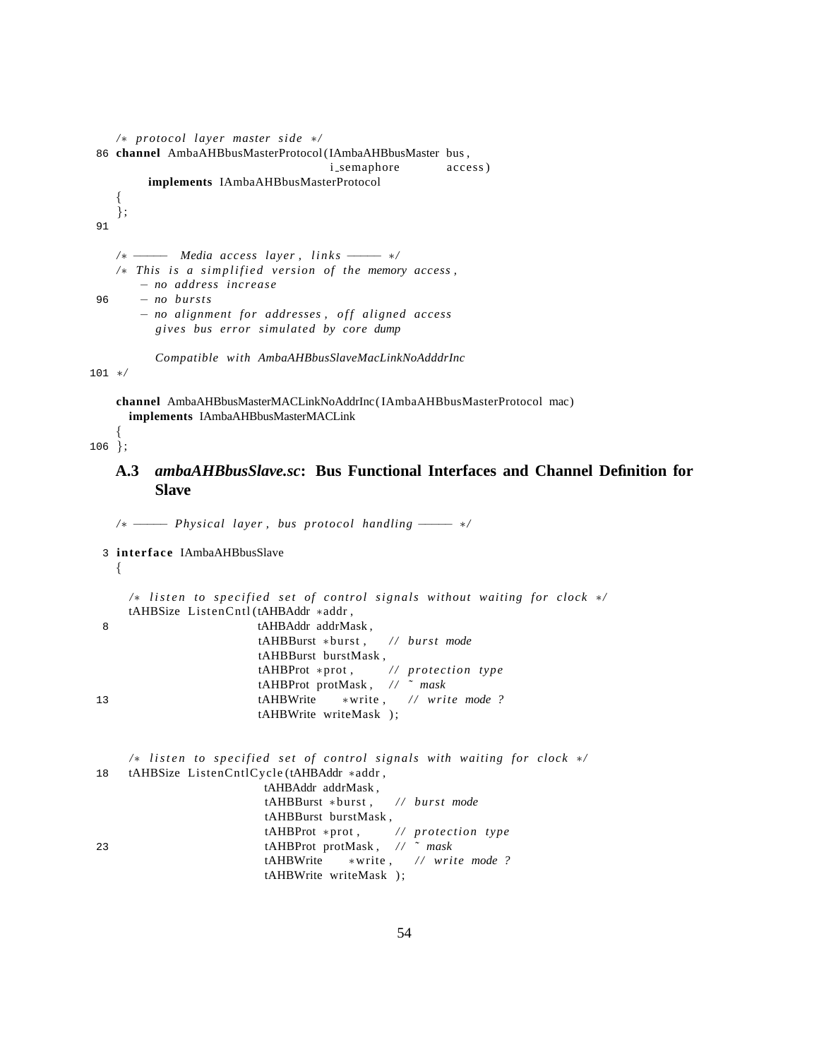```
   /* protocol layer master side */
86 channel AmbaAHBbusMasterProtocol(IAmbaAHBbusMaster bus,
                                   i_semaphore        access)
        implements IAmbaAHBbusMasterProtocol
   {
   };
91

   /* ——— Media access layer, links ——— */
   /* This is a simplified version of the memory access,
      – no address increase
96    – no bursts
      – no alignment for addresses, off aligned access
        gives bus error simulated by core dump

        Compatible with AmbaAHBbusSlaveMacLinkNoAdddrInc
101 */

   channel AmbaAHBbusMasterMACLinkNoAddrInc(IAmbaAHBbusMasterProtocol mac)
     implements IAmbaAHBbusMasterMACLink
   {
106 };
```

### A.3 *ambaAHBbusSlave.sc*: Bus Functional Interfaces and Channel Definition for Slave

```
   /* ——— Physical layer, bus protocol handling ——— */

 3 interface IAmbaAHBbusSlave
   {

     /* listen to specified set of control signals without waiting for clock */
     tAHBSize ListenCntl(tAHBAddr *addr,
 8                       tAHBAddr addrMask,
                         tAHBBurst *burst,    // burst mode
                         tAHBBurst burstMask,
                         tAHBProt *prot,      // protection type
                         tAHBProt protMask,   // ~ mask
13                       tAHBWrite   *write,  // write mode ?
                         tAHBWrite writeMask );


     /* listen to specified set of control signals with waiting for clock */
18   tAHBSize ListenCntlCycle(tAHBAddr *addr,
                         tAHBAddr addrMask,
                         tAHBBurst *burst,    // burst mode
                         tAHBBurst burstMask,
                         tAHBProt *prot,      // protection type
23                       tAHBProt protMask,   // ~ mask
                         tAHBWrite   *write,  // write mode ?
                         tAHBWrite writeMask );
```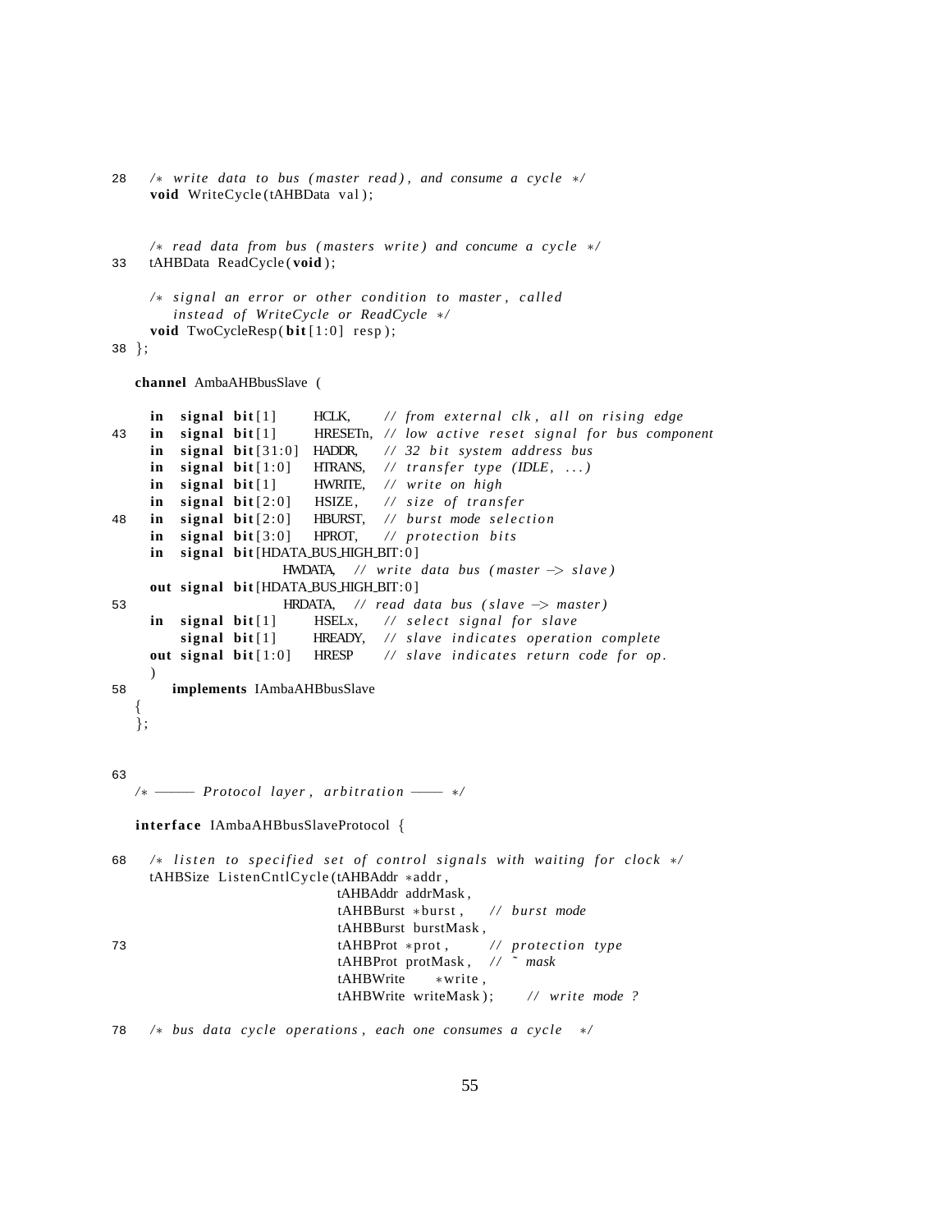```
28   /* write data to bus (master read), and consume a cycle */
     void WriteCycle(tAHBData val);


     /* read data from bus (masters write) and concume a cycle */
33   tAHBData ReadCycle(void);

     /* signal an error or other condition to master, called
        instead of WriteCycle or ReadCycle */
     void TwoCycleResp(bit[1:0] resp);
38 };

   channel AmbaAHBbusSlave (

     in  signal bit[1]      HCLK,     // from external clk, all on rising edge
43   in  signal bit[1]      HRESETn,  // low active reset signal for bus component
     in  signal bit[31:0]   HADDR,    // 32 bit system address bus
     in  signal bit[1:0]    HTRANS,   // transfer type (IDLE, ...)
     in  signal bit[1]      HWRITE,   // write on high
     in  signal bit[2:0]    HSIZE,    // size of transfer
48   in  signal bit[2:0]    HBURST,   // burst mode selection
     in  signal bit[3:0]    HPROT,    // protection bits
     in  signal bit[HDATA_BUS_HIGH_BIT:0]
                       HWDATA,   // write data bus (master -> slave)
     out signal bit[HDATA_BUS_HIGH_BIT:0]
53                     HRDATA,   // read data bus (slave -> master)
     in  signal bit[1]      HSELx,    // select signal for slave
         signal bit[1]      HREADY,   // slave indicates operation complete
     out signal bit[1:0]    HRESP     // slave indicates return code for op.
     )
58      implements IAmbaAHBbusSlave
   {
   };



63
   /* ------- Protocol layer, arbitration ------ */

   interface IAmbaAHBbusSlaveProtocol {

68   /* listen to specified set of control signals with waiting for clock */
     tAHBSize ListenCntlCycle(tAHBAddr *addr,
                              tAHBAddr addrMask,
                              tAHBBurst *burst,    // burst mode
                              tAHBBurst burstMask,
73                            tAHBProt *prot,      // protection type
                              tAHBProt protMask,   // ~ mask
                              tAHBWrite    *write,
                              tAHBWrite writeMask);     // write mode ?

78   /* bus data cycle operations, each one consumes a cycle  */
```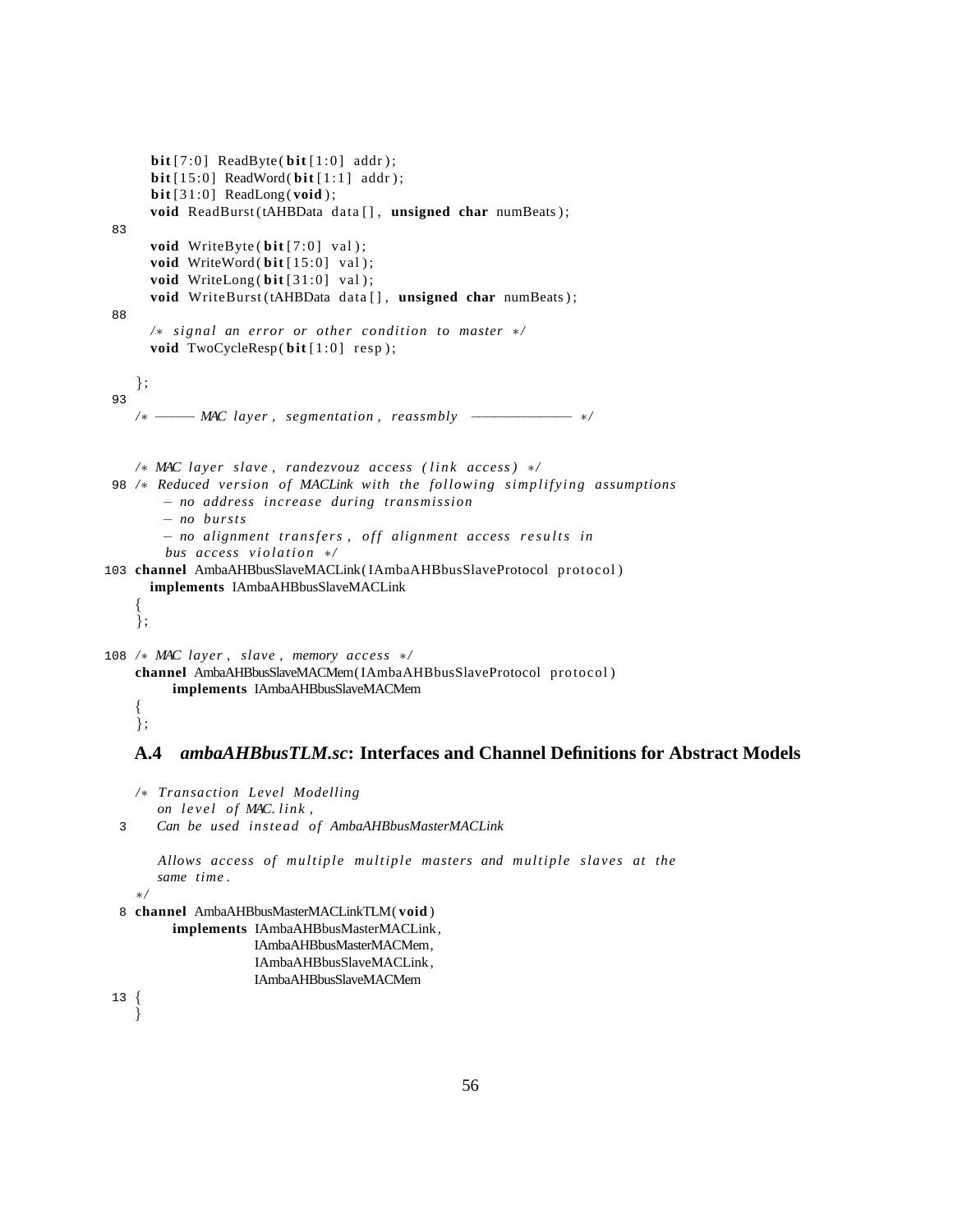```
    bit[7:0] ReadByte(bit[1:0] addr);
    bit[15:0] ReadWord(bit[1:1] addr);
    bit[31:0] ReadLong(void);
    void ReadBurst(tAHBData data[], unsigned char numBeats);
83
    void WriteByte(bit[7:0] val);
    void WriteWord(bit[15:0] val);
    void WriteLong(bit[31:0] val);
    void WriteBurst(tAHBData data[], unsigned char numBeats);
88
    /* signal an error or other condition to master */
    void TwoCycleResp(bit[1:0] resp);

  };
93
  /* ——— MAC layer, segmentation, reassmbly ————— */


  /* MAC layer slave, randezvouz access (link access) */
98 /* Reduced version of MACLink with the following simplifying assumptions
     – no address increase during transmission
     – no bursts
     – no alignment transfers, off alignment access results in
     bus access violation */
103 channel AmbaAHBbusSlaveMACLink(IAmbaAHBbusSlaveProtocol protocol)
    implements IAmbaAHBbusSlaveMACLink
  {
  };

108 /* MAC layer, slave, memory access */
  channel AmbaAHBbusSlaveMACMem(IAmbaAHBbusSlaveProtocol protocol)
      implements IAmbaAHBbusSlaveMACMem
  {
  };
```

### A.4 *ambaAHBbusTLM.sc*: Interfaces and Channel Definitions for Abstract Models

```
  /* Transaction Level Modelling
     on level of MAC.link,
3    Can be used instead of AmbaAHBbusMasterMACLink

     Allows access of multiple multiple masters and multiple slaves at the
     same time.
  */
8 channel AmbaAHBbusMasterMACLinkTLM(void)
      implements IAmbaAHBbusMasterMACLink,
                 IAmbaAHBbusMasterMACMem,
                 IAmbaAHBbusSlaveMACLink,
                 IAmbaAHBbusSlaveMACMem
13 {
  }
```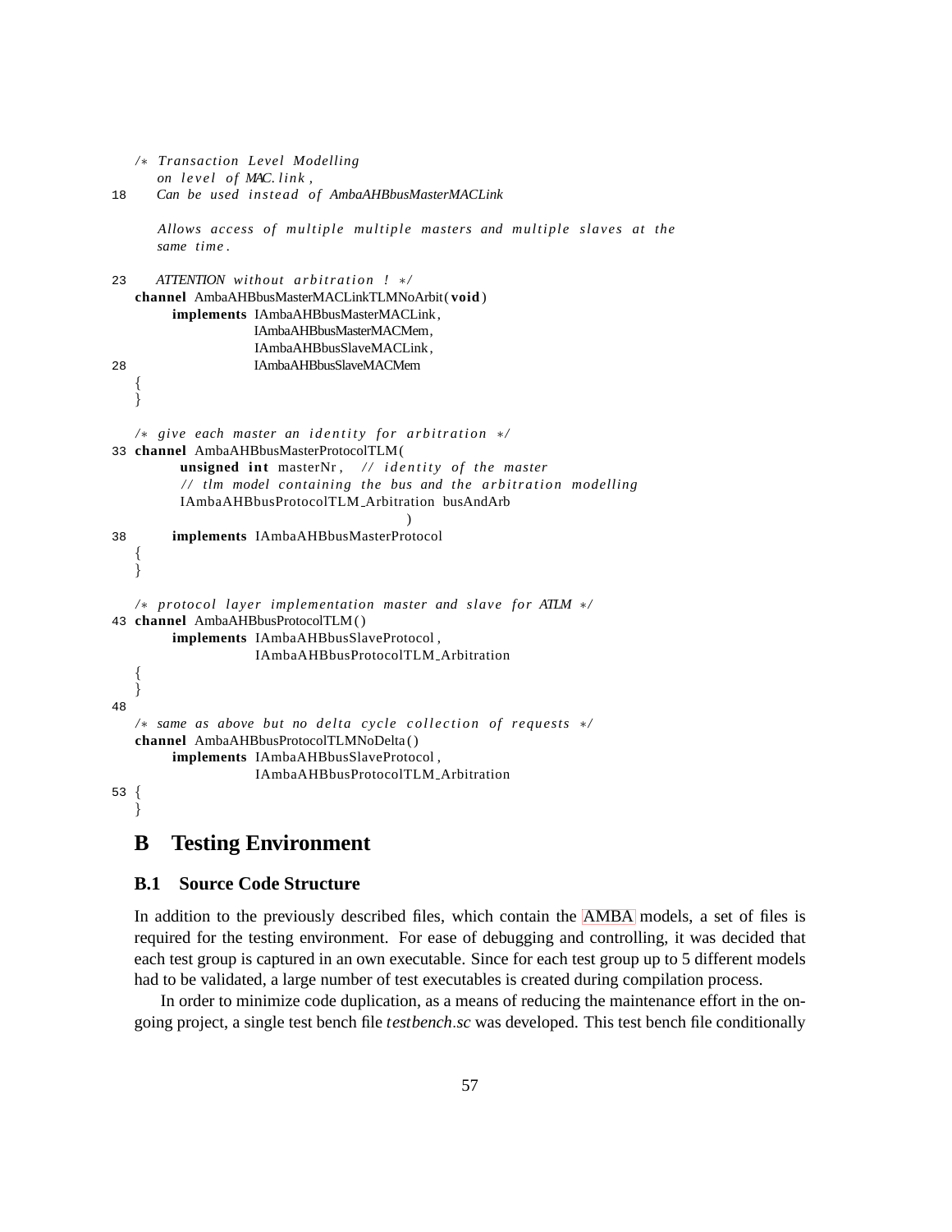```
/* Transaction Level Modelling
   on level of MAC. link ,
   Can be used instead of AmbaAHBbusMasterMACLink

   Allows access of multiple multiple masters and multiple slaves at the
   same time.

   ATTENTION without arbitration ! */
channel AmbaAHBbusMasterMACLinkTLMNoArbit(void)
      implements IAmbaAHBbusMasterMACLink,
                 IAmbaAHBbusMasterMACMem,
                 IAmbaAHBbusSlaveMACLink,
                 IAmbaAHBbusSlaveMACMem
{
}

/* give each master an identity for arbitration */
channel AmbaAHBbusMasterProtocolTLM(
       unsigned int masterNr,   // identity of the master
       // tlm model containing the bus and the arbitration modelling
       IAmbaAHBbusProtocolTLM_Arbitration busAndArb
                                              )
      implements IAmbaAHBbusMasterProtocol
{
}

/* protocol layer implementation master and slave for ATLM */
channel AmbaAHBbusProtocolTLM()
      implements IAmbaAHBbusSlaveProtocol,
                 IAmbaAHBbusProtocolTLM_Arbitration
{
}

/* same as above but no delta cycle collection of requests */
channel AmbaAHBbusProtocolTLMNoDelta()
      implements IAmbaAHBbusSlaveProtocol,
                 IAmbaAHBbusProtocolTLM_Arbitration
{
}
```

## B Testing Environment

### B.1 Source Code Structure

In addition to the previously described files, which contain the AMBA models, a set of files is required for the testing environment. For ease of debugging and controlling, it was decided that each test group is captured in an own executable. Since for each test group up to 5 different models had to be validated, a large number of test executables is created during compilation process.

In order to minimize code duplication, as a means of reducing the maintenance effort in the ongoing project, a single test bench file *testbench.sc* was developed. This test bench file conditionally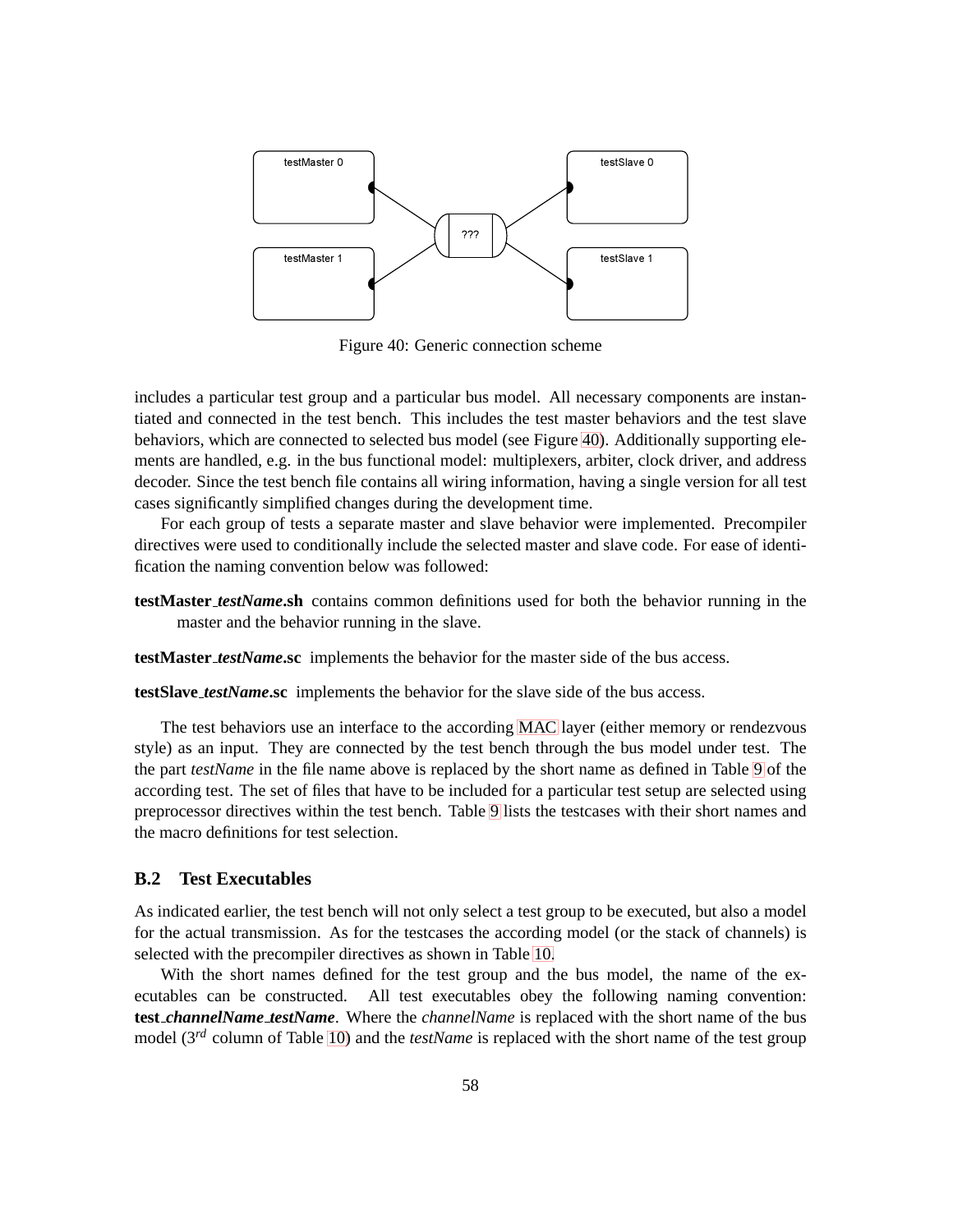Figure 40: Generic connection scheme

includes a particular test group and a particular bus model. All necessary components are instantiated and connected in the test bench. This includes the test master behaviors and the test slave behaviors, which are connected to selected bus model (see Figure 40). Additionally supporting elements are handled, e.g. in the bus functional model: multiplexers, arbiter, clock driver, and address decoder. Since the test bench file contains all wiring information, having a single version for all test cases significantly simplified changes during the development time.

For each group of tests a separate master and slave behavior were implemented. Precompiler directives were used to conditionally include the selected master and slave code. For ease of identification the naming convention below was followed:

**testMaster_*testName*.sh** contains common definitions used for both the behavior running in the master and the behavior running in the slave.

**testMaster_*testName*.sc** implements the behavior for the master side of the bus access.

**testSlave_*testName*.sc** implements the behavior for the slave side of the bus access.

The test behaviors use an interface to the according MAC layer (either memory or rendezvous style) as an input. They are connected by the test bench through the bus model under test. The the part *testName* in the file name above is replaced by the short name as defined in Table 9 of the according test. The set of files that have to be included for a particular test setup are selected using preprocessor directives within the test bench. Table 9 lists the testcases with their short names and the macro definitions for test selection.

## B.2 Test Executables

As indicated earlier, the test bench will not only select a test group to be executed, but also a model for the actual transmission. As for the testcases the according model (or the stack of channels) is selected with the precompiler directives as shown in Table 10.

With the short names defined for the test group and the bus model, the name of the executables can be constructed. All test executables obey the following naming convention: **test_*channelName*_*testName***. Where the *channelName* is replaced with the short name of the bus model (3$^{rd}$ column of Table 10) and the *testName* is replaced with the short name of the test group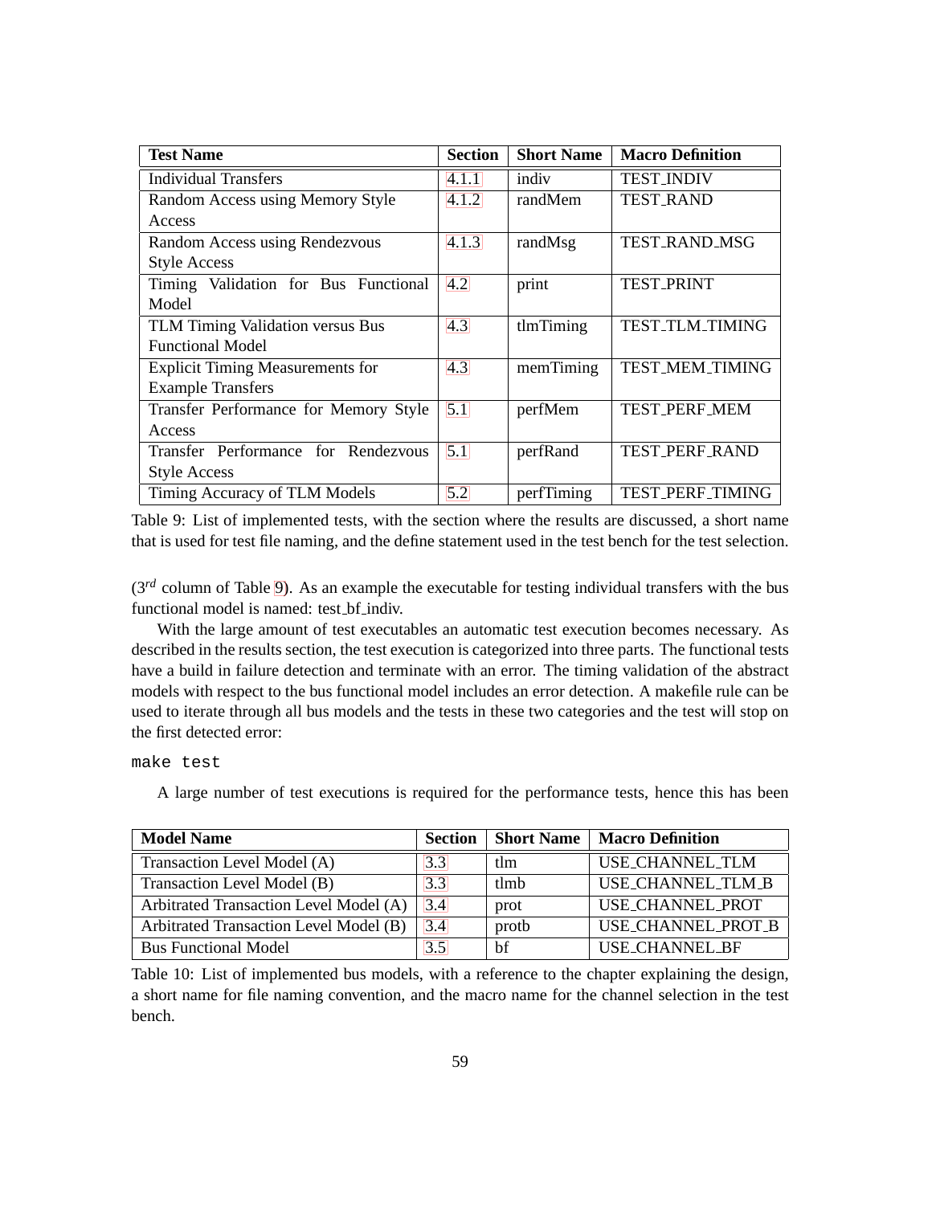| Test Name | Section | Short Name | Macro Definition |
|---|---|---|---|
| Individual Transfers | 4.1.1 | indiv | TEST_INDIV |
| Random Access using Memory Style Access | 4.1.2 | randMem | TEST_RAND |
| Random Access using Rendezvous Style Access | 4.1.3 | randMsg | TEST_RAND_MSG |
| Timing Validation for Bus Functional Model | 4.2 | print | TEST_PRINT |
| TLM Timing Validation versus Bus Functional Model | 4.3 | tlmTiming | TEST_TLM_TIMING |
| Explicit Timing Measurements for Example Transfers | 4.3 | memTiming | TEST_MEM_TIMING |
| Transfer Performance for Memory Style Access | 5.1 | perfMem | TEST_PERF_MEM |
| Transfer Performance for Rendezvous Style Access | 5.1 | perfRand | TEST_PERF_RAND |
| Timing Accuracy of TLM Models | 5.2 | perfTiming | TEST_PERF_TIMING |

Table 9: List of implemented tests, with the section where the results are discussed, a short name that is used for test file naming, and the define statement used in the test bench for the test selection.

($3^{rd}$ column of Table 9). As an example the executable for testing individual transfers with the bus functional model is named: test_bf_indiv.

With the large amount of test executables an automatic test execution becomes necessary. As described in the results section, the test execution is categorized into three parts. The functional tests have a build in failure detection and terminate with an error. The timing validation of the abstract models with respect to the bus functional model includes an error detection. A makefile rule can be used to iterate through all bus models and the tests in these two categories and the test will stop on the first detected error:

```
make test
```

A large number of test executions is required for the performance tests, hence this has been

| Model Name | Section | Short Name | Macro Definition |
|---|---|---|---|
| Transaction Level Model (A) | 3.3 | tlm | USE_CHANNEL_TLM |
| Transaction Level Model (B) | 3.3 | tlmb | USE_CHANNEL_TLM_B |
| Arbitrated Transaction Level Model (A) | 3.4 | prot | USE_CHANNEL_PROT |
| Arbitrated Transaction Level Model (B) | 3.4 | protb | USE_CHANNEL_PROT_B |
| Bus Functional Model | 3.5 | bf | USE_CHANNEL_BF |

Table 10: List of implemented bus models, with a reference to the chapter explaining the design, a short name for file naming convention, and the macro name for the channel selection in the test bench.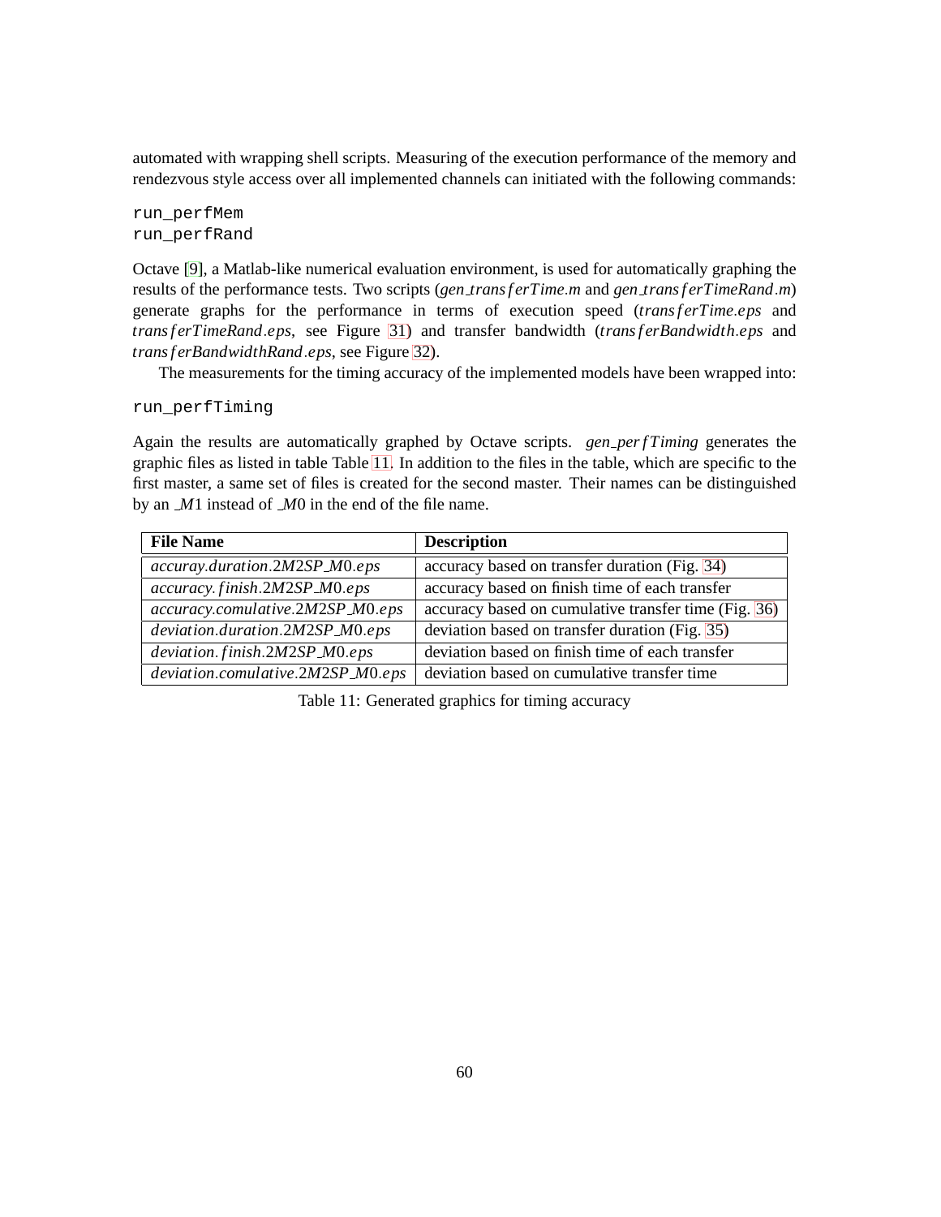automated with wrapping shell scripts. Measuring of the execution performance of the memory and rendezvous style access over all implemented channels can initiated with the following commands:

```
run_perfMem
run_perfRand
```

Octave [9], a Matlab-like numerical evaluation environment, is used for automatically graphing the results of the performance tests. Two scripts (*gen_transferTime.m* and *gen_transferTimeRand.m*) generate graphs for the performance in terms of execution speed (*transferTime.eps* and *transferTimeRand.eps*, see Figure 31) and transfer bandwidth (*transferBandwidth.eps* and *transferBandwidthRand.eps*, see Figure 32).

The measurements for the timing accuracy of the implemented models have been wrapped into:

```
run_perfTiming
```

Again the results are automatically graphed by Octave scripts. *gen_perfTiming* generates the graphic files as listed in table Table 11. In addition to the files in the table, which are specific to the first master, a same set of files is created for the second master. Their names can be distinguished by an *_M1* instead of *_M0* in the end of the file name.

| **File Name** | **Description** |
|---|---|
| *accuray.duration.2M2SP_M0.eps* | accuracy based on transfer duration (Fig. 34) |
| *accuracy.finish.2M2SP_M0.eps* | accuracy based on finish time of each transfer |
| *accuracy.comulative.2M2SP_M0.eps* | accuracy based on cumulative transfer time (Fig. 36) |
| *deviation.duration.2M2SP_M0.eps* | deviation based on transfer duration (Fig. 35) |
| *deviation.finish.2M2SP_M0.eps* | deviation based on finish time of each transfer |
| *deviation.comulative.2M2SP_M0.eps* | deviation based on cumulative transfer time |

Table 11: Generated graphics for timing accuracy